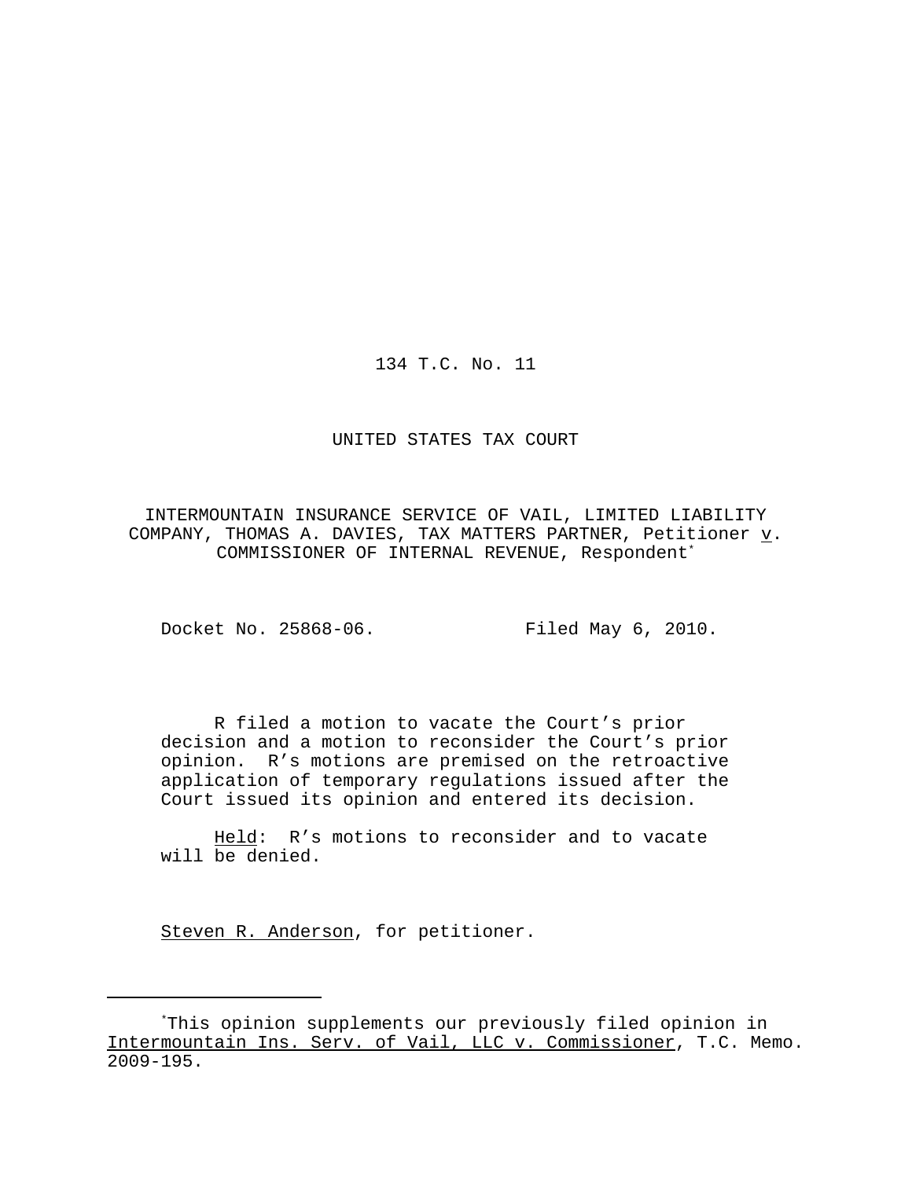134 T.C. No. 11

UNITED STATES TAX COURT

INTERMOUNTAIN INSURANCE SERVICE OF VAIL, LIMITED LIABILITY COMPANY, THOMAS A. DAVIES, TAX MATTERS PARTNER, Petitioner v. COMMISSIONER OF INTERNAL REVENUE, Respondent*

Docket No. 25868-06. Filed May 6, 2010.

R filed a motion to vacate the Court's prior decision and a motion to reconsider the Court's prior opinion. R's motions are premised on the retroactive application of temporary regulations issued after the Court issued its opinion and entered its decision.

Held: R's motions to reconsider and to vacate will be denied.

Steven R. Anderson, for petitioner.

---

*This opinion supplements our previously filed opinion in Intermountain Ins. Serv. of Vail, LLC v. Commissioner, T.C. Memo. 2009-195.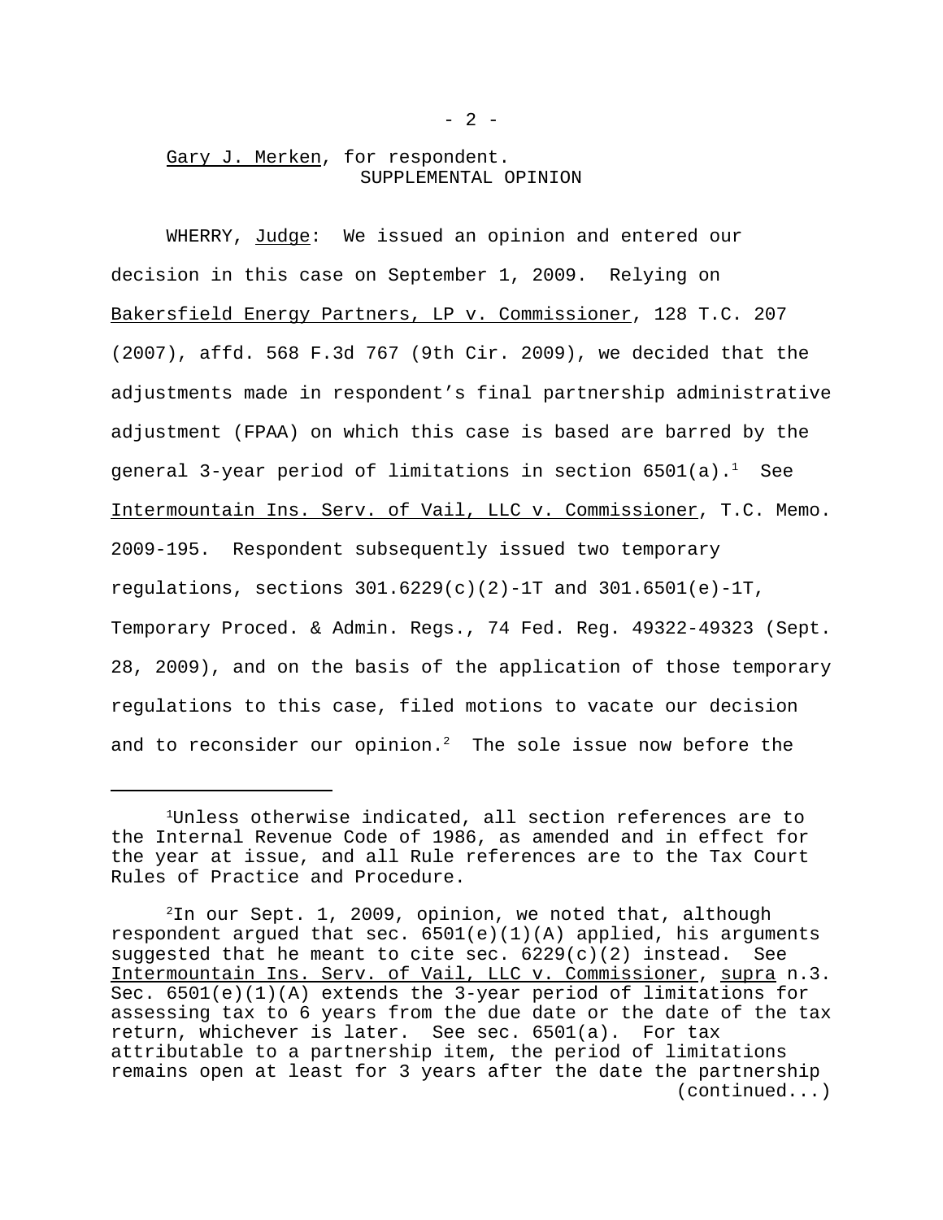Gary J. Merken, for respondent.

SUPPLEMENTAL OPINION

WHERRY, Judge: We issued an opinion and entered our decision in this case on September 1, 2009. Relying on Bakersfield Energy Partners, LP v. Commissioner, 128 T.C. 207 (2007), affd. 568 F.3d 767 (9th Cir. 2009), we decided that the adjustments made in respondent's final partnership administrative adjustment (FPAA) on which this case is based are barred by the general 3-year period of limitations in section 6501(a).[1] See Intermountain Ins. Serv. of Vail, LLC v. Commissioner, T.C. Memo. 2009-195. Respondent subsequently issued two temporary regulations, sections 301.6229(c)(2)-1T and 301.6501(e)-1T, Temporary Proced. & Admin. Regs., 74 Fed. Reg. 49322-49323 (Sept. 28, 2009), and on the basis of the application of those temporary regulations to this case, filed motions to vacate our decision and to reconsider our opinion.[2] The sole issue now before the

---

[1]Unless otherwise indicated, all section references are to the Internal Revenue Code of 1986, as amended and in effect for the year at issue, and all Rule references are to the Tax Court Rules of Practice and Procedure.

[2]In our Sept. 1, 2009, opinion, we noted that, although respondent argued that sec. 6501(e)(1)(A) applied, his arguments suggested that he meant to cite sec. 6229(c)(2) instead. See Intermountain Ins. Serv. of Vail, LLC v. Commissioner, supra n.3. Sec. 6501(e)(1)(A) extends the 3-year period of limitations for assessing tax to 6 years from the due date or the date of the tax return, whichever is later. See sec. 6501(a). For tax attributable to a partnership item, the period of limitations remains open at least for 3 years after the date the partnership (continued...)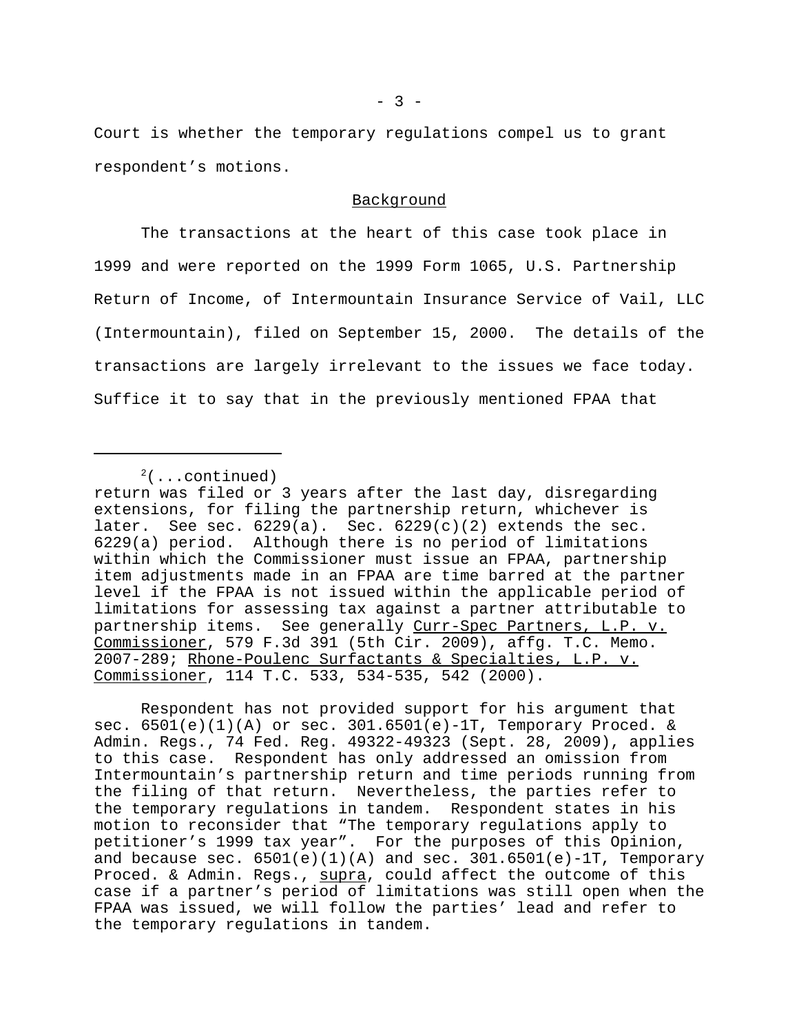Court is whether the temporary regulations compel us to grant respondent's motions.

## Background

The transactions at the heart of this case took place in 1999 and were reported on the 1999 Form 1065, U.S. Partnership Return of Income, of Intermountain Insurance Service of Vail, LLC (Intermountain), filed on September 15, 2000. The details of the transactions are largely irrelevant to the issues we face today. Suffice it to say that in the previously mentioned FPAA that

---

[2](...continued)
return was filed or 3 years after the last day, disregarding extensions, for filing the partnership return, whichever is later. See sec. 6229(a). Sec. 6229(c)(2) extends the sec. 6229(a) period. Although there is no period of limitations within which the Commissioner must issue an FPAA, partnership item adjustments made in an FPAA are time barred at the partner level if the FPAA is not issued within the applicable period of limitations for assessing tax against a partner attributable to partnership items. See generally Curr-Spec Partners, L.P. v. Commissioner, 579 F.3d 391 (5th Cir. 2009), affg. T.C. Memo. 2007-289; Rhone-Poulenc Surfactants & Specialties, L.P. v. Commissioner, 114 T.C. 533, 534-535, 542 (2000).

Respondent has not provided support for his argument that sec. 6501(e)(1)(A) or sec. 301.6501(e)-1T, Temporary Proced. & Admin. Regs., 74 Fed. Reg. 49322-49323 (Sept. 28, 2009), applies to this case. Respondent has only addressed an omission from Intermountain's partnership return and time periods running from the filing of that return. Nevertheless, the parties refer to the temporary regulations in tandem. Respondent states in his motion to reconsider that "The temporary regulations apply to petitioner's 1999 tax year". For the purposes of this Opinion, and because sec. 6501(e)(1)(A) and sec. 301.6501(e)-1T, Temporary Proced. & Admin. Regs., supra, could affect the outcome of this case if a partner's period of limitations was still open when the FPAA was issued, we will follow the parties' lead and refer to the temporary regulations in tandem.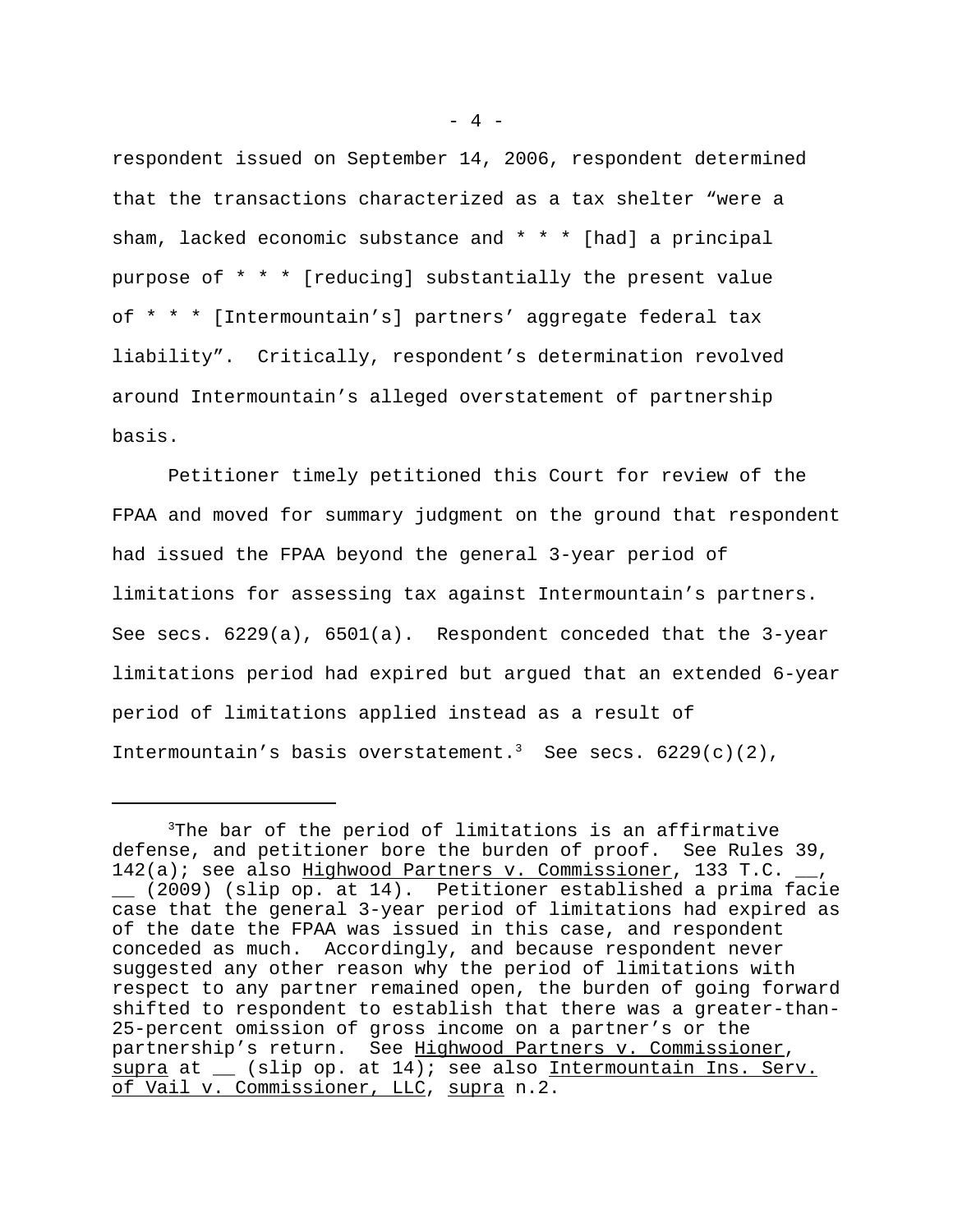respondent issued on September 14, 2006, respondent determined that the transactions characterized as a tax shelter "were a sham, lacked economic substance and * * * [had] a principal purpose of * * * [reducing] substantially the present value of * * * [Intermountain's] partners' aggregate federal tax liability". Critically, respondent's determination revolved around Intermountain's alleged overstatement of partnership basis.

Petitioner timely petitioned this Court for review of the FPAA and moved for summary judgment on the ground that respondent had issued the FPAA beyond the general 3-year period of limitations for assessing tax against Intermountain's partners. See secs. 6229(a), 6501(a). Respondent conceded that the 3-year limitations period had expired but argued that an extended 6-year period of limitations applied instead as a result of Intermountain's basis overstatement.[3] See secs. 6229(c)(2),

---

[3]The bar of the period of limitations is an affirmative defense, and petitioner bore the burden of proof. See Rules 39, 142(a); see also Highwood Partners v. Commissioner, 133 T.C. __, __ (2009) (slip op. at 14). Petitioner established a prima facie case that the general 3-year period of limitations had expired as of the date the FPAA was issued in this case, and respondent conceded as much. Accordingly, and because respondent never suggested any other reason why the period of limitations with respect to any partner remained open, the burden of going forward shifted to respondent to establish that there was a greater-than-25-percent omission of gross income on a partner's or the partnership's return. See Highwood Partners v. Commissioner, supra at __ (slip op. at 14); see also Intermountain Ins. Serv. of Vail v. Commissioner, LLC, supra n.2.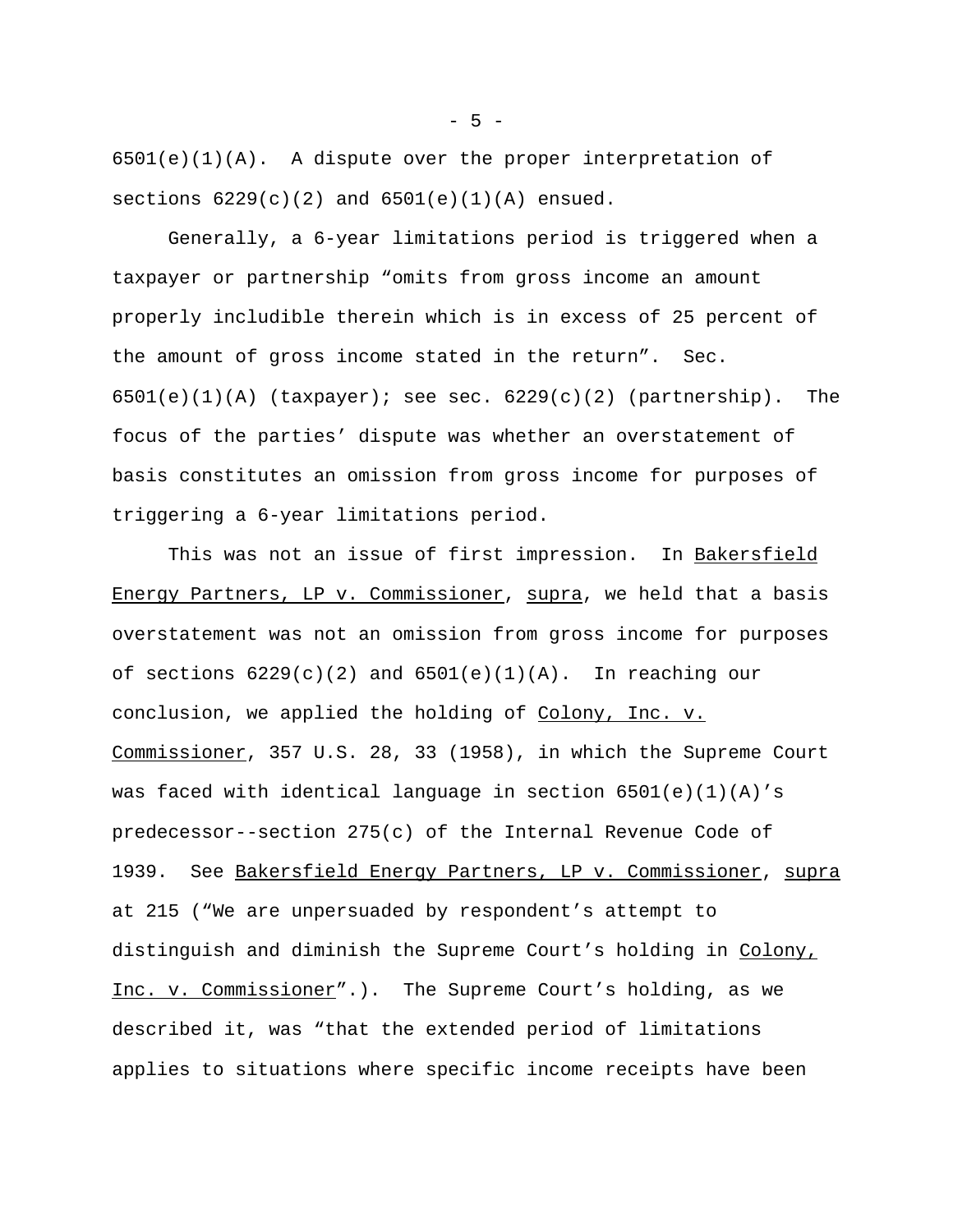6501(e)(1)(A). A dispute over the proper interpretation of sections 6229(c)(2) and 6501(e)(1)(A) ensued.

Generally, a 6-year limitations period is triggered when a taxpayer or partnership "omits from gross income an amount properly includible therein which is in excess of 25 percent of the amount of gross income stated in the return". Sec. 6501(e)(1)(A) (taxpayer); see sec. 6229(c)(2) (partnership). The focus of the parties' dispute was whether an overstatement of basis constitutes an omission from gross income for purposes of triggering a 6-year limitations period.

This was not an issue of first impression. In Bakersfield Energy Partners, LP v. Commissioner, supra, we held that a basis overstatement was not an omission from gross income for purposes of sections 6229(c)(2) and 6501(e)(1)(A). In reaching our conclusion, we applied the holding of Colony, Inc. v. Commissioner, 357 U.S. 28, 33 (1958), in which the Supreme Court was faced with identical language in section 6501(e)(1)(A)'s predecessor--section 275(c) of the Internal Revenue Code of 1939. See Bakersfield Energy Partners, LP v. Commissioner, supra at 215 ("We are unpersuaded by respondent's attempt to distinguish and diminish the Supreme Court's holding in Colony, Inc. v. Commissioner".). The Supreme Court's holding, as we described it, was "that the extended period of limitations applies to situations where specific income receipts have been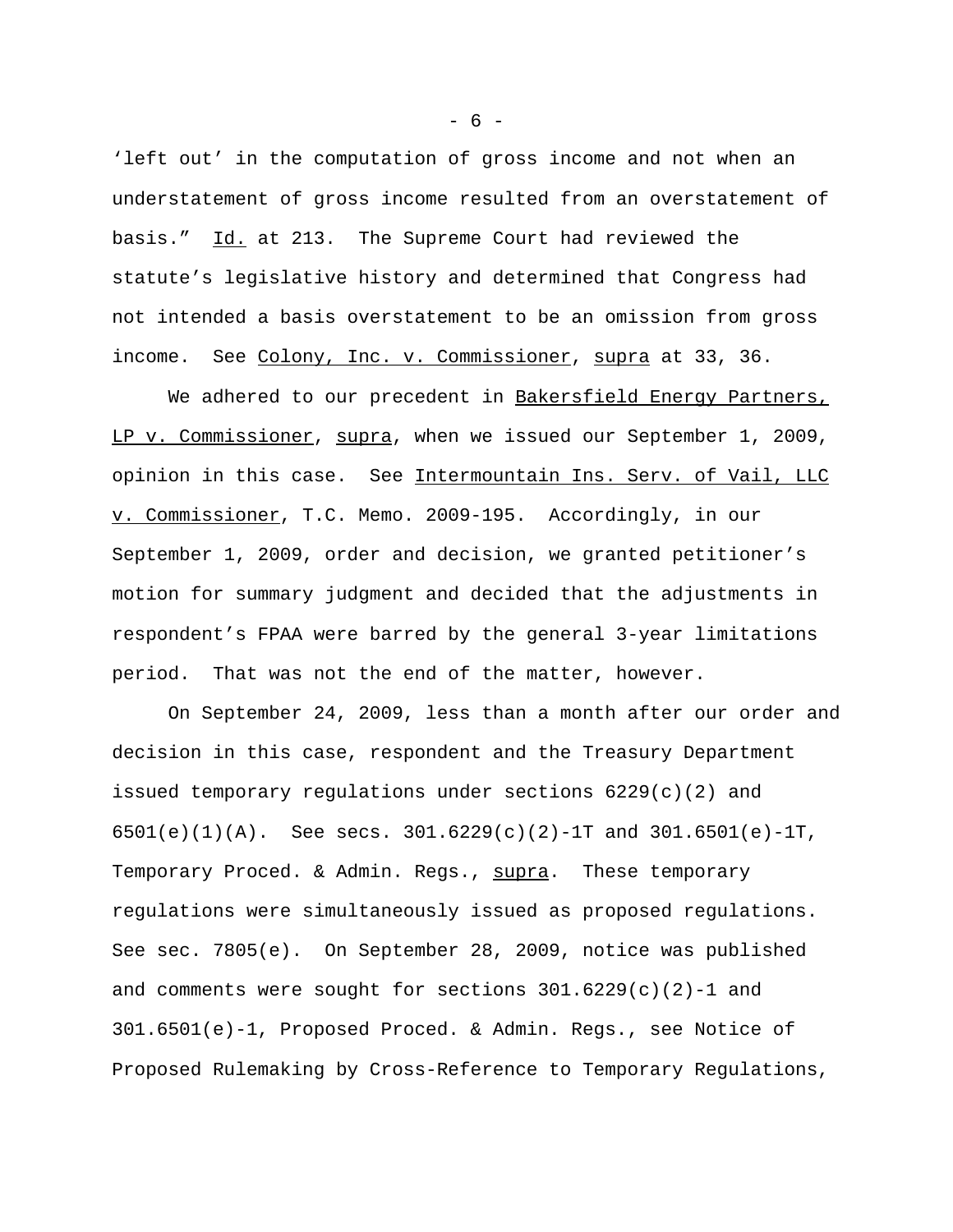'left out' in the computation of gross income and not when an understatement of gross income resulted from an overstatement of basis." Id. at 213. The Supreme Court had reviewed the statute's legislative history and determined that Congress had not intended a basis overstatement to be an omission from gross income. See Colony, Inc. v. Commissioner, supra at 33, 36.

We adhered to our precedent in Bakersfield Energy Partners, LP v. Commissioner, supra, when we issued our September 1, 2009, opinion in this case. See Intermountain Ins. Serv. of Vail, LLC v. Commissioner, T.C. Memo. 2009-195. Accordingly, in our September 1, 2009, order and decision, we granted petitioner's motion for summary judgment and decided that the adjustments in respondent's FPAA were barred by the general 3-year limitations period. That was not the end of the matter, however.

On September 24, 2009, less than a month after our order and decision in this case, respondent and the Treasury Department issued temporary regulations under sections 6229(c)(2) and 6501(e)(1)(A). See secs. 301.6229(c)(2)-1T and 301.6501(e)-1T, Temporary Proced. & Admin. Regs., supra. These temporary regulations were simultaneously issued as proposed regulations. See sec. 7805(e). On September 28, 2009, notice was published and comments were sought for sections 301.6229(c)(2)-1 and 301.6501(e)-1, Proposed Proced. & Admin. Regs., see Notice of Proposed Rulemaking by Cross-Reference to Temporary Regulations,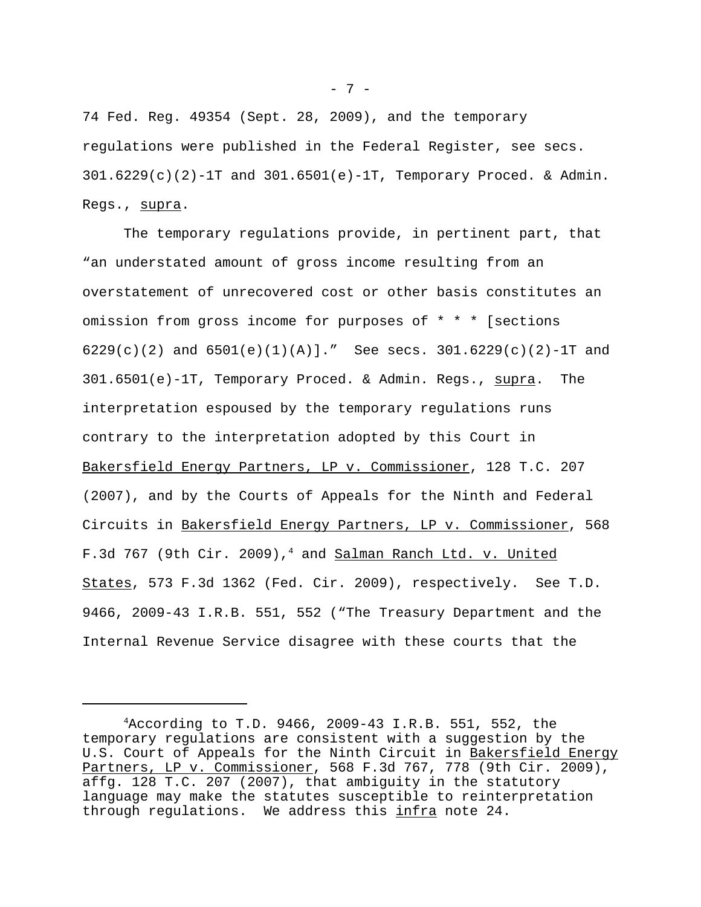74 Fed. Reg. 49354 (Sept. 28, 2009), and the temporary regulations were published in the Federal Register, see secs. 301.6229(c)(2)-1T and 301.6501(e)-1T, Temporary Proced. & Admin. Regs., supra.

The temporary regulations provide, in pertinent part, that "an understated amount of gross income resulting from an overstatement of unrecovered cost or other basis constitutes an omission from gross income for purposes of * * * [sections 6229(c)(2) and 6501(e)(1)(A)]." See secs. 301.6229(c)(2)-1T and 301.6501(e)-1T, Temporary Proced. & Admin. Regs., supra. The interpretation espoused by the temporary regulations runs contrary to the interpretation adopted by this Court in Bakersfield Energy Partners, LP v. Commissioner, 128 T.C. 207 (2007), and by the Courts of Appeals for the Ninth and Federal Circuits in Bakersfield Energy Partners, LP v. Commissioner, 568 F.3d 767 (9th Cir. 2009),[4] and Salman Ranch Ltd. v. United States, 573 F.3d 1362 (Fed. Cir. 2009), respectively. See T.D. 9466, 2009-43 I.R.B. 551, 552 ("The Treasury Department and the Internal Revenue Service disagree with these courts that the

---

[4]According to T.D. 9466, 2009-43 I.R.B. 551, 552, the temporary regulations are consistent with a suggestion by the U.S. Court of Appeals for the Ninth Circuit in Bakersfield Energy Partners, LP v. Commissioner, 568 F.3d 767, 778 (9th Cir. 2009), affg. 128 T.C. 207 (2007), that ambiguity in the statutory language may make the statutes susceptible to reinterpretation through regulations. We address this infra note 24.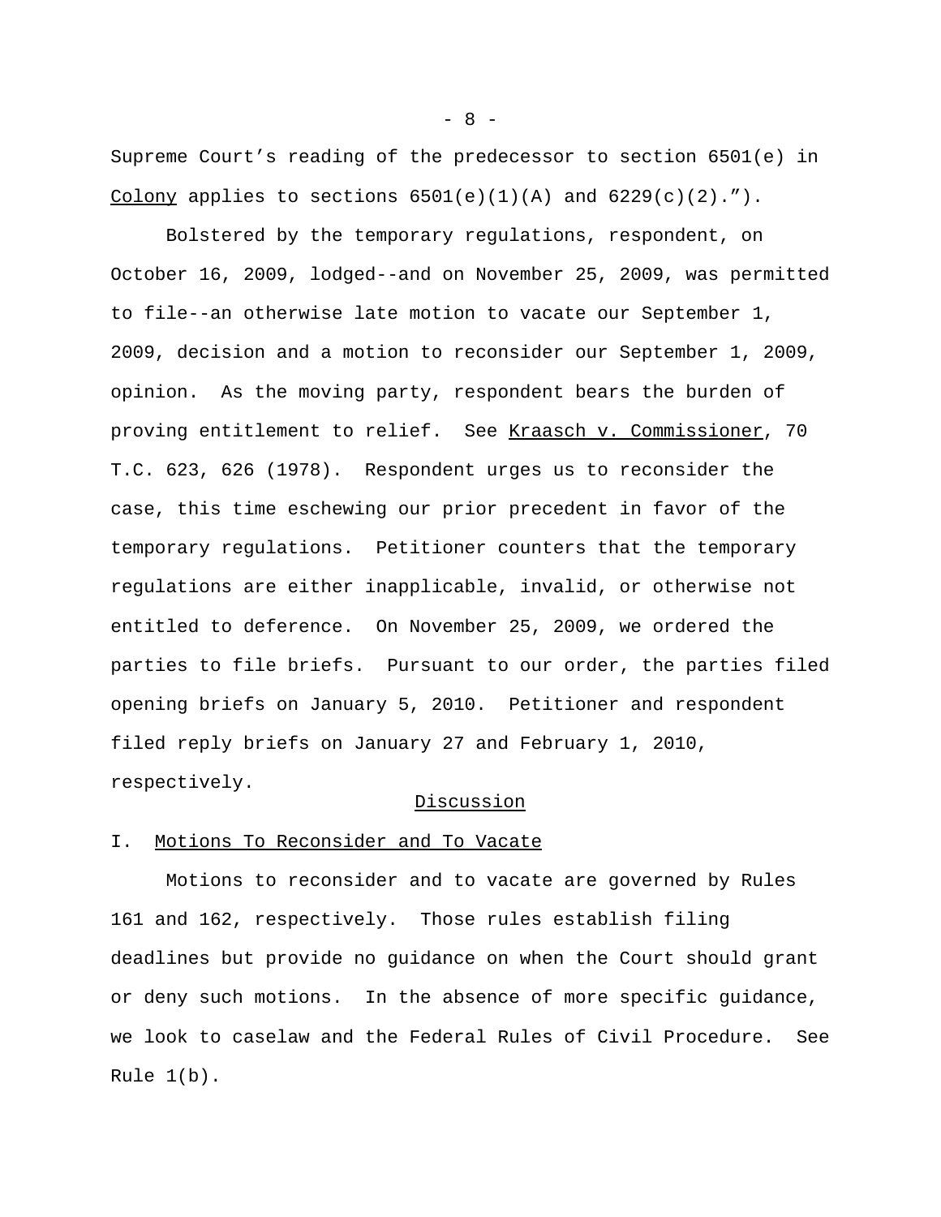Supreme Court's reading of the predecessor to section 6501(e) in Colony applies to sections 6501(e)(1)(A) and 6229(c)(2).").

Bolstered by the temporary regulations, respondent, on October 16, 2009, lodged--and on November 25, 2009, was permitted to file--an otherwise late motion to vacate our September 1, 2009, decision and a motion to reconsider our September 1, 2009, opinion. As the moving party, respondent bears the burden of proving entitlement to relief. See Kraasch v. Commissioner, 70 T.C. 623, 626 (1978). Respondent urges us to reconsider the case, this time eschewing our prior precedent in favor of the temporary regulations. Petitioner counters that the temporary regulations are either inapplicable, invalid, or otherwise not entitled to deference. On November 25, 2009, we ordered the parties to file briefs. Pursuant to our order, the parties filed opening briefs on January 5, 2010. Petitioner and respondent filed reply briefs on January 27 and February 1, 2010, respectively.

## Discussion

### I. Motions To Reconsider and To Vacate

Motions to reconsider and to vacate are governed by Rules 161 and 162, respectively. Those rules establish filing deadlines but provide no guidance on when the Court should grant or deny such motions. In the absence of more specific guidance, we look to caselaw and the Federal Rules of Civil Procedure. See Rule 1(b).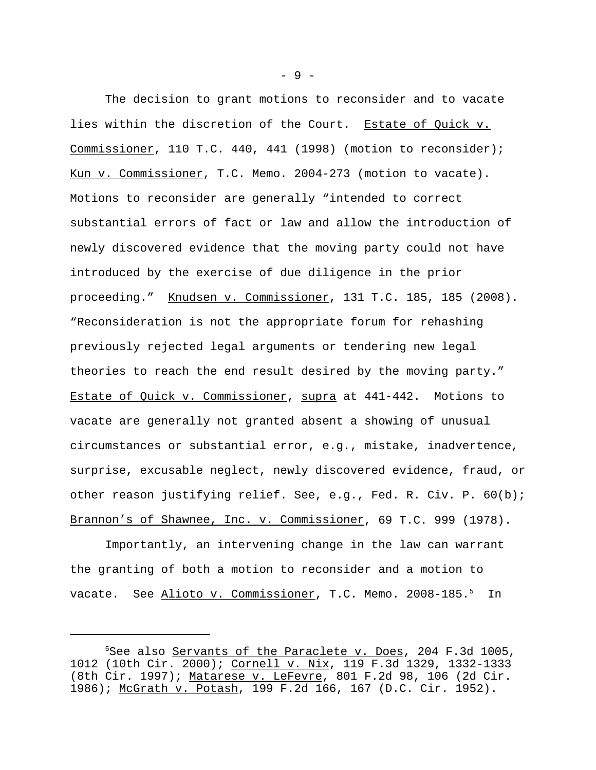The decision to grant motions to reconsider and to vacate lies within the discretion of the Court. Estate of Quick v. Commissioner, 110 T.C. 440, 441 (1998) (motion to reconsider); Kun v. Commissioner, T.C. Memo. 2004-273 (motion to vacate). Motions to reconsider are generally "intended to correct substantial errors of fact or law and allow the introduction of newly discovered evidence that the moving party could not have introduced by the exercise of due diligence in the prior proceeding." Knudsen v. Commissioner, 131 T.C. 185, 185 (2008). "Reconsideration is not the appropriate forum for rehashing previously rejected legal arguments or tendering new legal theories to reach the end result desired by the moving party." Estate of Quick v. Commissioner, supra at 441-442. Motions to vacate are generally not granted absent a showing of unusual circumstances or substantial error, e.g., mistake, inadvertence, surprise, excusable neglect, newly discovered evidence, fraud, or other reason justifying relief. See, e.g., Fed. R. Civ. P. 60(b); Brannon's of Shawnee, Inc. v. Commissioner, 69 T.C. 999 (1978).

Importantly, an intervening change in the law can warrant the granting of both a motion to reconsider and a motion to vacate. See Alioto v. Commissioner, T.C. Memo. 2008-185.[5] In

---

[5]See also Servants of the Paraclete v. Does, 204 F.3d 1005, 1012 (10th Cir. 2000); Cornell v. Nix, 119 F.3d 1329, 1332-1333 (8th Cir. 1997); Matarese v. LeFevre, 801 F.2d 98, 106 (2d Cir. 1986); McGrath v. Potash, 199 F.2d 166, 167 (D.C. Cir. 1952).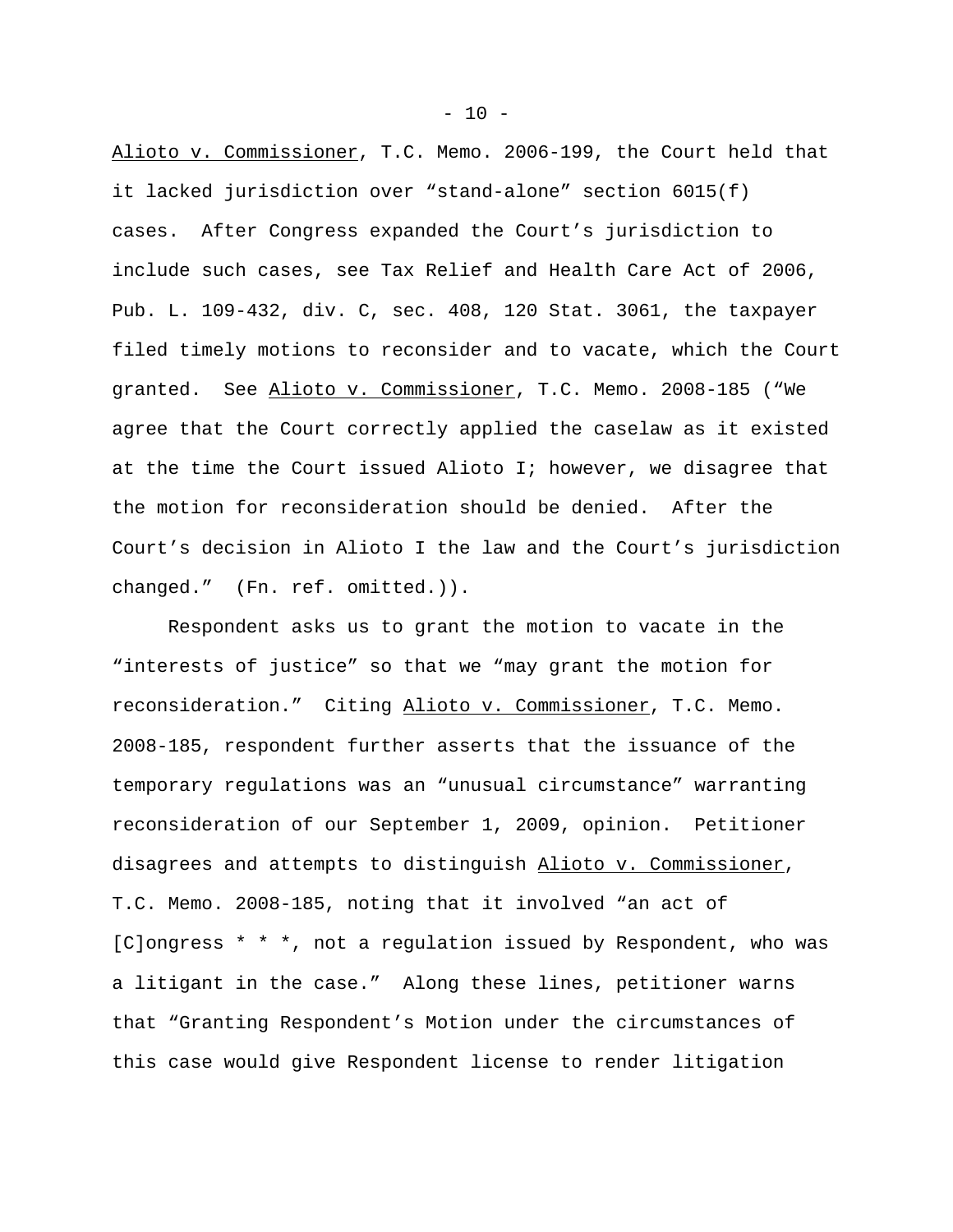Alioto v. Commissioner, T.C. Memo. 2006-199, the Court held that it lacked jurisdiction over “stand-alone” section 6015(f) cases. After Congress expanded the Court’s jurisdiction to include such cases, see Tax Relief and Health Care Act of 2006, Pub. L. 109-432, div. C, sec. 408, 120 Stat. 3061, the taxpayer filed timely motions to reconsider and to vacate, which the Court granted. See Alioto v. Commissioner, T.C. Memo. 2008-185 (“We agree that the Court correctly applied the caselaw as it existed at the time the Court issued Alioto I; however, we disagree that the motion for reconsideration should be denied. After the Court’s decision in Alioto I the law and the Court’s jurisdiction changed.” (Fn. ref. omitted.)).

Respondent asks us to grant the motion to vacate in the “interests of justice” so that we “may grant the motion for reconsideration.” Citing Alioto v. Commissioner, T.C. Memo. 2008-185, respondent further asserts that the issuance of the temporary regulations was an “unusual circumstance” warranting reconsideration of our September 1, 2009, opinion. Petitioner disagrees and attempts to distinguish Alioto v. Commissioner, T.C. Memo. 2008-185, noting that it involved “an act of [C]ongress * * *, not a regulation issued by Respondent, who was a litigant in the case.” Along these lines, petitioner warns that “Granting Respondent’s Motion under the circumstances of this case would give Respondent license to render litigation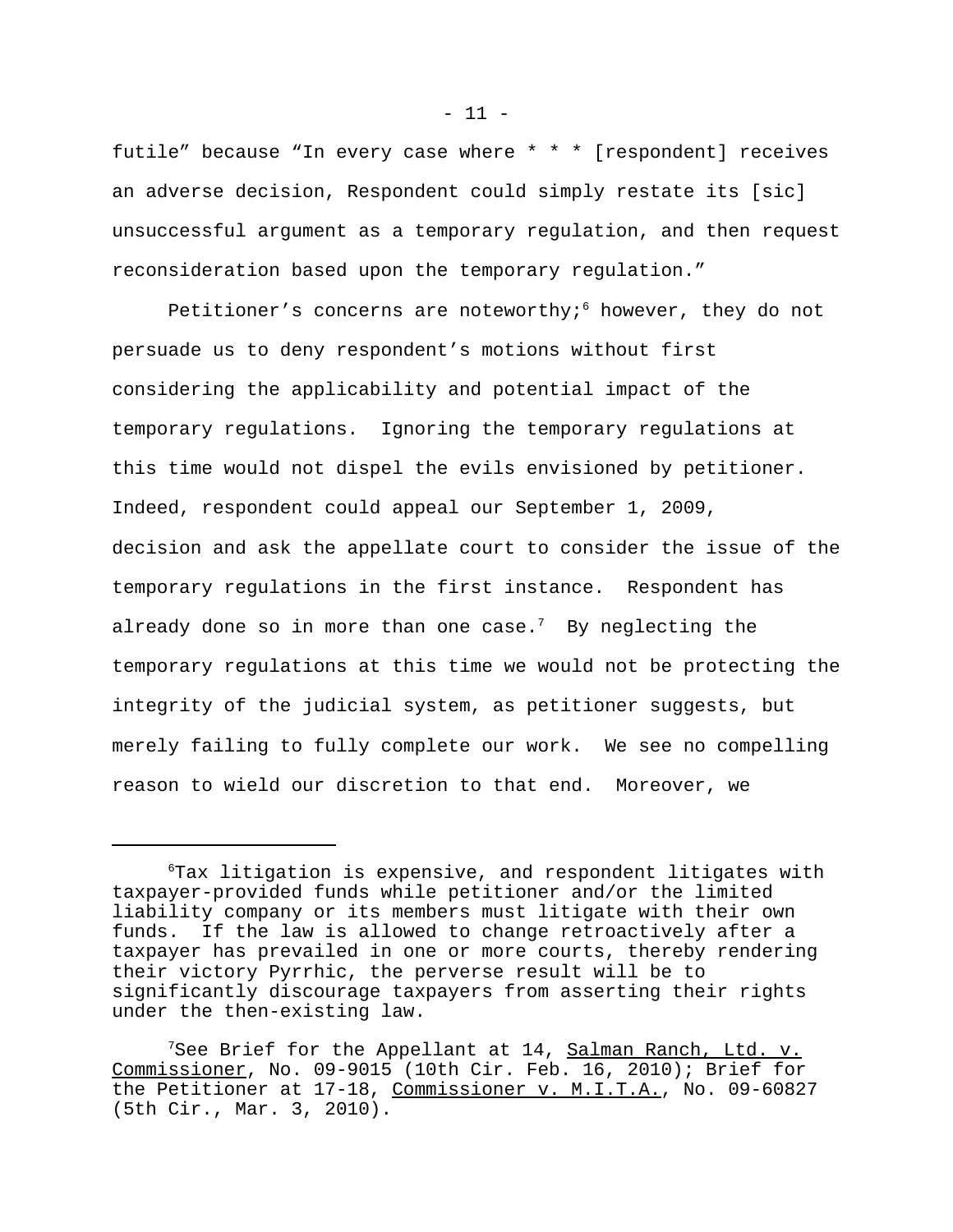futile" because "In every case where * * * [respondent] receives an adverse decision, Respondent could simply restate its [sic] unsuccessful argument as a temporary regulation, and then request reconsideration based upon the temporary regulation."

Petitioner's concerns are noteworthy;[6] however, they do not persuade us to deny respondent's motions without first considering the applicability and potential impact of the temporary regulations. Ignoring the temporary regulations at this time would not dispel the evils envisioned by petitioner. Indeed, respondent could appeal our September 1, 2009, decision and ask the appellate court to consider the issue of the temporary regulations in the first instance. Respondent has already done so in more than one case.[7] By neglecting the temporary regulations at this time we would not be protecting the integrity of the judicial system, as petitioner suggests, but merely failing to fully complete our work. We see no compelling reason to wield our discretion to that end. Moreover, we

---

[6]Tax litigation is expensive, and respondent litigates with taxpayer-provided funds while petitioner and/or the limited liability company or its members must litigate with their own funds. If the law is allowed to change retroactively after a taxpayer has prevailed in one or more courts, thereby rendering their victory Pyrrhic, the perverse result will be to significantly discourage taxpayers from asserting their rights under the then-existing law.

[7]See Brief for the Appellant at 14, Salman Ranch, Ltd. v. Commissioner, No. 09-9015 (10th Cir. Feb. 16, 2010); Brief for the Petitioner at 17-18, Commissioner v. M.I.T.A., No. 09-60827 (5th Cir., Mar. 3, 2010).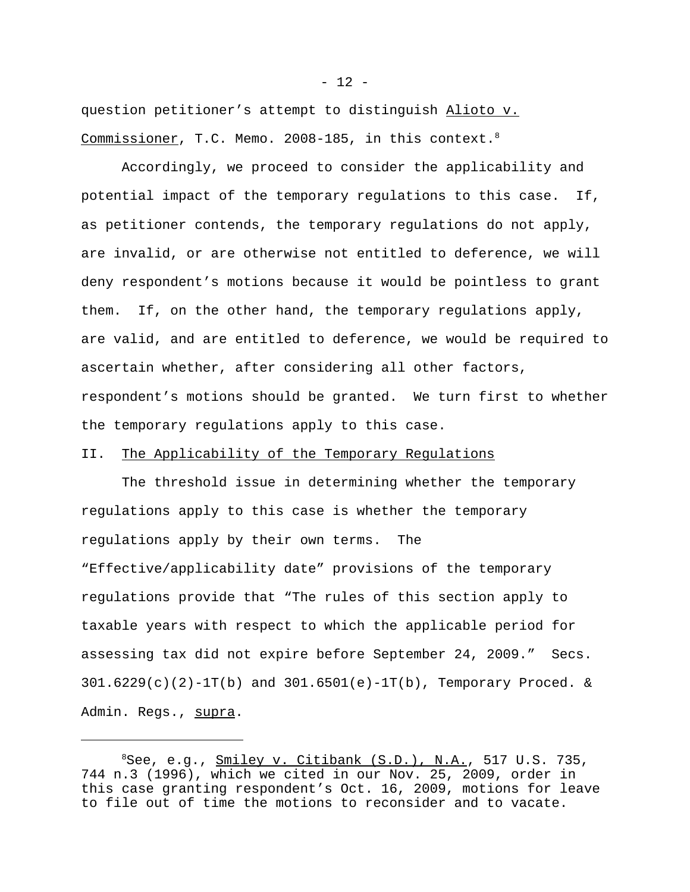question petitioner's attempt to distinguish Alioto v. Commissioner, T.C. Memo. 2008-185, in this context.[8]

Accordingly, we proceed to consider the applicability and potential impact of the temporary regulations to this case. If, as petitioner contends, the temporary regulations do not apply, are invalid, or are otherwise not entitled to deference, we will deny respondent's motions because it would be pointless to grant them. If, on the other hand, the temporary regulations apply, are valid, and are entitled to deference, we would be required to ascertain whether, after considering all other factors, respondent's motions should be granted. We turn first to whether the temporary regulations apply to this case.

## II. The Applicability of the Temporary Regulations

The threshold issue in determining whether the temporary regulations apply to this case is whether the temporary regulations apply by their own terms. The "Effective/applicability date" provisions of the temporary regulations provide that "The rules of this section apply to taxable years with respect to which the applicable period for assessing tax did not expire before September 24, 2009." Secs. 301.6229(c)(2)-1T(b) and 301.6501(e)-1T(b), Temporary Proced. & Admin. Regs., supra.

---

[8] See, e.g., Smiley v. Citibank (S.D.), N.A., 517 U.S. 735, 744 n.3 (1996), which we cited in our Nov. 25, 2009, order in this case granting respondent's Oct. 16, 2009, motions for leave to file out of time the motions to reconsider and to vacate.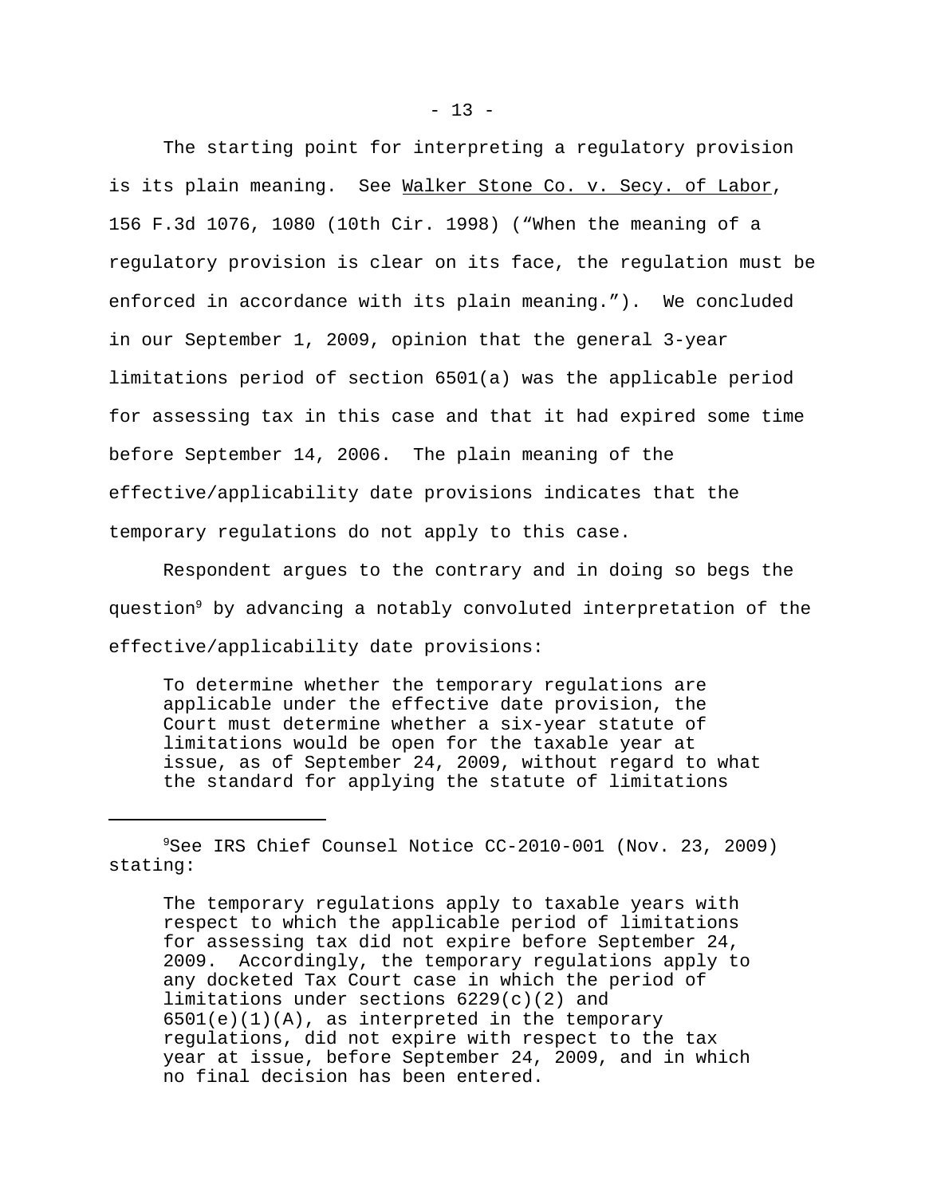The starting point for interpreting a regulatory provision is its plain meaning. See Walker Stone Co. v. Secy. of Labor, 156 F.3d 1076, 1080 (10th Cir. 1998) ("When the meaning of a regulatory provision is clear on its face, the regulation must be enforced in accordance with its plain meaning."). We concluded in our September 1, 2009, opinion that the general 3-year limitations period of section 6501(a) was the applicable period for assessing tax in this case and that it had expired some time before September 14, 2006. The plain meaning of the effective/applicability date provisions indicates that the temporary regulations do not apply to this case.

Respondent argues to the contrary and in doing so begs the question[9] by advancing a notably convoluted interpretation of the effective/applicability date provisions:

> To determine whether the temporary regulations are applicable under the effective date provision, the Court must determine whether a six-year statute of limitations would be open for the taxable year at issue, as of September 24, 2009, without regard to what the standard for applying the statute of limitations

---

[9]See IRS Chief Counsel Notice CC-2010-001 (Nov. 23, 2009) stating:

> The temporary regulations apply to taxable years with respect to which the applicable period of limitations for assessing tax did not expire before September 24, 2009. Accordingly, the temporary regulations apply to any docketed Tax Court case in which the period of limitations under sections 6229(c)(2) and 6501(e)(1)(A), as interpreted in the temporary regulations, did not expire with respect to the tax year at issue, before September 24, 2009, and in which no final decision has been entered.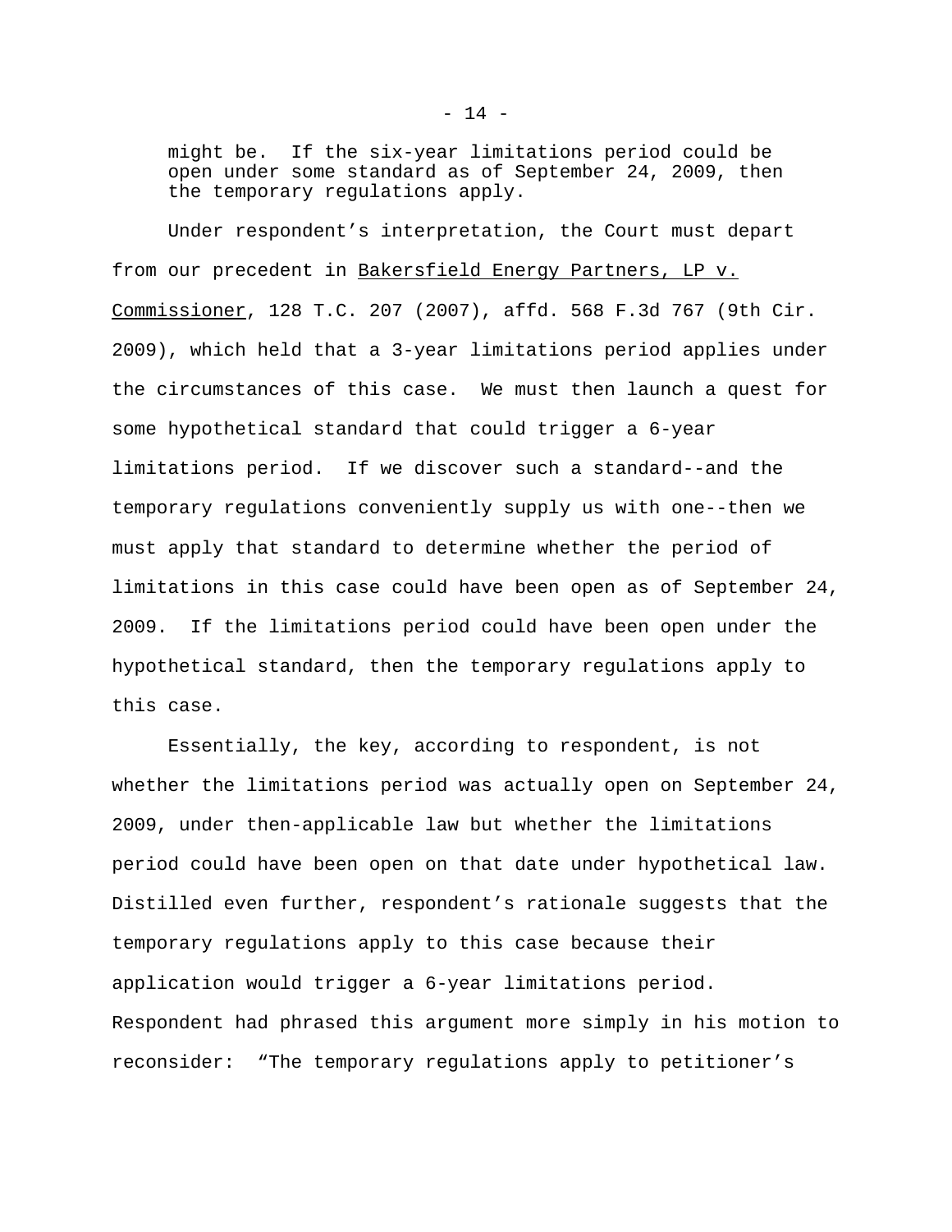might be. If the six-year limitations period could be open under some standard as of September 24, 2009, then the temporary regulations apply.

Under respondent's interpretation, the Court must depart from our precedent in Bakersfield Energy Partners, LP v. Commissioner, 128 T.C. 207 (2007), affd. 568 F.3d 767 (9th Cir. 2009), which held that a 3-year limitations period applies under the circumstances of this case. We must then launch a quest for some hypothetical standard that could trigger a 6-year limitations period. If we discover such a standard--and the temporary regulations conveniently supply us with one--then we must apply that standard to determine whether the period of limitations in this case could have been open as of September 24, 2009. If the limitations period could have been open under the hypothetical standard, then the temporary regulations apply to this case.

Essentially, the key, according to respondent, is not whether the limitations period was actually open on September 24, 2009, under then-applicable law but whether the limitations period could have been open on that date under hypothetical law. Distilled even further, respondent's rationale suggests that the temporary regulations apply to this case because their application would trigger a 6-year limitations period. Respondent had phrased this argument more simply in his motion to reconsider: "The temporary regulations apply to petitioner's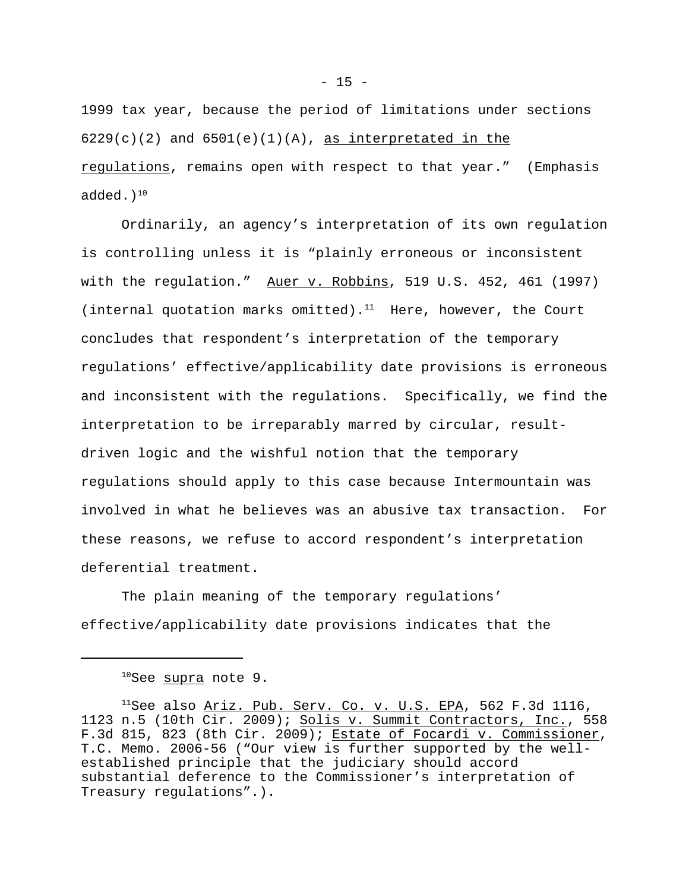1999 tax year, because the period of limitations under sections 6229(c)(2) and 6501(e)(1)(A), as interpretated in the regulations, remains open with respect to that year." (Emphasis added.)[10]

Ordinarily, an agency's interpretation of its own regulation is controlling unless it is "plainly erroneous or inconsistent with the regulation." Auer v. Robbins, 519 U.S. 452, 461 (1997) (internal quotation marks omitted).[11] Here, however, the Court concludes that respondent's interpretation of the temporary regulations' effective/applicability date provisions is erroneous and inconsistent with the regulations. Specifically, we find the interpretation to be irreparably marred by circular, result-driven logic and the wishful notion that the temporary regulations should apply to this case because Intermountain was involved in what he believes was an abusive tax transaction. For these reasons, we refuse to accord respondent's interpretation deferential treatment.

The plain meaning of the temporary regulations' effective/applicability date provisions indicates that the

---

[10]See supra note 9.

[11]See also Ariz. Pub. Serv. Co. v. U.S. EPA, 562 F.3d 1116, 1123 n.5 (10th Cir. 2009); Solis v. Summit Contractors, Inc., 558 F.3d 815, 823 (8th Cir. 2009); Estate of Focardi v. Commissioner, T.C. Memo. 2006-56 ("Our view is further supported by the well-established principle that the judiciary should accord substantial deference to the Commissioner's interpretation of Treasury regulations".).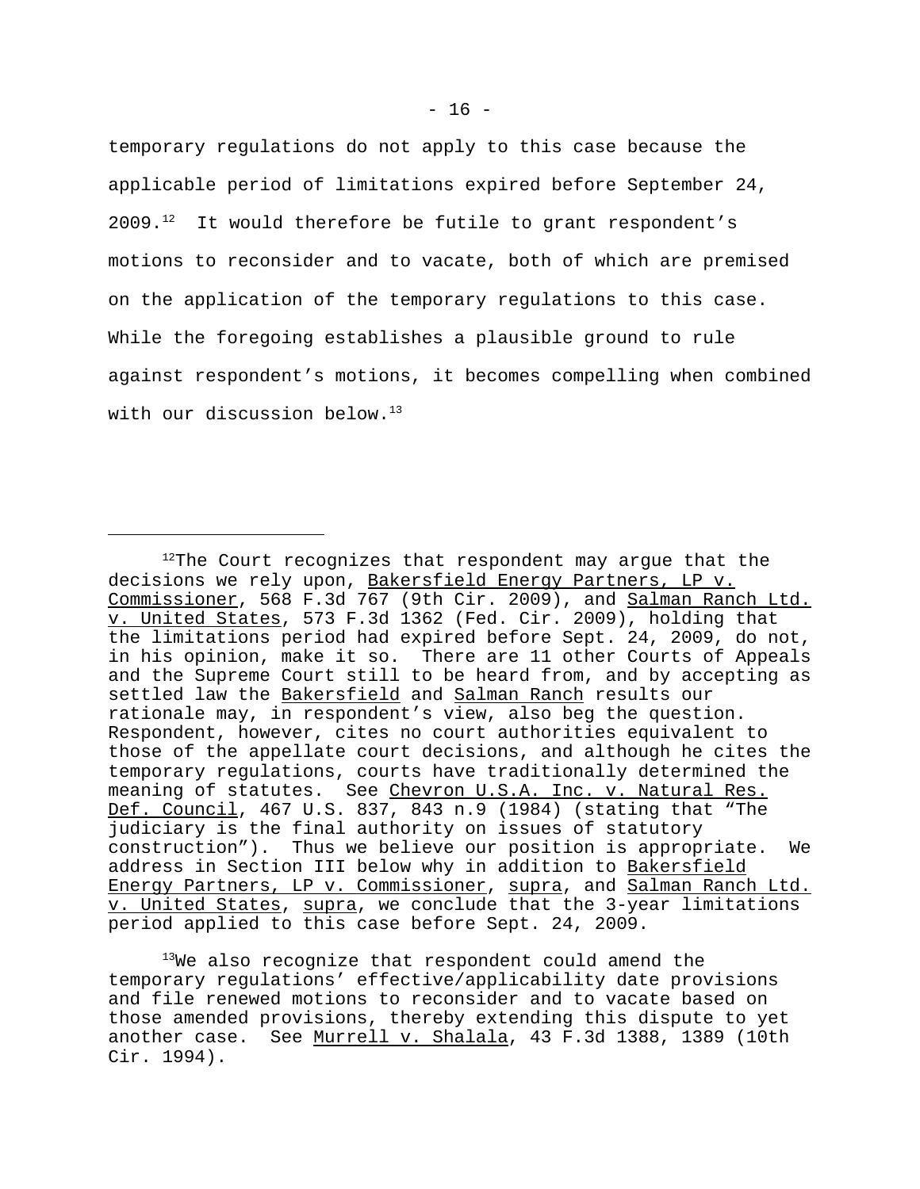temporary regulations do not apply to this case because the applicable period of limitations expired before September 24, 2009.[12] It would therefore be futile to grant respondent's motions to reconsider and to vacate, both of which are premised on the application of the temporary regulations to this case. While the foregoing establishes a plausible ground to rule against respondent's motions, it becomes compelling when combined with our discussion below.[13]

---

[12]The Court recognizes that respondent may argue that the decisions we rely upon, Bakersfield Energy Partners, LP v. Commissioner, 568 F.3d 767 (9th Cir. 2009), and Salman Ranch Ltd. v. United States, 573 F.3d 1362 (Fed. Cir. 2009), holding that the limitations period had expired before Sept. 24, 2009, do not, in his opinion, make it so. There are 11 other Courts of Appeals and the Supreme Court still to be heard from, and by accepting as settled law the Bakersfield and Salman Ranch results our rationale may, in respondent's view, also beg the question. Respondent, however, cites no court authorities equivalent to those of the appellate court decisions, and although he cites the temporary regulations, courts have traditionally determined the meaning of statutes. See Chevron U.S.A. Inc. v. Natural Res. Def. Council, 467 U.S. 837, 843 n.9 (1984) (stating that "The judiciary is the final authority on issues of statutory construction"). Thus we believe our position is appropriate. We address in Section III below why in addition to Bakersfield Energy Partners, LP v. Commissioner, supra, and Salman Ranch Ltd. v. United States, supra, we conclude that the 3-year limitations period applied to this case before Sept. 24, 2009.

[13]We also recognize that respondent could amend the temporary regulations' effective/applicability date provisions and file renewed motions to reconsider and to vacate based on those amended provisions, thereby extending this dispute to yet another case. See Murrell v. Shalala, 43 F.3d 1388, 1389 (10th Cir. 1994).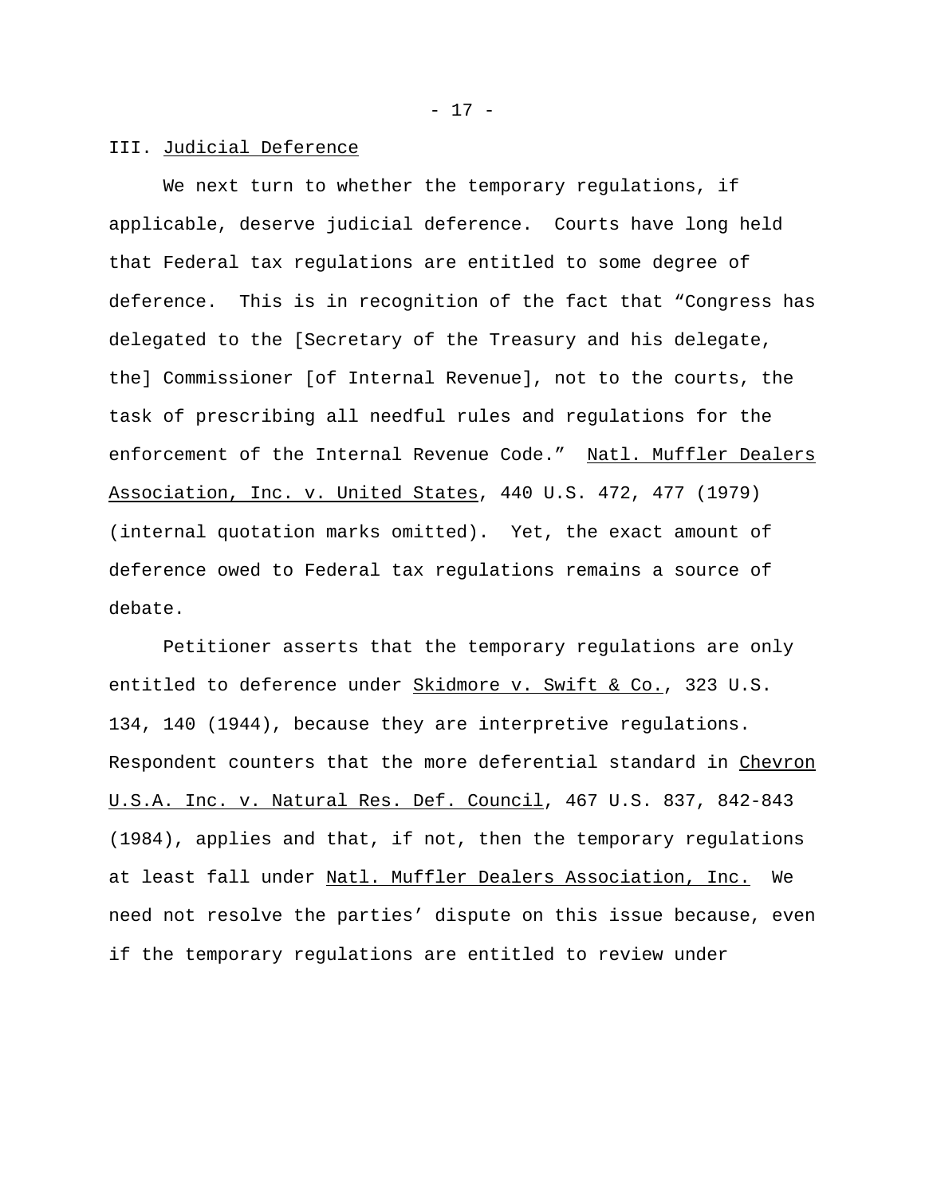### III. Judicial Deference

We next turn to whether the temporary regulations, if applicable, deserve judicial deference. Courts have long held that Federal tax regulations are entitled to some degree of deference. This is in recognition of the fact that "Congress has delegated to the [Secretary of the Treasury and his delegate, the] Commissioner [of Internal Revenue], not to the courts, the task of prescribing all needful rules and regulations for the enforcement of the Internal Revenue Code." Natl. Muffler Dealers Association, Inc. v. United States, 440 U.S. 472, 477 (1979) (internal quotation marks omitted). Yet, the exact amount of deference owed to Federal tax regulations remains a source of debate.

Petitioner asserts that the temporary regulations are only entitled to deference under Skidmore v. Swift & Co., 323 U.S. 134, 140 (1944), because they are interpretive regulations. Respondent counters that the more deferential standard in Chevron U.S.A. Inc. v. Natural Res. Def. Council, 467 U.S. 837, 842-843 (1984), applies and that, if not, then the temporary regulations at least fall under Natl. Muffler Dealers Association, Inc. We need not resolve the parties' dispute on this issue because, even if the temporary regulations are entitled to review under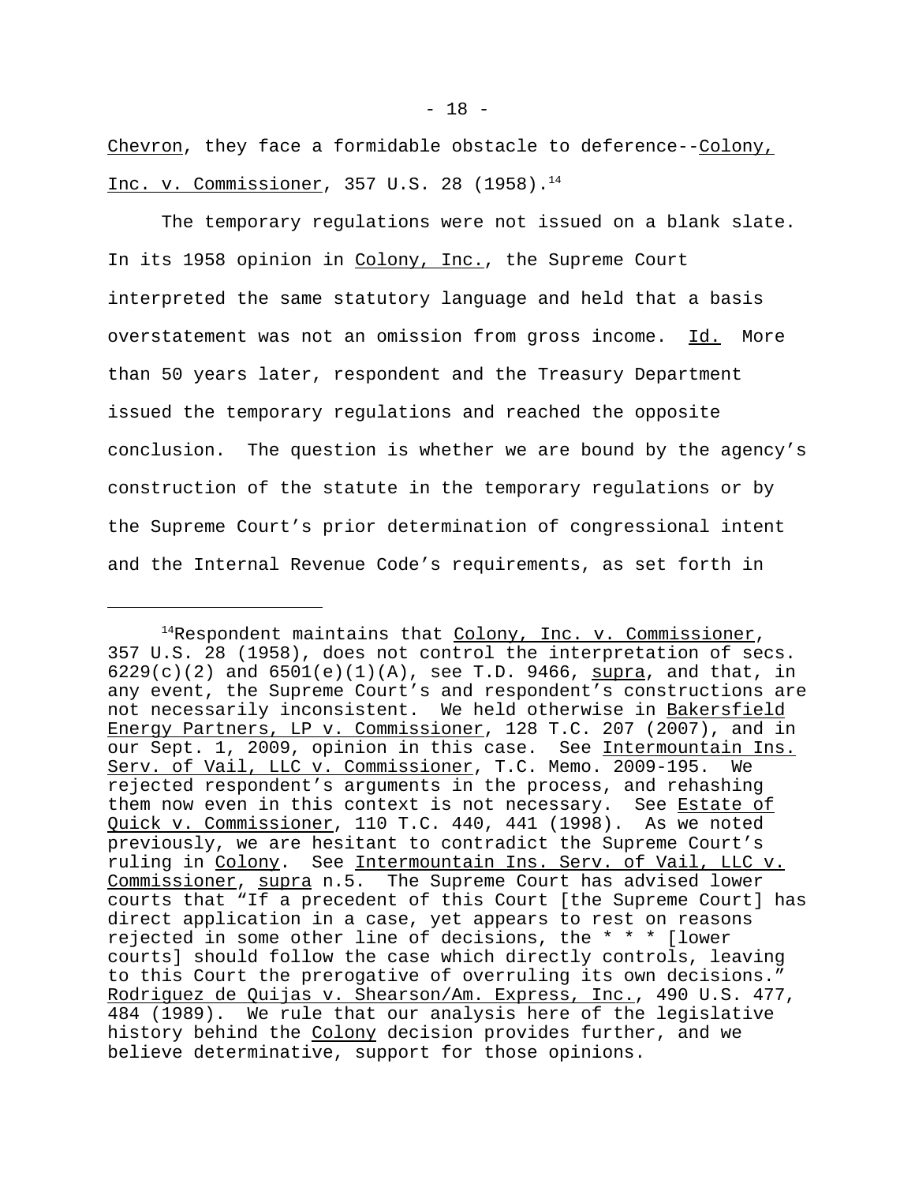*Chevron*, they face a formidable obstacle to deference--*Colony, Inc. v. Commissioner*, 357 U.S. 28 (1958).[14]

The temporary regulations were not issued on a blank slate. In its 1958 opinion in *Colony, Inc.*, the Supreme Court interpreted the same statutory language and held that a basis overstatement was not an omission from gross income. *Id.* More than 50 years later, respondent and the Treasury Department issued the temporary regulations and reached the opposite conclusion. The question is whether we are bound by the agency's construction of the statute in the temporary regulations or by the Supreme Court's prior determination of congressional intent and the Internal Revenue Code's requirements, as set forth in

---

[14]Respondent maintains that *Colony, Inc. v. Commissioner*, 357 U.S. 28 (1958), does not control the interpretation of secs. 6229(c)(2) and 6501(e)(1)(A), see T.D. 9466, *supra*, and that, in any event, the Supreme Court's and respondent's constructions are not necessarily inconsistent. We held otherwise in *Bakersfield Energy Partners, LP v. Commissioner*, 128 T.C. 207 (2007), and in our Sept. 1, 2009, opinion in this case. See *Intermountain Ins. Serv. of Vail, LLC v. Commissioner*, T.C. Memo. 2009-195. We rejected respondent's arguments in the process, and rehashing them now even in this context is not necessary. See *Estate of Quick v. Commissioner*, 110 T.C. 440, 441 (1998). As we noted previously, we are hesitant to contradict the Supreme Court's ruling in *Colony*. See *Intermountain Ins. Serv. of Vail, LLC v. Commissioner*, *supra* n.5. The Supreme Court has advised lower courts that "If a precedent of this Court [the Supreme Court] has direct application in a case, yet appears to rest on reasons rejected in some other line of decisions, the * * * [lower courts] should follow the case which directly controls, leaving to this Court the prerogative of overruling its own decisions." *Rodriguez de Quijas v. Shearson/Am. Express, Inc.*, 490 U.S. 477, 484 (1989). We rule that our analysis here of the legislative history behind the *Colony* decision provides further, and we believe determinative, support for those opinions.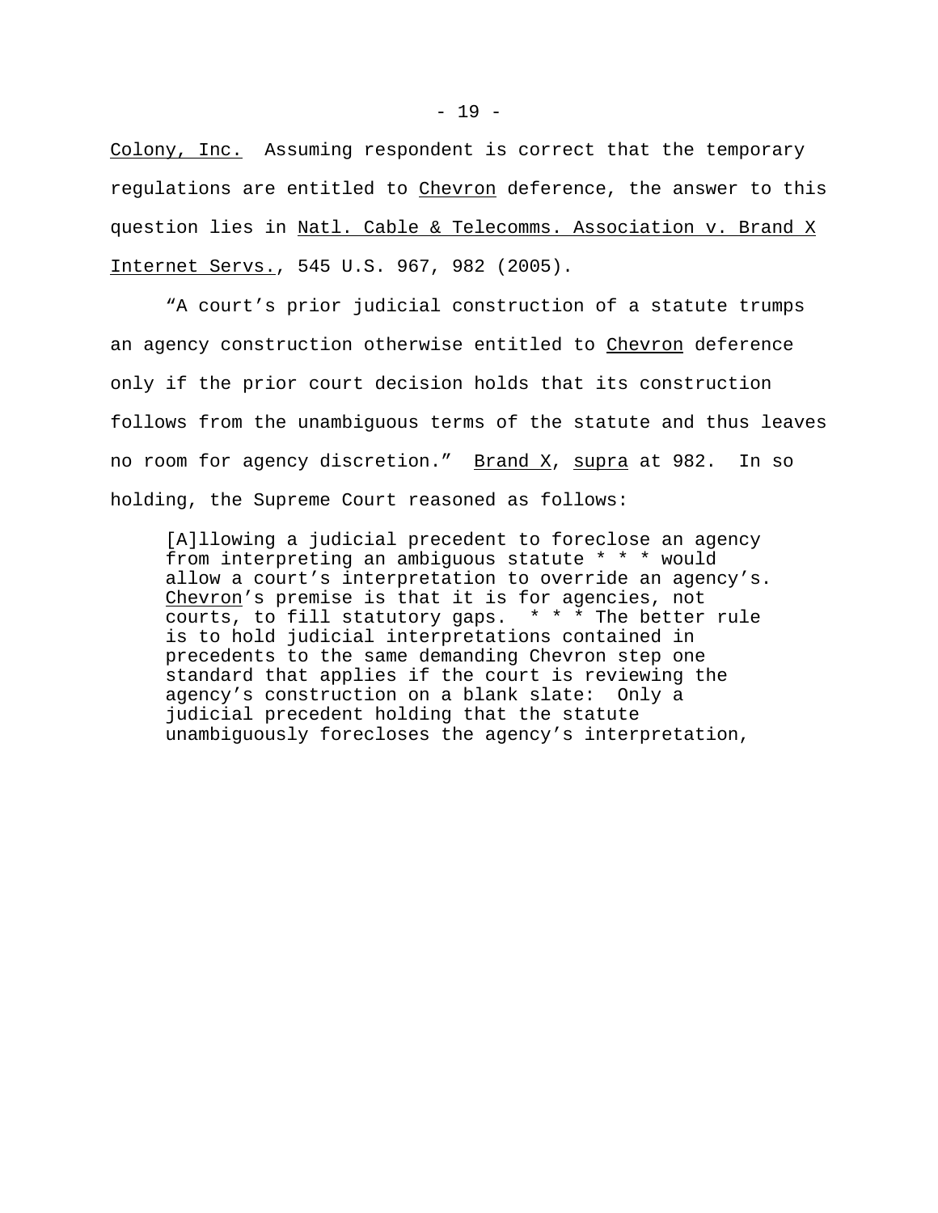Colony, Inc. Assuming respondent is correct that the temporary regulations are entitled to Chevron deference, the answer to this question lies in Natl. Cable & Telecomms. Association v. Brand X Internet Servs., 545 U.S. 967, 982 (2005).

"A court's prior judicial construction of a statute trumps an agency construction otherwise entitled to Chevron deference only if the prior court decision holds that its construction follows from the unambiguous terms of the statute and thus leaves no room for agency discretion." Brand X, supra at 982. In so holding, the Supreme Court reasoned as follows:

> [A]llowing a judicial precedent to foreclose an agency from interpreting an ambiguous statute * * * would allow a court's interpretation to override an agency's. Chevron's premise is that it is for agencies, not courts, to fill statutory gaps. * * * The better rule is to hold judicial interpretations contained in precedents to the same demanding Chevron step one standard that applies if the court is reviewing the agency's construction on a blank slate: Only a judicial precedent holding that the statute unambiguously forecloses the agency's interpretation,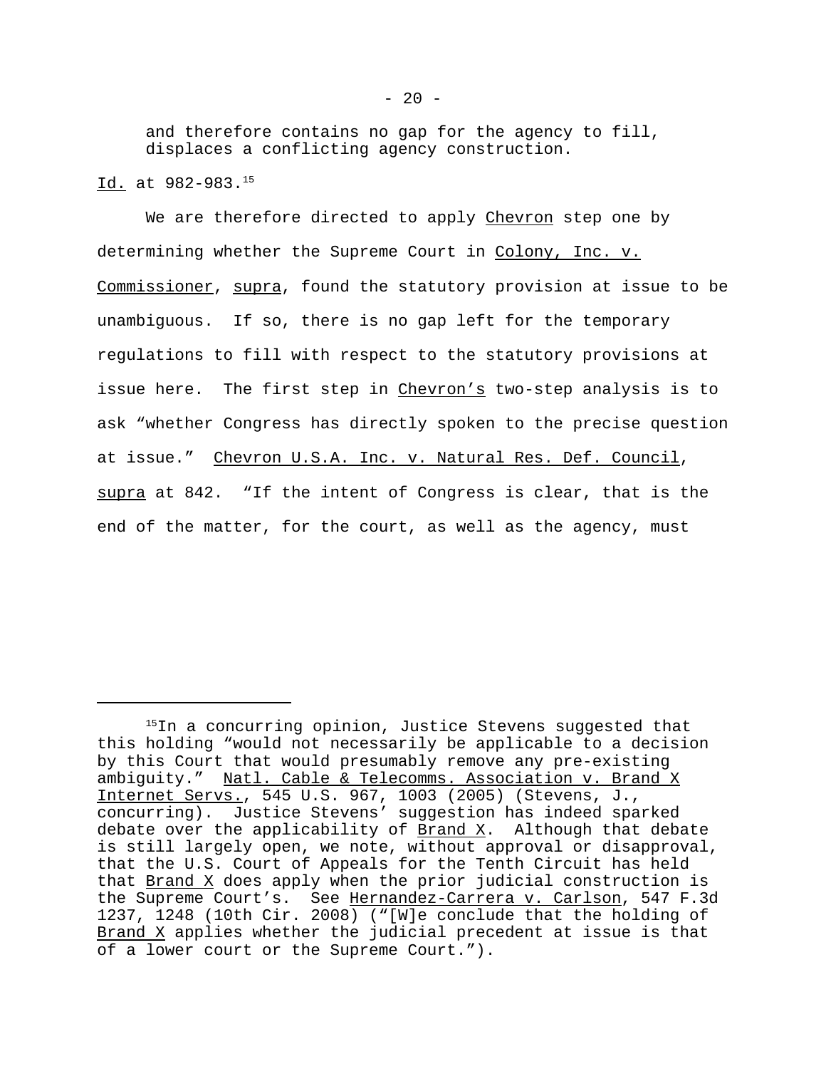and therefore contains no gap for the agency to fill, displaces a conflicting agency construction.

Id. at 982-983.[15]

We are therefore directed to apply Chevron step one by determining whether the Supreme Court in Colony, Inc. v. Commissioner, supra, found the statutory provision at issue to be unambiguous. If so, there is no gap left for the temporary regulations to fill with respect to the statutory provisions at issue here. The first step in Chevron's two-step analysis is to ask "whether Congress has directly spoken to the precise question at issue." Chevron U.S.A. Inc. v. Natural Res. Def. Council, supra at 842. "If the intent of Congress is clear, that is the end of the matter, for the court, as well as the agency, must

---

[15]In a concurring opinion, Justice Stevens suggested that this holding "would not necessarily be applicable to a decision by this Court that would presumably remove any pre-existing ambiguity." Natl. Cable & Telecomms. Association v. Brand X Internet Servs., 545 U.S. 967, 1003 (2005) (Stevens, J., concurring). Justice Stevens' suggestion has indeed sparked debate over the applicability of Brand X. Although that debate is still largely open, we note, without approval or disapproval, that the U.S. Court of Appeals for the Tenth Circuit has held that Brand X does apply when the prior judicial construction is the Supreme Court's. See Hernandez-Carrera v. Carlson, 547 F.3d 1237, 1248 (10th Cir. 2008) ("[W]e conclude that the holding of Brand X applies whether the judicial precedent at issue is that of a lower court or the Supreme Court.").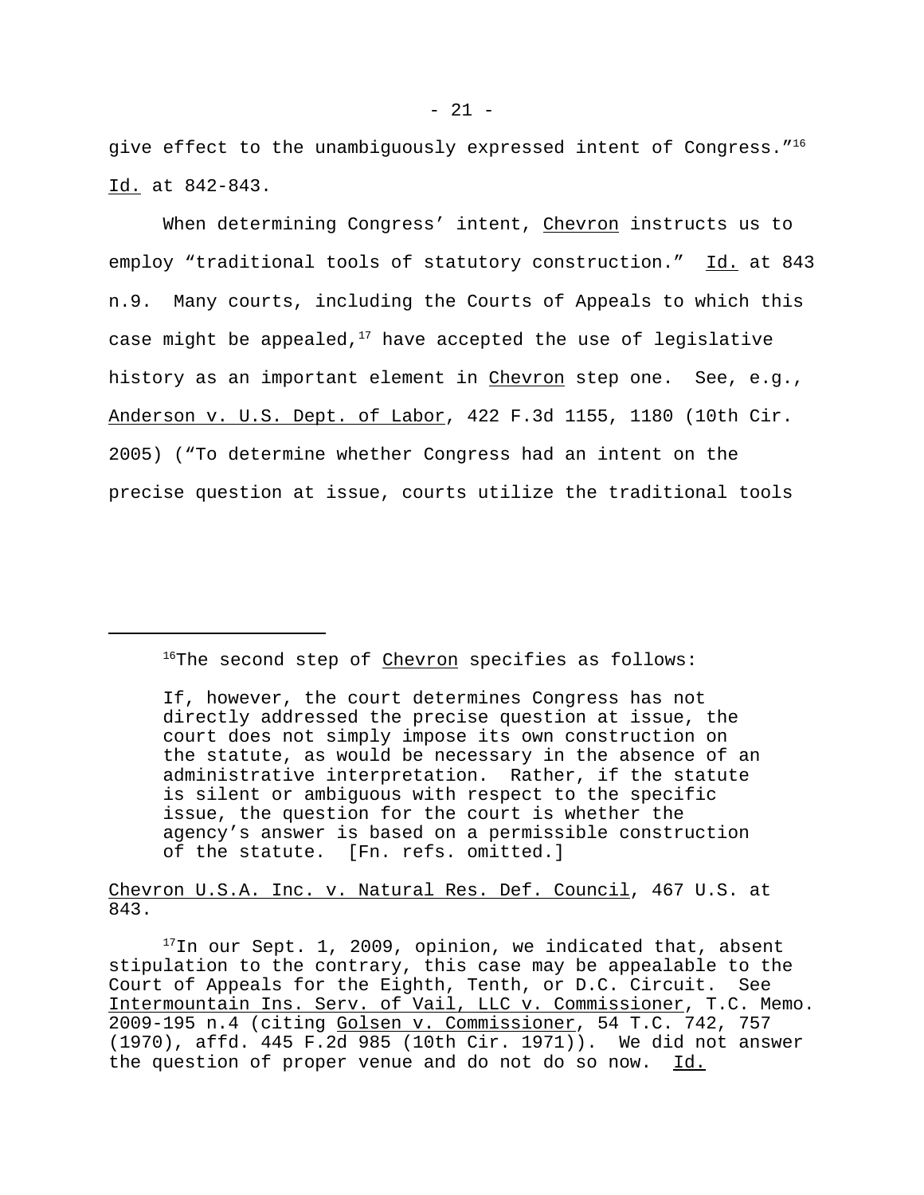give effect to the unambiguously expressed intent of Congress."[16] Id. at 842-843.

When determining Congress' intent, Chevron instructs us to employ "traditional tools of statutory construction." Id. at 843 n.9. Many courts, including the Courts of Appeals to which this case might be appealed,[17] have accepted the use of legislative history as an important element in Chevron step one. See, e.g., Anderson v. U.S. Dept. of Labor, 422 F.3d 1155, 1180 (10th Cir. 2005) ("To determine whether Congress had an intent on the precise question at issue, courts utilize the traditional tools

---

[16]The second step of Chevron specifies as follows:

> If, however, the court determines Congress has not directly addressed the precise question at issue, the court does not simply impose its own construction on the statute, as would be necessary in the absence of an administrative interpretation. Rather, if the statute is silent or ambiguous with respect to the specific issue, the question for the court is whether the agency's answer is based on a permissible construction of the statute. [Fn. refs. omitted.]

Chevron U.S.A. Inc. v. Natural Res. Def. Council, 467 U.S. at 843.

[17]In our Sept. 1, 2009, opinion, we indicated that, absent stipulation to the contrary, this case may be appealable to the Court of Appeals for the Eighth, Tenth, or D.C. Circuit. See Intermountain Ins. Serv. of Vail, LLC v. Commissioner, T.C. Memo. 2009-195 n.4 (citing Golsen v. Commissioner, 54 T.C. 742, 757 (1970), affd. 445 F.2d 985 (10th Cir. 1971)). We did not answer the question of proper venue and do not do so now. Id.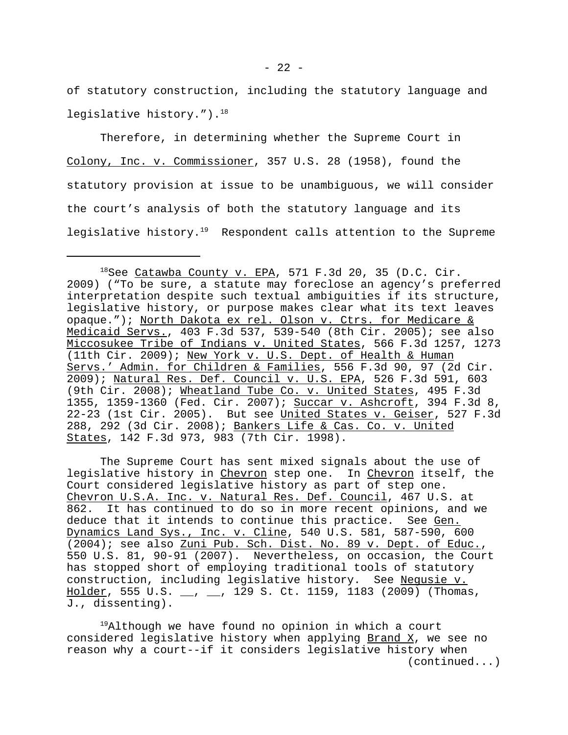of statutory construction, including the statutory language and legislative history.").[18]

Therefore, in determining whether the Supreme Court in Colony, Inc. v. Commissioner, 357 U.S. 28 (1958), found the statutory provision at issue to be unambiguous, we will consider the court's analysis of both the statutory language and its legislative history.[19] Respondent calls attention to the Supreme

---

[18]See Catawba County v. EPA, 571 F.3d 20, 35 (D.C. Cir. 2009) ("To be sure, a statute may foreclose an agency's preferred interpretation despite such textual ambiguities if its structure, legislative history, or purpose makes clear what its text leaves opaque."); North Dakota ex rel. Olson v. Ctrs. for Medicare & Medicaid Servs., 403 F.3d 537, 539-540 (8th Cir. 2005); see also Miccosukee Tribe of Indians v. United States, 566 F.3d 1257, 1273 (11th Cir. 2009); New York v. U.S. Dept. of Health & Human Servs.' Admin. for Children & Families, 556 F.3d 90, 97 (2d Cir. 2009); Natural Res. Def. Council v. U.S. EPA, 526 F.3d 591, 603 (9th Cir. 2008); Wheatland Tube Co. v. United States, 495 F.3d 1355, 1359-1360 (Fed. Cir. 2007); Succar v. Ashcroft, 394 F.3d 8, 22-23 (1st Cir. 2005). But see United States v. Geiser, 527 F.3d 288, 292 (3d Cir. 2008); Bankers Life & Cas. Co. v. United States, 142 F.3d 973, 983 (7th Cir. 1998).

The Supreme Court has sent mixed signals about the use of legislative history in Chevron step one. In Chevron itself, the Court considered legislative history as part of step one. Chevron U.S.A. Inc. v. Natural Res. Def. Council, 467 U.S. at 862. It has continued to do so in more recent opinions, and we deduce that it intends to continue this practice. See Gen. Dynamics Land Sys., Inc. v. Cline, 540 U.S. 581, 587-590, 600 (2004); see also Zuni Pub. Sch. Dist. No. 89 v. Dept. of Educ., 550 U.S. 81, 90-91 (2007). Nevertheless, on occasion, the Court has stopped short of employing traditional tools of statutory construction, including legislative history. See Negusie v. Holder, 555 U.S. __, __, 129 S. Ct. 1159, 1183 (2009) (Thomas, J., dissenting).

[19]Although we have found no opinion in which a court considered legislative history when applying Brand X, we see no reason why a court--if it considers legislative history when (continued...)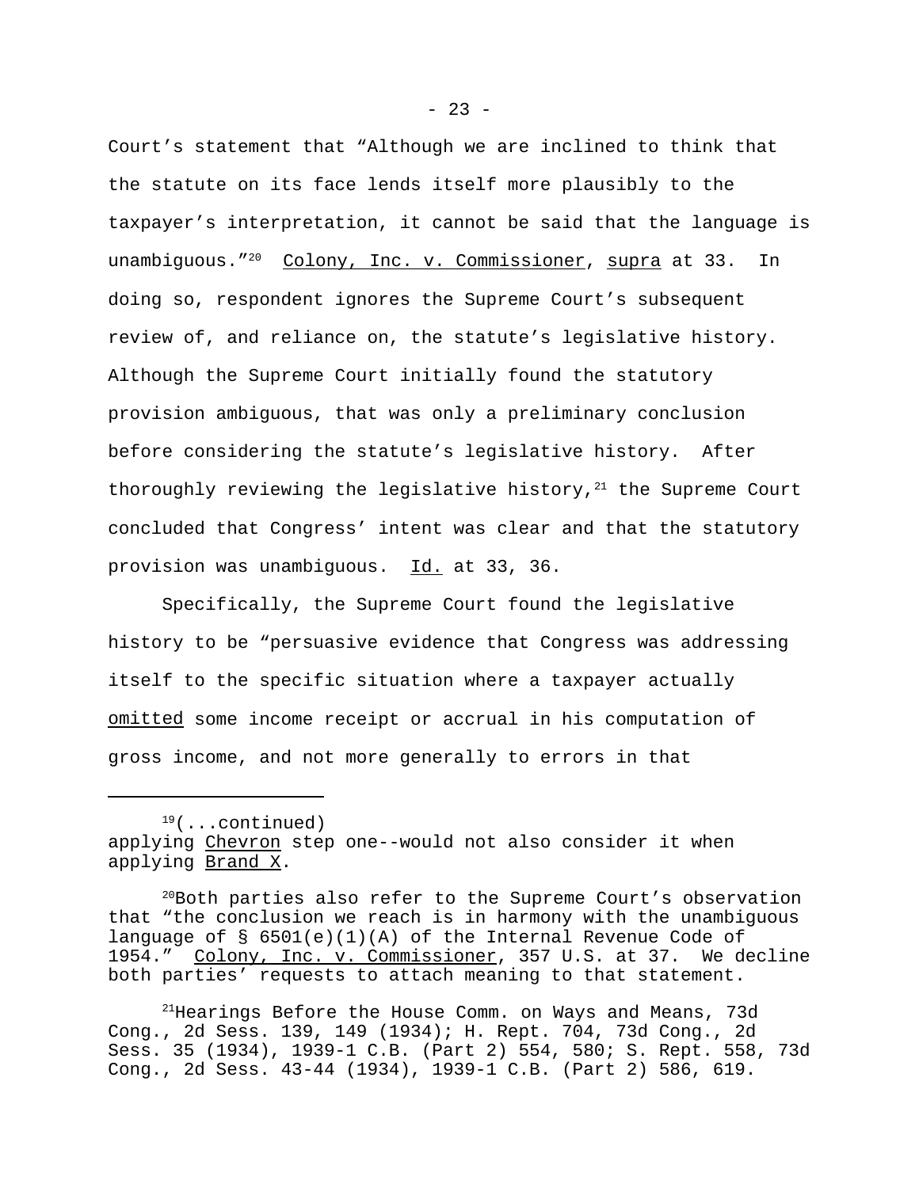Court's statement that "Although we are inclined to think that the statute on its face lends itself more plausibly to the taxpayer's interpretation, it cannot be said that the language is unambiguous."[20] Colony, Inc. v. Commissioner, supra at 33. In doing so, respondent ignores the Supreme Court's subsequent review of, and reliance on, the statute's legislative history. Although the Supreme Court initially found the statutory provision ambiguous, that was only a preliminary conclusion before considering the statute's legislative history. After thoroughly reviewing the legislative history,[21] the Supreme Court concluded that Congress' intent was clear and that the statutory provision was unambiguous. Id. at 33, 36.

Specifically, the Supreme Court found the legislative history to be "persuasive evidence that Congress was addressing itself to the specific situation where a taxpayer actually omitted some income receipt or accrual in his computation of gross income, and not more generally to errors in that

---

[19](...continued) applying Chevron step one--would not also consider it when applying Brand X.

[20]Both parties also refer to the Supreme Court's observation that "the conclusion we reach is in harmony with the unambiguous language of § 6501(e)(1)(A) of the Internal Revenue Code of 1954." Colony, Inc. v. Commissioner, 357 U.S. at 37. We decline both parties' requests to attach meaning to that statement.

[21]Hearings Before the House Comm. on Ways and Means, 73d Cong., 2d Sess. 139, 149 (1934); H. Rept. 704, 73d Cong., 2d Sess. 35 (1934), 1939-1 C.B. (Part 2) 554, 580; S. Rept. 558, 73d Cong., 2d Sess. 43-44 (1934), 1939-1 C.B. (Part 2) 586, 619.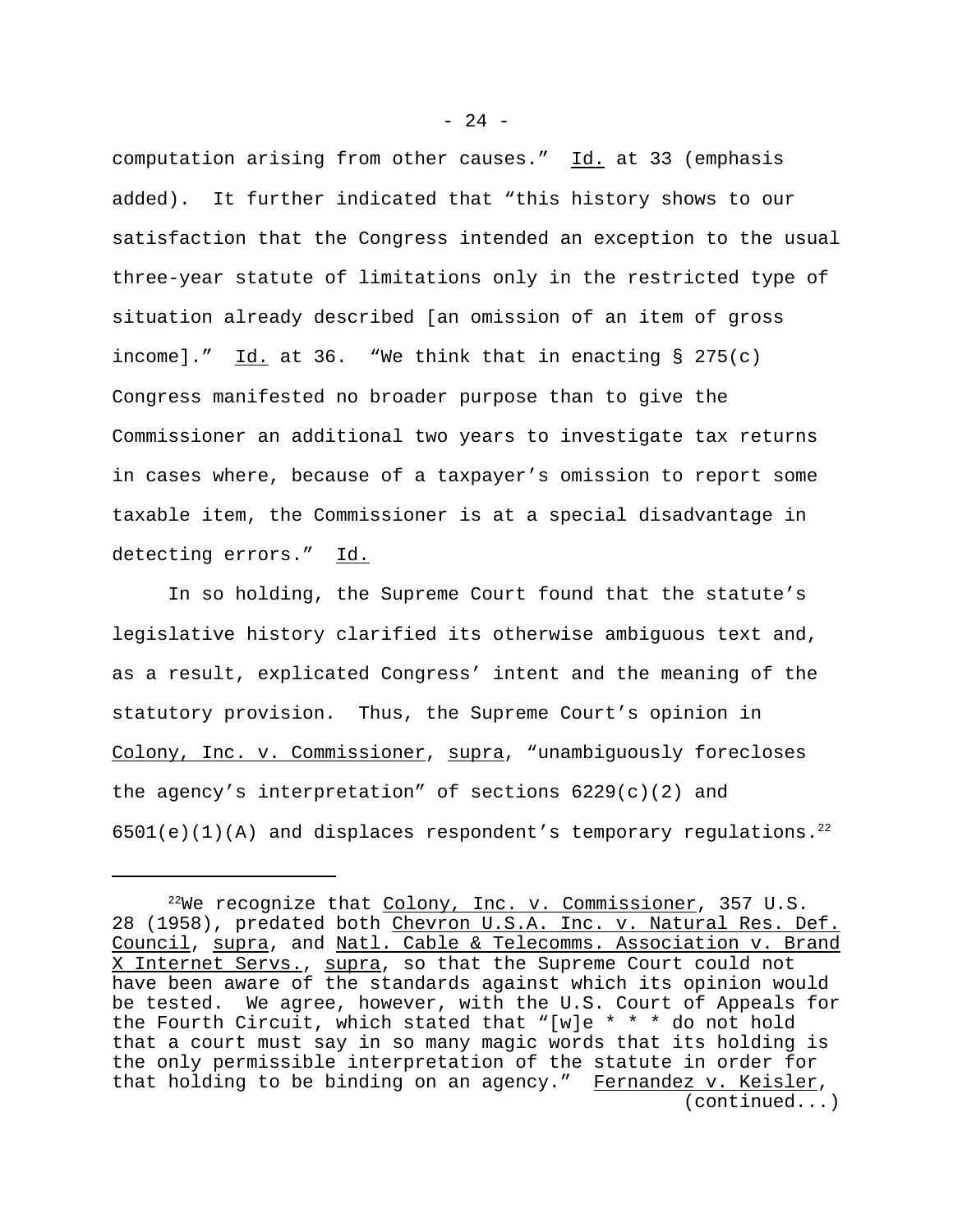computation arising from other causes." Id. at 33 (emphasis added). It further indicated that "this history shows to our satisfaction that the Congress intended an exception to the usual three-year statute of limitations only in the restricted type of situation already described [an omission of an item of gross income]." Id. at 36. "We think that in enacting § 275(c) Congress manifested no broader purpose than to give the Commissioner an additional two years to investigate tax returns in cases where, because of a taxpayer's omission to report some taxable item, the Commissioner is at a special disadvantage in detecting errors." Id.

In so holding, the Supreme Court found that the statute's legislative history clarified its otherwise ambiguous text and, as a result, explicated Congress' intent and the meaning of the statutory provision. Thus, the Supreme Court's opinion in Colony, Inc. v. Commissioner, supra, "unambiguously forecloses the agency's interpretation" of sections 6229(c)(2) and 6501(e)(1)(A) and displaces respondent's temporary regulations.[22]

---

[22]We recognize that Colony, Inc. v. Commissioner, 357 U.S. 28 (1958), predated both Chevron U.S.A. Inc. v. Natural Res. Def. Council, supra, and Natl. Cable & Telecomms. Association v. Brand X Internet Servs., supra, so that the Supreme Court could not have been aware of the standards against which its opinion would be tested. We agree, however, with the U.S. Court of Appeals for the Fourth Circuit, which stated that "[w]e * * * do not hold that a court must say in so many magic words that its holding is the only permissible interpretation of the statute in order for that holding to be binding on an agency." Fernandez v. Keisler, (continued...)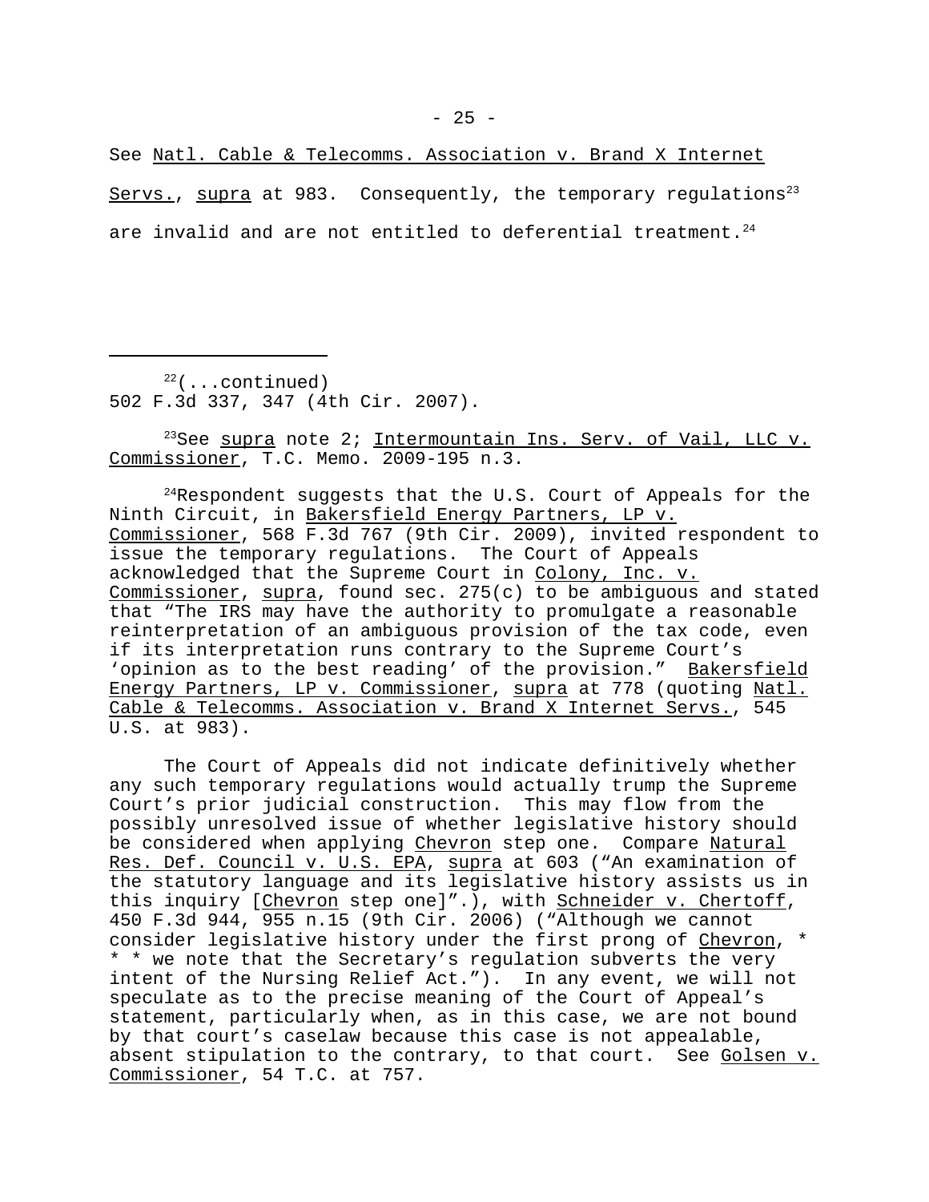See Natl. Cable & Telecomms. Association v. Brand X Internet Servs., supra at 983. Consequently, the temporary regulations[23] are invalid and are not entitled to deferential treatment.[24]

---

[22](...continued)
502 F.3d 337, 347 (4th Cir. 2007).

[23]See supra note 2; Intermountain Ins. Serv. of Vail, LLC v. Commissioner, T.C. Memo. 2009-195 n.3.

[24]Respondent suggests that the U.S. Court of Appeals for the Ninth Circuit, in Bakersfield Energy Partners, LP v. Commissioner, 568 F.3d 767 (9th Cir. 2009), invited respondent to issue the temporary regulations. The Court of Appeals acknowledged that the Supreme Court in Colony, Inc. v. Commissioner, supra, found sec. 275(c) to be ambiguous and stated that "The IRS may have the authority to promulgate a reasonable reinterpretation of an ambiguous provision of the tax code, even if its interpretation runs contrary to the Supreme Court's 'opinion as to the best reading' of the provision." Bakersfield Energy Partners, LP v. Commissioner, supra at 778 (quoting Natl. Cable & Telecomms. Association v. Brand X Internet Servs., 545 U.S. at 983).

The Court of Appeals did not indicate definitively whether any such temporary regulations would actually trump the Supreme Court's prior judicial construction. This may flow from the possibly unresolved issue of whether legislative history should be considered when applying Chevron step one. Compare Natural Res. Def. Council v. U.S. EPA, supra at 603 ("An examination of the statutory language and its legislative history assists us in this inquiry [Chevron step one]".), with Schneider v. Chertoff, 450 F.3d 944, 955 n.15 (9th Cir. 2006) ("Although we cannot consider legislative history under the first prong of Chevron, * * * we note that the Secretary's regulation subverts the very intent of the Nursing Relief Act."). In any event, we will not speculate as to the precise meaning of the Court of Appeal's statement, particularly when, as in this case, we are not bound by that court's caselaw because this case is not appealable, absent stipulation to the contrary, to that court. See Golsen v. Commissioner, 54 T.C. at 757.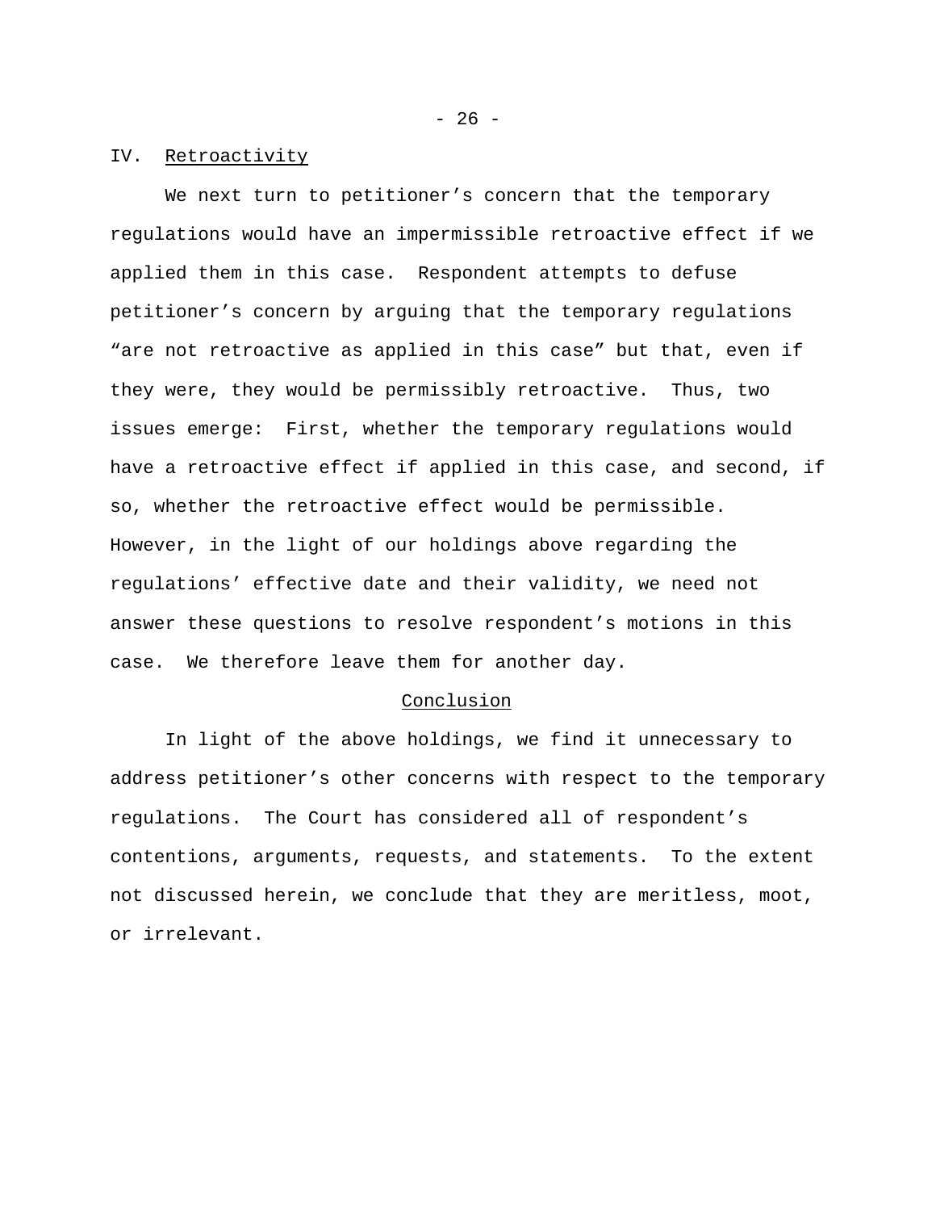## IV. Retroactivity

We next turn to petitioner's concern that the temporary regulations would have an impermissible retroactive effect if we applied them in this case. Respondent attempts to defuse petitioner's concern by arguing that the temporary regulations "are not retroactive as applied in this case" but that, even if they were, they would be permissibly retroactive. Thus, two issues emerge: First, whether the temporary regulations would have a retroactive effect if applied in this case, and second, if so, whether the retroactive effect would be permissible. However, in the light of our holdings above regarding the regulations' effective date and their validity, we need not answer these questions to resolve respondent's motions in this case. We therefore leave them for another day.

## Conclusion

In light of the above holdings, we find it unnecessary to address petitioner's other concerns with respect to the temporary regulations. The Court has considered all of respondent's contentions, arguments, requests, and statements. To the extent not discussed herein, we conclude that they are meritless, moot, or irrelevant.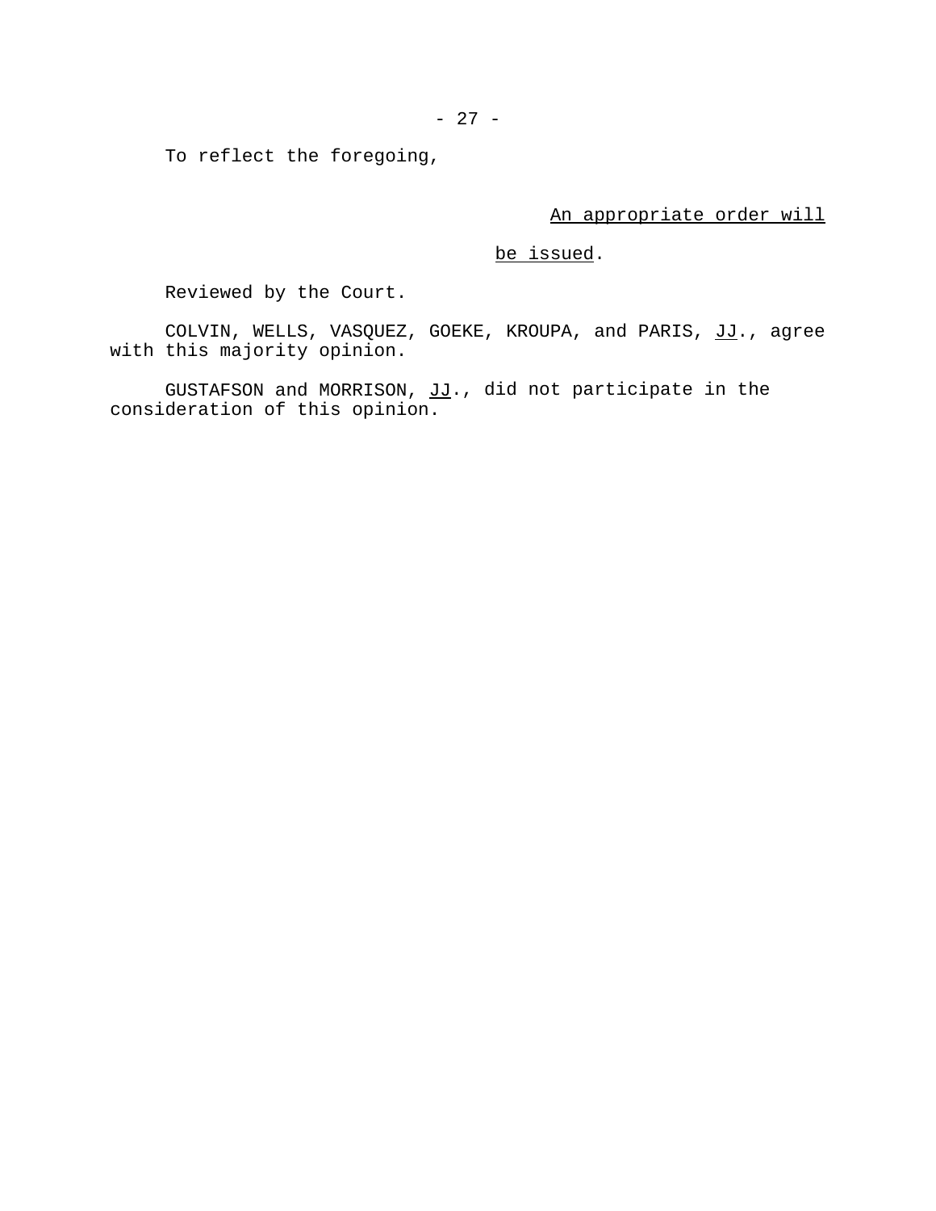To reflect the foregoing,

An appropriate order will be issued.

Reviewed by the Court.

COLVIN, WELLS, VASQUEZ, GOEKE, KROUPA, and PARIS, JJ., agree with this majority opinion.

GUSTAFSON and MORRISON, JJ., did not participate in the consideration of this opinion.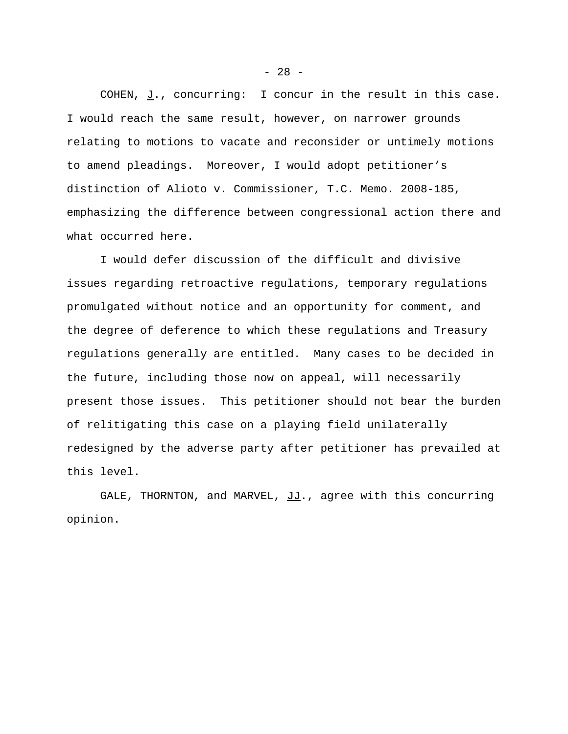COHEN, _J_., concurring: I concur in the result in this case. I would reach the same result, however, on narrower grounds relating to motions to vacate and reconsider or untimely motions to amend pleadings. Moreover, I would adopt petitioner's distinction of _Alioto v. Commissioner_, T.C. Memo. 2008-185, emphasizing the difference between congressional action there and what occurred here.

I would defer discussion of the difficult and divisive issues regarding retroactive regulations, temporary regulations promulgated without notice and an opportunity for comment, and the degree of deference to which these regulations and Treasury regulations generally are entitled. Many cases to be decided in the future, including those now on appeal, will necessarily present those issues. This petitioner should not bear the burden of relitigating this case on a playing field unilaterally redesigned by the adverse party after petitioner has prevailed at this level.

GALE, THORNTON, and MARVEL, _JJ_., agree with this concurring opinion.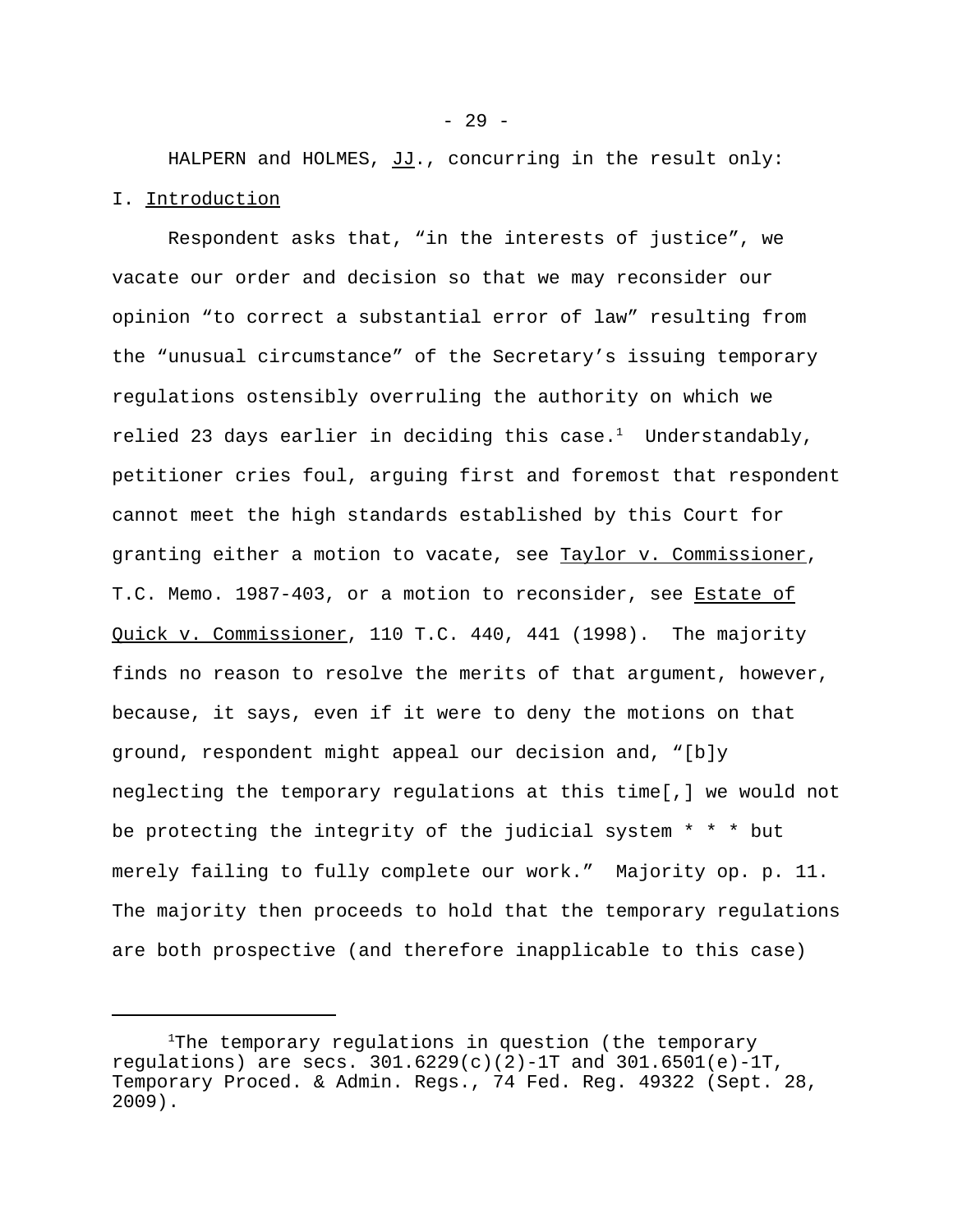HALPERN and HOLMES, JJ., concurring in the result only:

I. Introduction

Respondent asks that, “in the interests of justice”, we vacate our order and decision so that we may reconsider our opinion “to correct a substantial error of law” resulting from the “unusual circumstance” of the Secretary’s issuing temporary regulations ostensibly overruling the authority on which we relied 23 days earlier in deciding this case.[1] Understandably, petitioner cries foul, arguing first and foremost that respondent cannot meet the high standards established by this Court for granting either a motion to vacate, see Taylor v. Commissioner, T.C. Memo. 1987-403, or a motion to reconsider, see Estate of Quick v. Commissioner, 110 T.C. 440, 441 (1998). The majority finds no reason to resolve the merits of that argument, however, because, it says, even if it were to deny the motions on that ground, respondent might appeal our decision and, “[b]y neglecting the temporary regulations at this time[,] we would not be protecting the integrity of the judicial system * * * but merely failing to fully complete our work.” Majority op. p. 11. The majority then proceeds to hold that the temporary regulations are both prospective (and therefore inapplicable to this case)

[1]The temporary regulations in question (the temporary regulations) are secs. 301.6229(c)(2)-1T and 301.6501(e)-1T, Temporary Proced. & Admin. Regs., 74 Fed. Reg. 49322 (Sept. 28, 2009).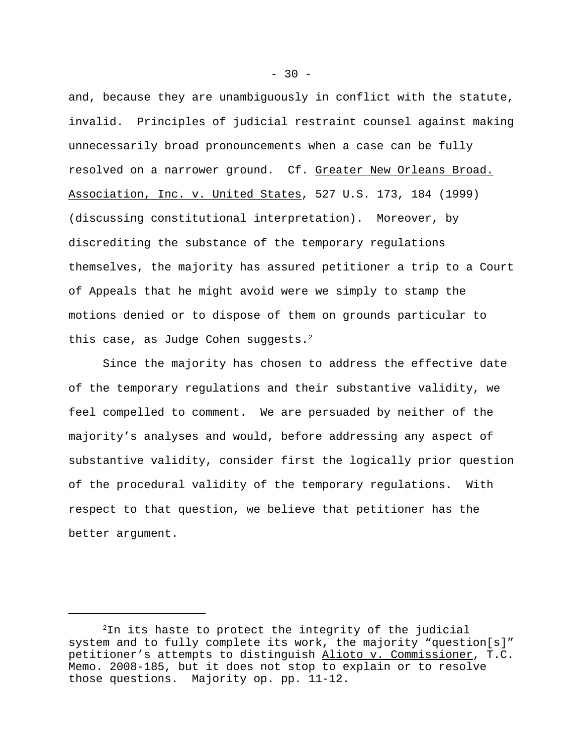and, because they are unambiguously in conflict with the statute, invalid. Principles of judicial restraint counsel against making unnecessarily broad pronouncements when a case can be fully resolved on a narrower ground. Cf. Greater New Orleans Broad. Association, Inc. v. United States, 527 U.S. 173, 184 (1999) (discussing constitutional interpretation). Moreover, by discrediting the substance of the temporary regulations themselves, the majority has assured petitioner a trip to a Court of Appeals that he might avoid were we simply to stamp the motions denied or to dispose of them on grounds particular to this case, as Judge Cohen suggests.[2]

Since the majority has chosen to address the effective date of the temporary regulations and their substantive validity, we feel compelled to comment. We are persuaded by neither of the majority's analyses and would, before addressing any aspect of substantive validity, consider first the logically prior question of the procedural validity of the temporary regulations. With respect to that question, we believe that petitioner has the better argument.

---

[2]In its haste to protect the integrity of the judicial system and to fully complete its work, the majority "question[s]" petitioner's attempts to distinguish Alioto v. Commissioner, T.C. Memo. 2008-185, but it does not stop to explain or to resolve those questions. Majority op. pp. 11-12.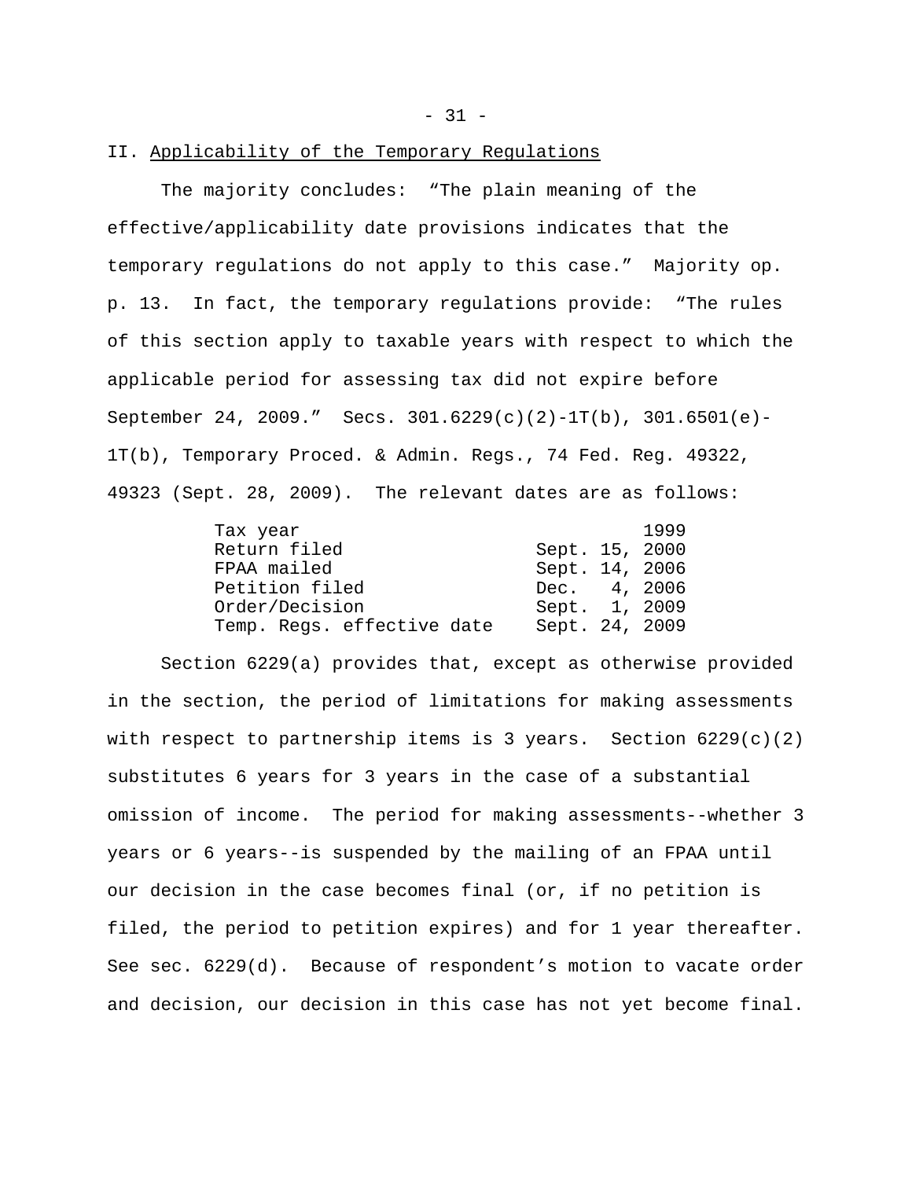## II. Applicability of the Temporary Regulations

The majority concludes: "The plain meaning of the effective/applicability date provisions indicates that the temporary regulations do not apply to this case." Majority op. p. 13. In fact, the temporary regulations provide: "The rules of this section apply to taxable years with respect to which the applicable period for assessing tax did not expire before September 24, 2009." Secs. 301.6229(c)(2)-1T(b), 301.6501(e)-1T(b), Temporary Proced. & Admin. Regs., 74 Fed. Reg. 49322, 49323 (Sept. 28, 2009). The relevant dates are as follows:

| | |
|---|---|
| Tax year | 1999 |
| Return filed | Sept. 15, 2000 |
| FPAA mailed | Sept. 14, 2006 |
| Petition filed | Dec. 4, 2006 |
| Order/Decision | Sept. 1, 2009 |
| Temp. Regs. effective date | Sept. 24, 2009 |

Section 6229(a) provides that, except as otherwise provided in the section, the period of limitations for making assessments with respect to partnership items is 3 years. Section 6229(c)(2) substitutes 6 years for 3 years in the case of a substantial omission of income. The period for making assessments--whether 3 years or 6 years--is suspended by the mailing of an FPAA until our decision in the case becomes final (or, if no petition is filed, the period to petition expires) and for 1 year thereafter. See sec. 6229(d). Because of respondent's motion to vacate order and decision, our decision in this case has not yet become final.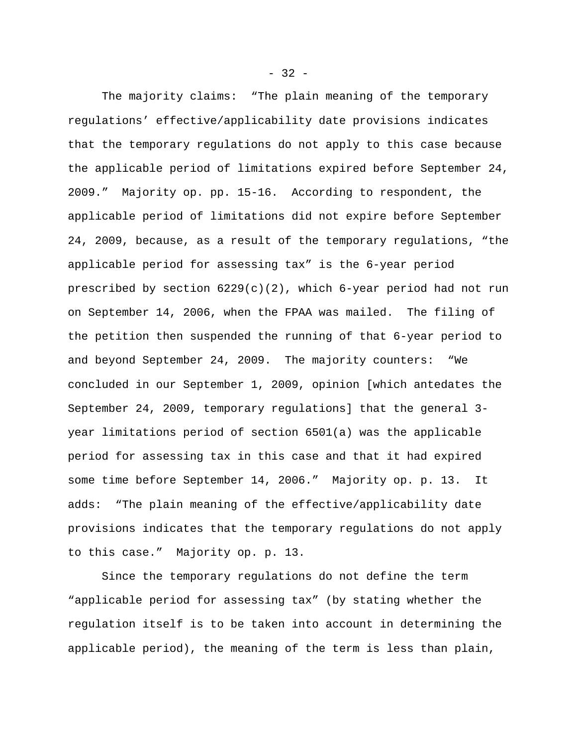The majority claims: "The plain meaning of the temporary regulations' effective/applicability date provisions indicates that the temporary regulations do not apply to this case because the applicable period of limitations expired before September 24, 2009." Majority op. pp. 15-16. According to respondent, the applicable period of limitations did not expire before September 24, 2009, because, as a result of the temporary regulations, "the applicable period for assessing tax" is the 6-year period prescribed by section 6229(c)(2), which 6-year period had not run on September 14, 2006, when the FPAA was mailed. The filing of the petition then suspended the running of that 6-year period to and beyond September 24, 2009. The majority counters: "We concluded in our September 1, 2009, opinion [which antedates the September 24, 2009, temporary regulations] that the general 3-year limitations period of section 6501(a) was the applicable period for assessing tax in this case and that it had expired some time before September 14, 2006." Majority op. p. 13. It adds: "The plain meaning of the effective/applicability date provisions indicates that the temporary regulations do not apply to this case." Majority op. p. 13.

Since the temporary regulations do not define the term "applicable period for assessing tax" (by stating whether the regulation itself is to be taken into account in determining the applicable period), the meaning of the term is less than plain,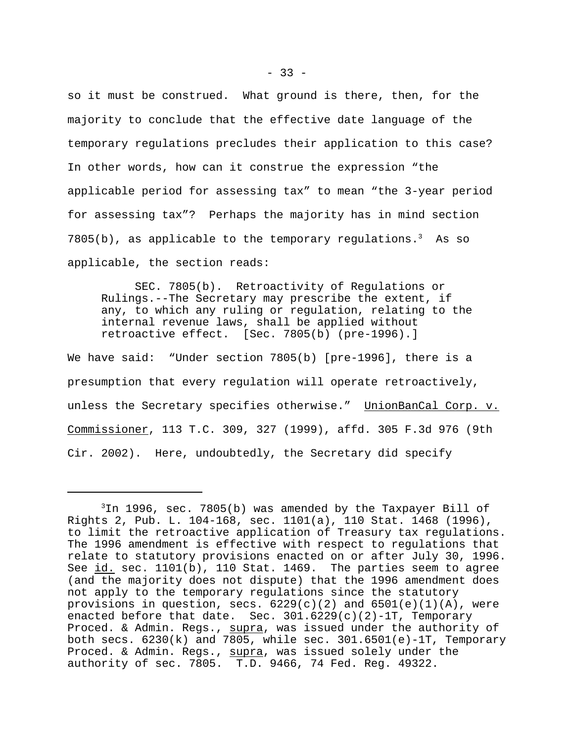so it must be construed. What ground is there, then, for the majority to conclude that the effective date language of the temporary regulations precludes their application to this case? In other words, how can it construe the expression "the applicable period for assessing tax" to mean "the 3-year period for assessing tax"? Perhaps the majority has in mind section 7805(b), as applicable to the temporary regulations.[3] As so applicable, the section reads:

> SEC. 7805(b). Retroactivity of Regulations or Rulings.--The Secretary may prescribe the extent, if any, to which any ruling or regulation, relating to the internal revenue laws, shall be applied without retroactive effect. [Sec. 7805(b) (pre-1996).]

We have said: "Under section 7805(b) [pre-1996], there is a presumption that every regulation will operate retroactively, unless the Secretary specifies otherwise." <u>UnionBanCal Corp. v. Commissioner</u>, 113 T.C. 309, 327 (1999), affd. 305 F.3d 976 (9th Cir. 2002). Here, undoubtedly, the Secretary did specify

---

[3]In 1996, sec. 7805(b) was amended by the Taxpayer Bill of Rights 2, Pub. L. 104-168, sec. 1101(a), 110 Stat. 1468 (1996), to limit the retroactive application of Treasury tax regulations. The 1996 amendment is effective with respect to regulations that relate to statutory provisions enacted on or after July 30, 1996. See <u>id.</u> sec. 1101(b), 110 Stat. 1469. The parties seem to agree (and the majority does not dispute) that the 1996 amendment does not apply to the temporary regulations since the statutory provisions in question, secs. 6229(c)(2) and 6501(e)(1)(A), were enacted before that date. Sec. 301.6229(c)(2)-1T, Temporary Proced. & Admin. Regs., <u>supra</u>, was issued under the authority of both secs. 6230(k) and 7805, while sec. 301.6501(e)-1T, Temporary Proced. & Admin. Regs., <u>supra</u>, was issued solely under the authority of sec. 7805. T.D. 9466, 74 Fed. Reg. 49322.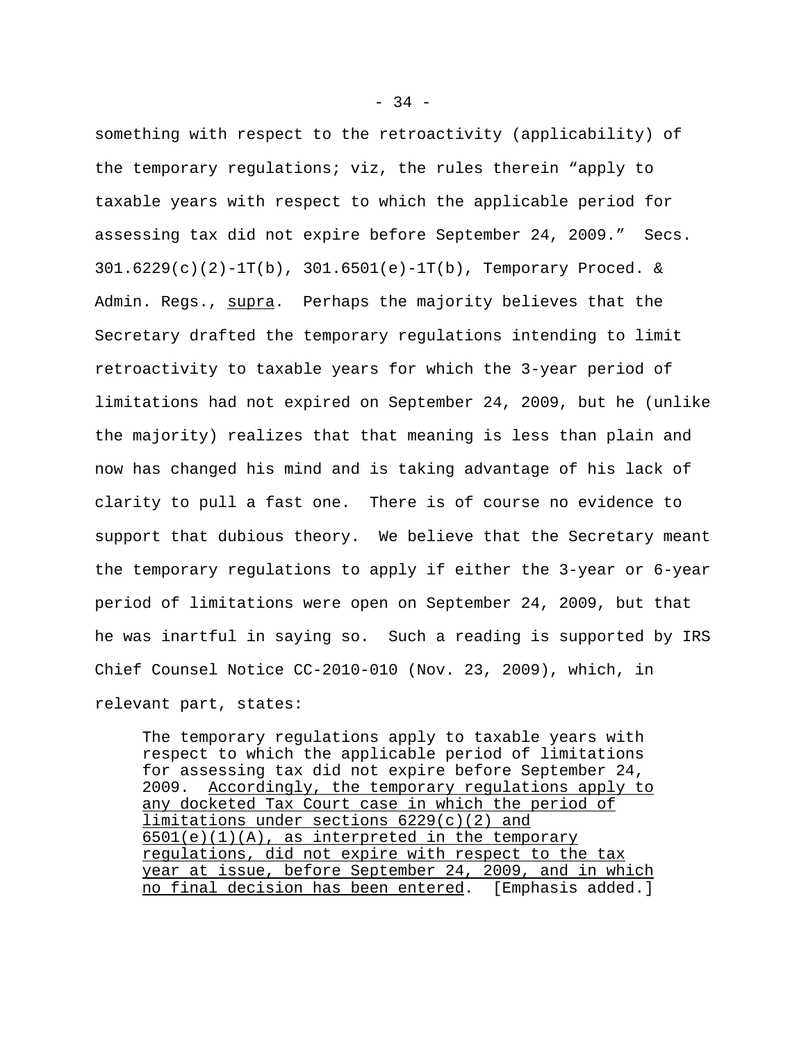something with respect to the retroactivity (applicability) of the temporary regulations; viz, the rules therein "apply to taxable years with respect to which the applicable period for assessing tax did not expire before September 24, 2009." Secs. 301.6229(c)(2)-1T(b), 301.6501(e)-1T(b), Temporary Proced. & Admin. Regs., _supra_. Perhaps the majority believes that the Secretary drafted the temporary regulations intending to limit retroactivity to taxable years for which the 3-year period of limitations had not expired on September 24, 2009, but he (unlike the majority) realizes that that meaning is less than plain and now has changed his mind and is taking advantage of his lack of clarity to pull a fast one. There is of course no evidence to support that dubious theory. We believe that the Secretary meant the temporary regulations to apply if either the 3-year or 6-year period of limitations were open on September 24, 2009, but that he was inartful in saying so. Such a reading is supported by IRS Chief Counsel Notice CC-2010-010 (Nov. 23, 2009), which, in relevant part, states:

> The temporary regulations apply to taxable years with respect to which the applicable period of limitations for assessing tax did not expire before September 24, 2009. _Accordingly, the temporary regulations apply to any docketed Tax Court case in which the period of limitations under sections 6229(c)(2) and 6501(e)(1)(A), as interpreted in the temporary regulations, did not expire with respect to the tax year at issue, before September 24, 2009, and in which no final decision has been entered_. [Emphasis added.]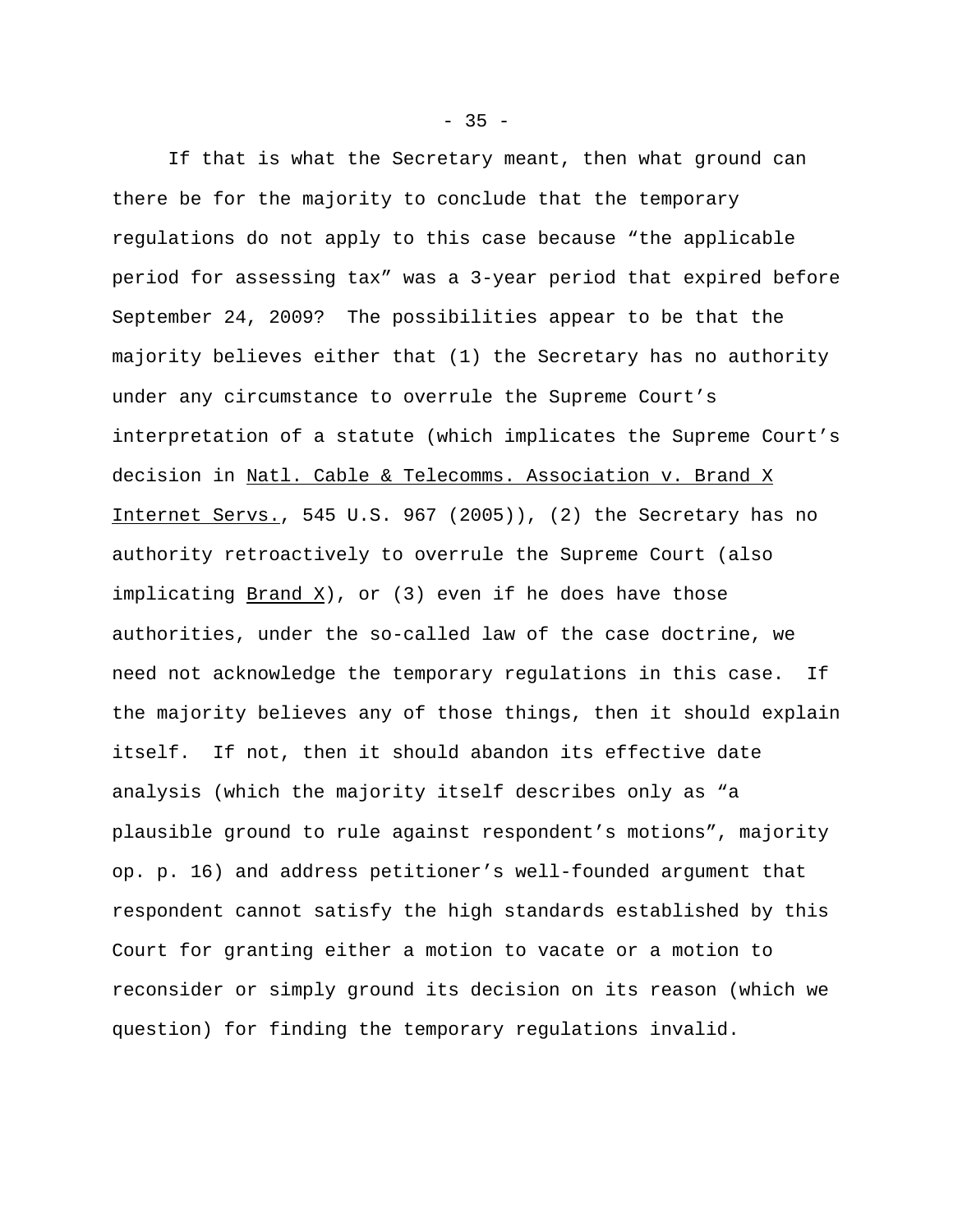If that is what the Secretary meant, then what ground can there be for the majority to conclude that the temporary regulations do not apply to this case because "the applicable period for assessing tax" was a 3-year period that expired before September 24, 2009? The possibilities appear to be that the majority believes either that (1) the Secretary has no authority under any circumstance to overrule the Supreme Court's interpretation of a statute (which implicates the Supreme Court's decision in Natl. Cable & Telecomms. Association v. Brand X Internet Servs., 545 U.S. 967 (2005)), (2) the Secretary has no authority retroactively to overrule the Supreme Court (also implicating Brand X), or (3) even if he does have those authorities, under the so-called law of the case doctrine, we need not acknowledge the temporary regulations in this case. If the majority believes any of those things, then it should explain itself. If not, then it should abandon its effective date analysis (which the majority itself describes only as "a plausible ground to rule against respondent's motions", majority op. p. 16) and address petitioner's well-founded argument that respondent cannot satisfy the high standards established by this Court for granting either a motion to vacate or a motion to reconsider or simply ground its decision on its reason (which we question) for finding the temporary regulations invalid.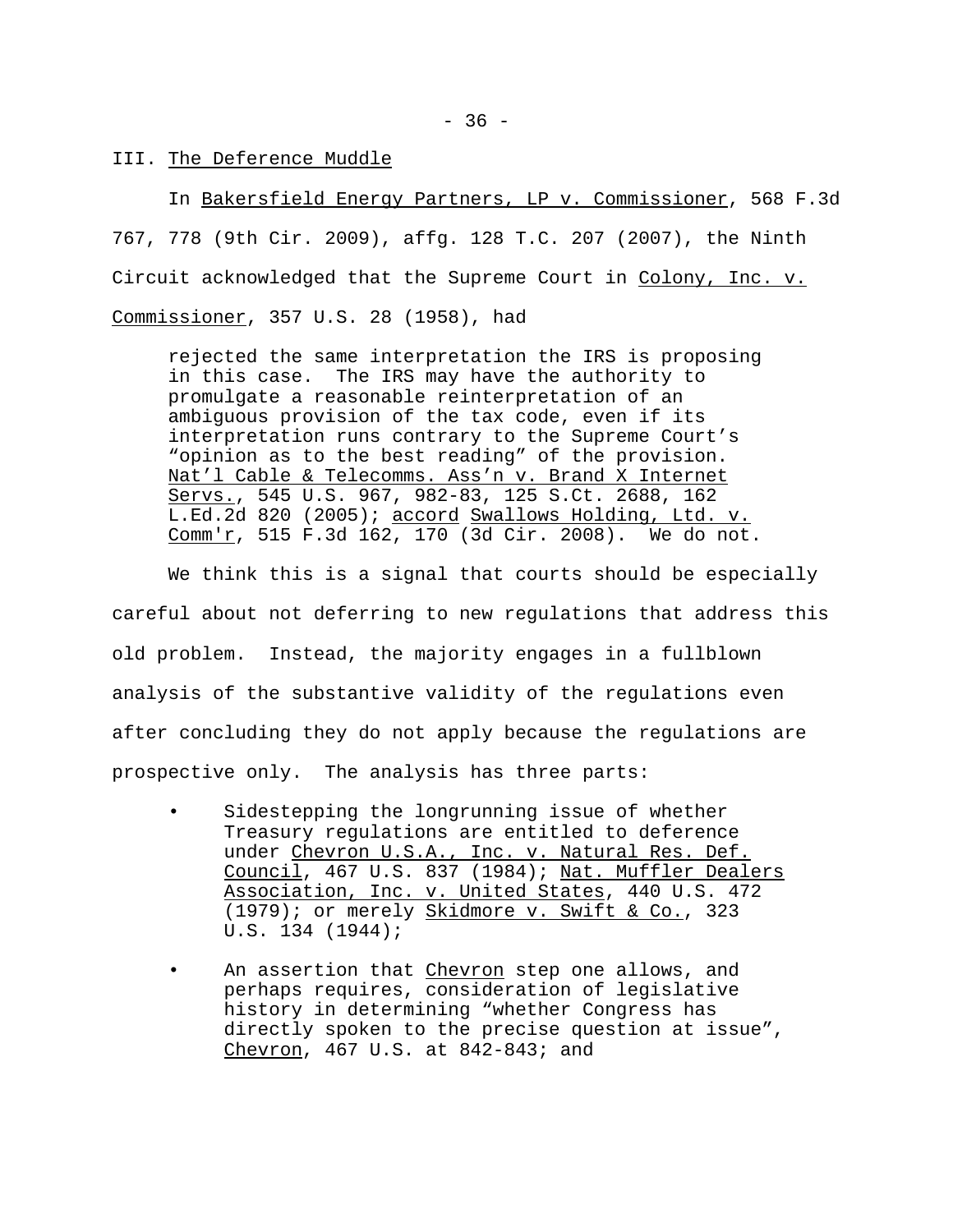## III. <u>The Deference Muddle</u>

In Bakersfield Energy Partners, LP v. Commissioner, 568 F.3d 767, 778 (9th Cir. 2009), affg. 128 T.C. 207 (2007), the Ninth Circuit acknowledged that the Supreme Court in Colony, Inc. v. Commissioner, 357 U.S. 28 (1958), had

> rejected the same interpretation the IRS is proposing in this case. The IRS may have the authority to promulgate a reasonable reinterpretation of an ambiguous provision of the tax code, even if its interpretation runs contrary to the Supreme Court's "opinion as to the best reading" of the provision. Nat'l Cable & Telecomms. Ass'n v. Brand X Internet Servs., 545 U.S. 967, 982-83, 125 S.Ct. 2688, 162 L.Ed.2d 820 (2005); accord Swallows Holding, Ltd. v. Comm'r, 515 F.3d 162, 170 (3d Cir. 2008). We do not.

We think this is a signal that courts should be especially careful about not deferring to new regulations that address this old problem. Instead, the majority engages in a fullblown analysis of the substantive validity of the regulations even after concluding they do not apply because the regulations are prospective only. The analysis has three parts:

- Sidestepping the longrunning issue of whether Treasury regulations are entitled to deference under Chevron U.S.A., Inc. v. Natural Res. Def. Council, 467 U.S. 837 (1984); Nat. Muffler Dealers Association, Inc. v. United States, 440 U.S. 472 (1979); or merely Skidmore v. Swift & Co., 323 U.S. 134 (1944);
- An assertion that Chevron step one allows, and perhaps requires, consideration of legislative history in determining "whether Congress has directly spoken to the precise question at issue", Chevron, 467 U.S. at 842-843; and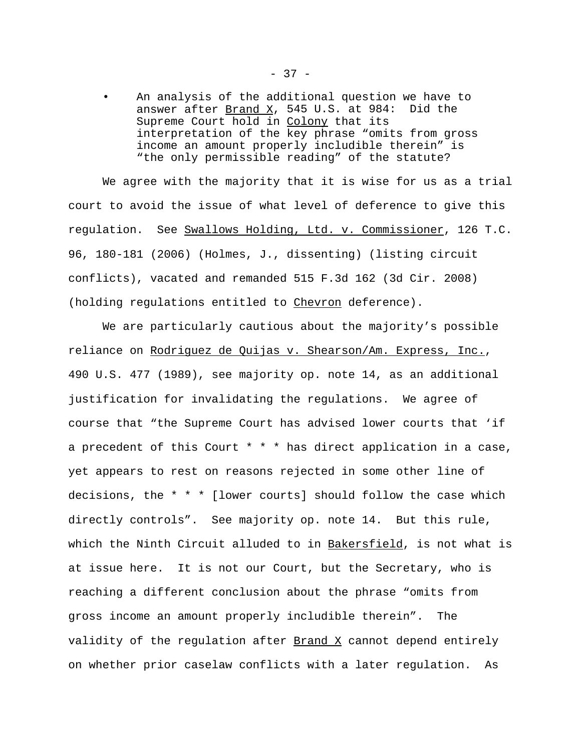- An analysis of the additional question we have to answer after Brand X, 545 U.S. at 984: Did the Supreme Court hold in Colony that its interpretation of the key phrase "omits from gross income an amount properly includible therein" is "the only permissible reading" of the statute?

We agree with the majority that it is wise for us as a trial court to avoid the issue of what level of deference to give this regulation. See Swallows Holding, Ltd. v. Commissioner, 126 T.C. 96, 180-181 (2006) (Holmes, J., dissenting) (listing circuit conflicts), vacated and remanded 515 F.3d 162 (3d Cir. 2008) (holding regulations entitled to Chevron deference).

We are particularly cautious about the majority's possible reliance on Rodriguez de Quijas v. Shearson/Am. Express, Inc., 490 U.S. 477 (1989), see majority op. note 14, as an additional justification for invalidating the regulations. We agree of course that "the Supreme Court has advised lower courts that 'if a precedent of this Court * * * has direct application in a case, yet appears to rest on reasons rejected in some other line of decisions, the * * * [lower courts] should follow the case which directly controls". See majority op. note 14. But this rule, which the Ninth Circuit alluded to in Bakersfield, is not what is at issue here. It is not our Court, but the Secretary, who is reaching a different conclusion about the phrase "omits from gross income an amount properly includible therein". The validity of the regulation after Brand X cannot depend entirely on whether prior caselaw conflicts with a later regulation. As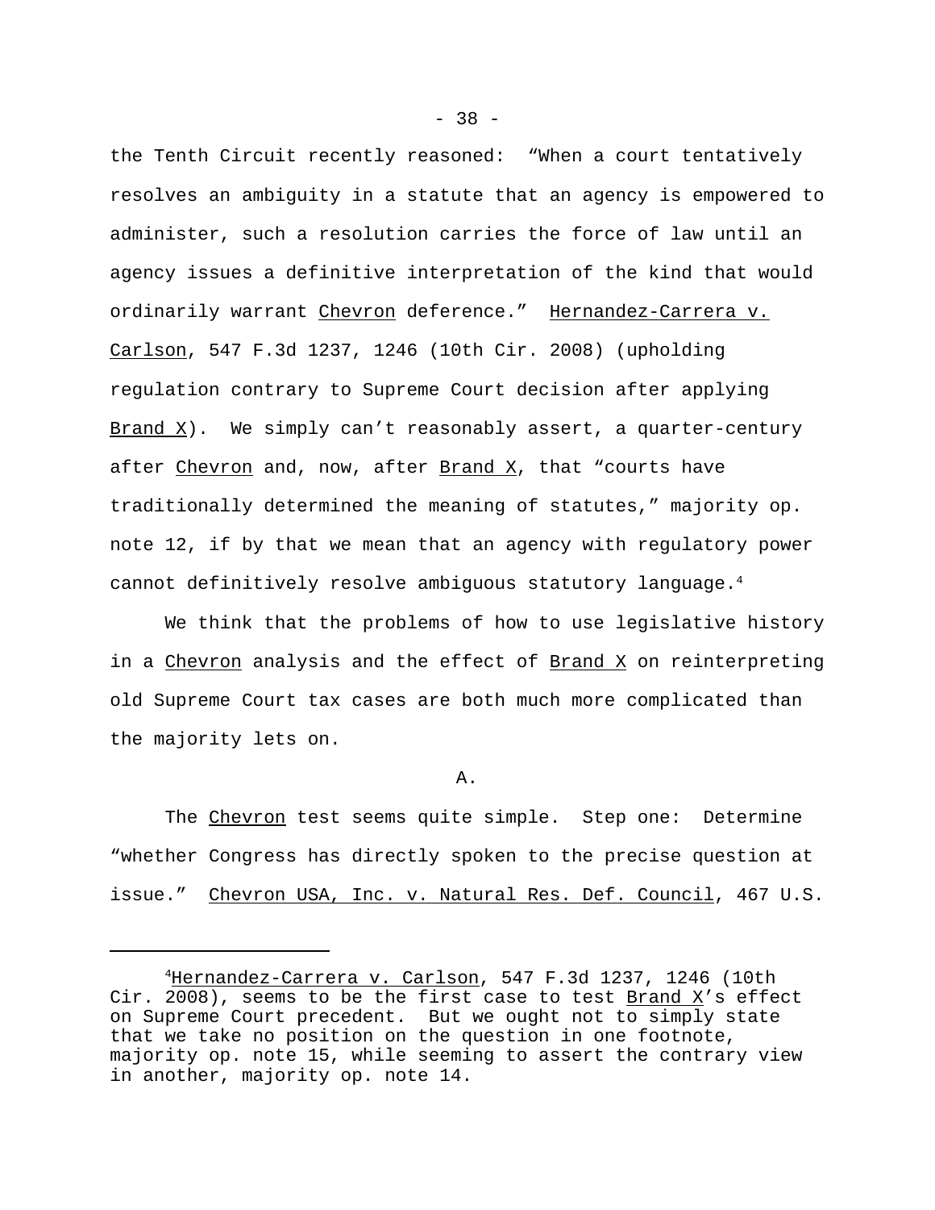the Tenth Circuit recently reasoned: "When a court tentatively resolves an ambiguity in a statute that an agency is empowered to administer, such a resolution carries the force of law until an agency issues a definitive interpretation of the kind that would ordinarily warrant Chevron deference." Hernandez-Carrera v. Carlson, 547 F.3d 1237, 1246 (10th Cir. 2008) (upholding regulation contrary to Supreme Court decision after applying Brand X). We simply can't reasonably assert, a quarter-century after Chevron and, now, after Brand X, that "courts have traditionally determined the meaning of statutes," majority op. note 12, if by that we mean that an agency with regulatory power cannot definitively resolve ambiguous statutory language.[4]

We think that the problems of how to use legislative history in a Chevron analysis and the effect of Brand X on reinterpreting old Supreme Court tax cases are both much more complicated than the majority lets on.

A.

The Chevron test seems quite simple. Step one: Determine "whether Congress has directly spoken to the precise question at issue." Chevron USA, Inc. v. Natural Res. Def. Council, 467 U.S.

---

[4] Hernandez-Carrera v. Carlson, 547 F.3d 1237, 1246 (10th Cir. 2008), seems to be the first case to test Brand X's effect on Supreme Court precedent. But we ought not to simply state that we take no position on the question in one footnote, majority op. note 15, while seeming to assert the contrary view in another, majority op. note 14.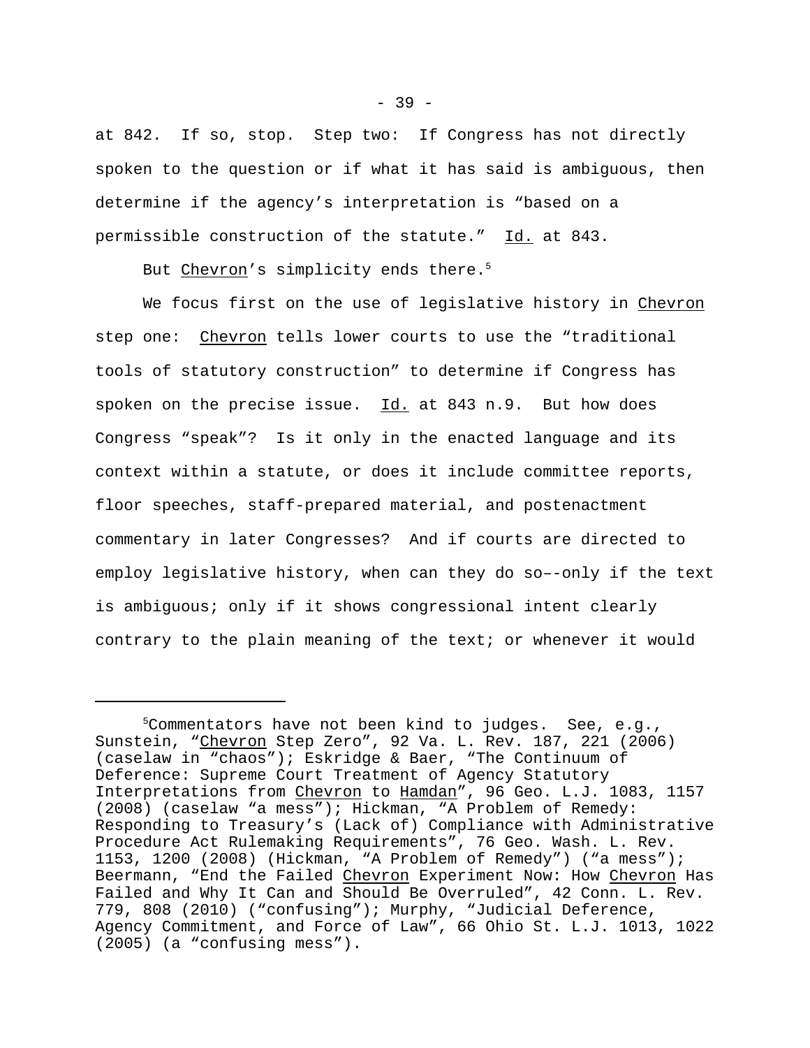at 842. If so, stop. Step two: If Congress has not directly spoken to the question or if what it has said is ambiguous, then determine if the agency's interpretation is "based on a permissible construction of the statute." Id. at 843.

But Chevron's simplicity ends there.[5]

We focus first on the use of legislative history in Chevron step one: Chevron tells lower courts to use the "traditional tools of statutory construction" to determine if Congress has spoken on the precise issue. Id. at 843 n.9. But how does Congress "speak"? Is it only in the enacted language and its context within a statute, or does it include committee reports, floor speeches, staff-prepared material, and postenactment commentary in later Congresses? And if courts are directed to employ legislative history, when can they do so--only if the text is ambiguous; only if it shows congressional intent clearly contrary to the plain meaning of the text; or whenever it would

---

[5]Commentators have not been kind to judges. See, e.g., Sunstein, "Chevron Step Zero", 92 Va. L. Rev. 187, 221 (2006) (caselaw in "chaos"); Eskridge & Baer, "The Continuum of Deference: Supreme Court Treatment of Agency Statutory Interpretations from Chevron to Hamdan", 96 Geo. L.J. 1083, 1157 (2008) (caselaw "a mess"); Hickman, "A Problem of Remedy: Responding to Treasury's (Lack of) Compliance with Administrative Procedure Act Rulemaking Requirements", 76 Geo. Wash. L. Rev. 1153, 1200 (2008) (Hickman, "A Problem of Remedy") ("a mess"); Beermann, "End the Failed Chevron Experiment Now: How Chevron Has Failed and Why It Can and Should Be Overruled", 42 Conn. L. Rev. 779, 808 (2010) ("confusing"); Murphy, "Judicial Deference, Agency Commitment, and Force of Law", 66 Ohio St. L.J. 1013, 1022 (2005) (a "confusing mess").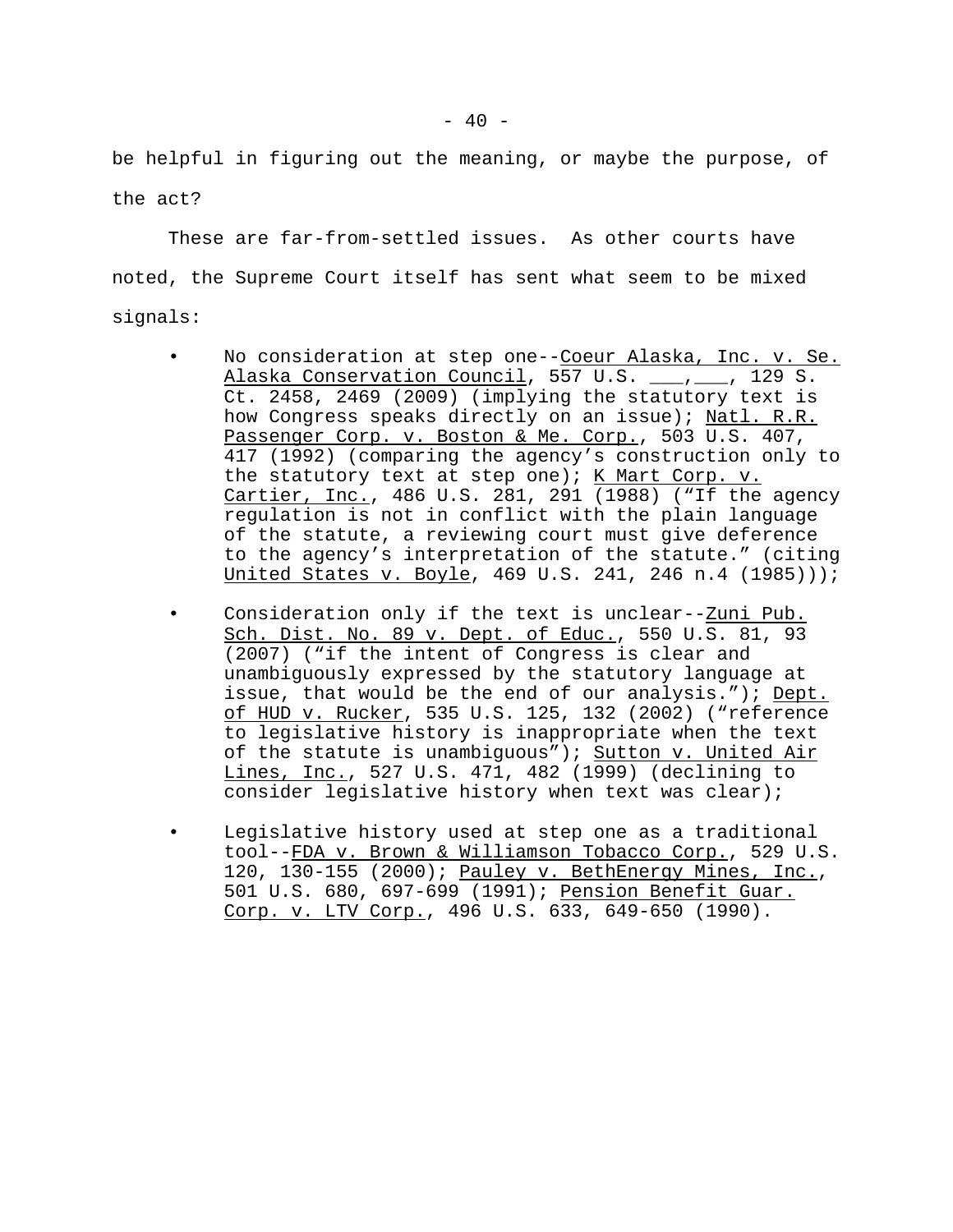be helpful in figuring out the meaning, or maybe the purpose, of the act?

These are far-from-settled issues. As other courts have noted, the Supreme Court itself has sent what seem to be mixed signals:

- No consideration at step one--Coeur Alaska, Inc. v. Se. Alaska Conservation Council, 557 U.S. ___,___, 129 S. Ct. 2458, 2469 (2009) (implying the statutory text is how Congress speaks directly on an issue); Natl. R.R. Passenger Corp. v. Boston & Me. Corp., 503 U.S. 407, 417 (1992) (comparing the agency's construction only to the statutory text at step one); K Mart Corp. v. Cartier, Inc., 486 U.S. 281, 291 (1988) ("If the agency regulation is not in conflict with the plain language of the statute, a reviewing court must give deference to the agency's interpretation of the statute." (citing United States v. Boyle, 469 U.S. 241, 246 n.4 (1985)));

- Consideration only if the text is unclear--Zuni Pub. Sch. Dist. No. 89 v. Dept. of Educ., 550 U.S. 81, 93 (2007) ("if the intent of Congress is clear and unambiguously expressed by the statutory language at issue, that would be the end of our analysis."); Dept. of HUD v. Rucker, 535 U.S. 125, 132 (2002) ("reference to legislative history is inappropriate when the text of the statute is unambiguous"); Sutton v. United Air Lines, Inc., 527 U.S. 471, 482 (1999) (declining to consider legislative history when text was clear);

- Legislative history used at step one as a traditional tool--FDA v. Brown & Williamson Tobacco Corp., 529 U.S. 120, 130-155 (2000); Pauley v. BethEnergy Mines, Inc., 501 U.S. 680, 697-699 (1991); Pension Benefit Guar. Corp. v. LTV Corp., 496 U.S. 633, 649-650 (1990).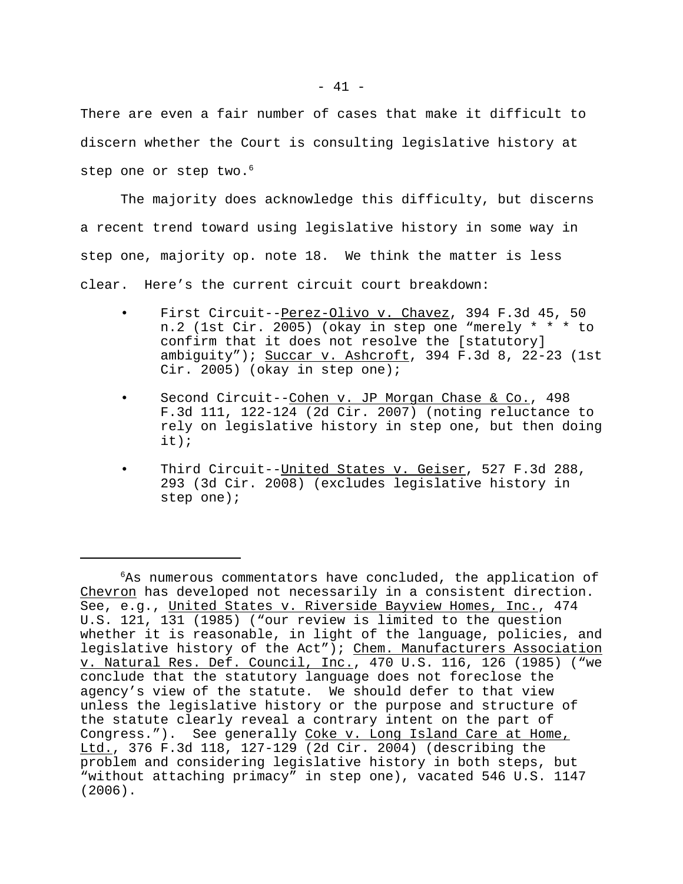There are even a fair number of cases that make it difficult to discern whether the Court is consulting legislative history at step one or step two.[6]

The majority does acknowledge this difficulty, but discerns a recent trend toward using legislative history in some way in step one, majority op. note 18. We think the matter is less clear. Here's the current circuit court breakdown:

- First Circuit--Perez-Olivo v. Chavez, 394 F.3d 45, 50 n.2 (1st Cir. 2005) (okay in step one "merely * * * to confirm that it does not resolve the [statutory] ambiguity"); Succar v. Ashcroft, 394 F.3d 8, 22-23 (1st Cir. 2005) (okay in step one);
- Second Circuit--Cohen v. JP Morgan Chase & Co., 498 F.3d 111, 122-124 (2d Cir. 2007) (noting reluctance to rely on legislative history in step one, but then doing it);
- Third Circuit--United States v. Geiser, 527 F.3d 288, 293 (3d Cir. 2008) (excludes legislative history in step one);

---

[6]As numerous commentators have concluded, the application of Chevron has developed not necessarily in a consistent direction. See, e.g., United States v. Riverside Bayview Homes, Inc., 474 U.S. 121, 131 (1985) ("our review is limited to the question whether it is reasonable, in light of the language, policies, and legislative history of the Act"); Chem. Manufacturers Association v. Natural Res. Def. Council, Inc., 470 U.S. 116, 126 (1985) ("we conclude that the statutory language does not foreclose the agency's view of the statute. We should defer to that view unless the legislative history or the purpose and structure of the statute clearly reveal a contrary intent on the part of Congress."). See generally Coke v. Long Island Care at Home, Ltd., 376 F.3d 118, 127-129 (2d Cir. 2004) (describing the problem and considering legislative history in both steps, but "without attaching primacy" in step one), vacated 546 U.S. 1147 (2006).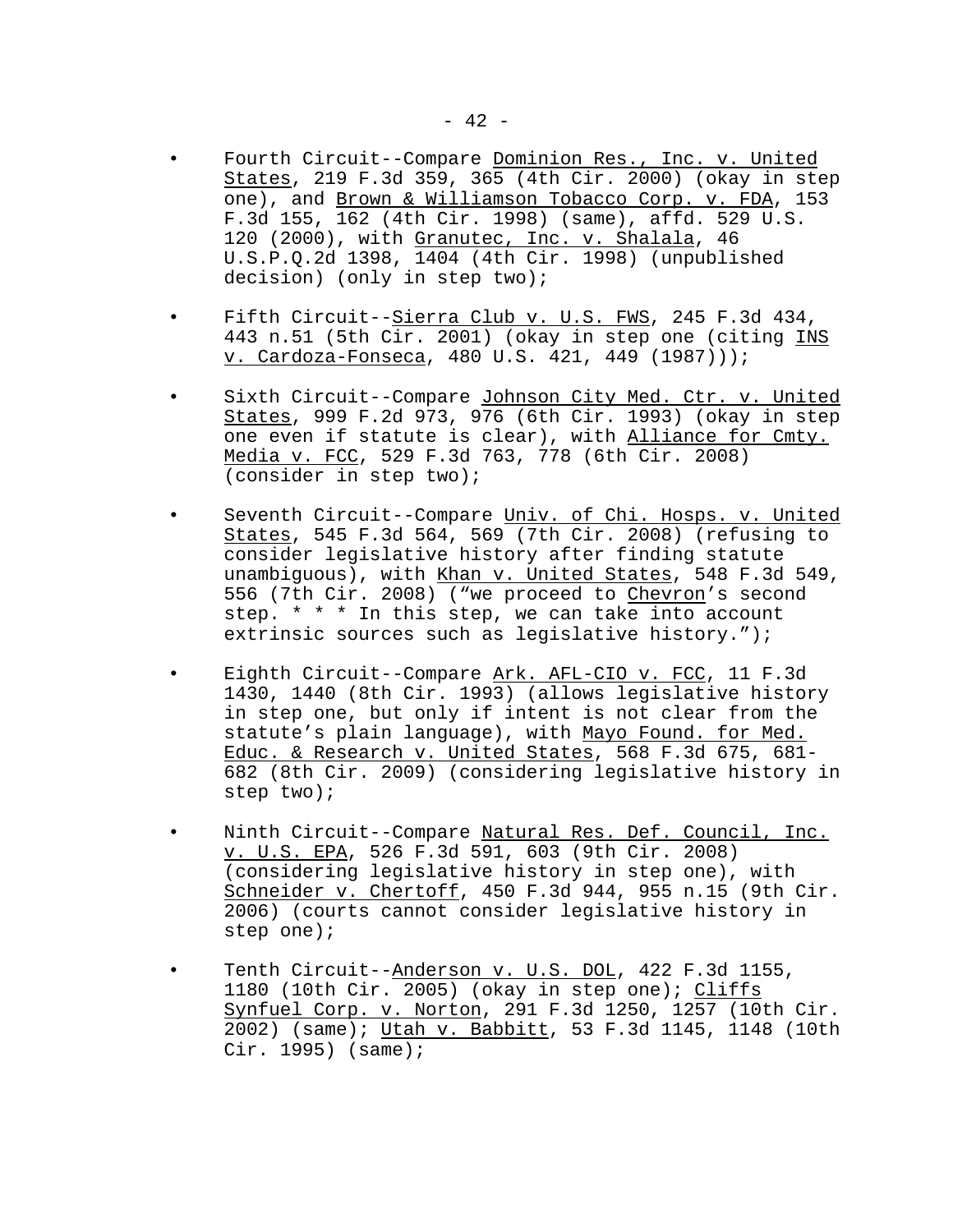- Fourth Circuit--Compare <u>Dominion Res., Inc. v. United States</u>, 219 F.3d 359, 365 (4th Cir. 2000) (okay in step one), and <u>Brown & Williamson Tobacco Corp. v. FDA</u>, 153 F.3d 155, 162 (4th Cir. 1998) (same), affd. 529 U.S. 120 (2000), with <u>Granutec, Inc. v. Shalala</u>, 46 U.S.P.Q.2d 1398, 1404 (4th Cir. 1998) (unpublished decision) (only in step two);

- Fifth Circuit--<u>Sierra Club v. U.S. FWS</u>, 245 F.3d 434, 443 n.51 (5th Cir. 2001) (okay in step one (citing <u>INS v. Cardoza-Fonseca</u>, 480 U.S. 421, 449 (1987)));

- Sixth Circuit--Compare <u>Johnson City Med. Ctr. v. United States</u>, 999 F.2d 973, 976 (6th Cir. 1993) (okay in step one even if statute is clear), with <u>Alliance for Cmty. Media v. FCC</u>, 529 F.3d 763, 778 (6th Cir. 2008) (consider in step two);

- Seventh Circuit--Compare <u>Univ. of Chi. Hosps. v. United States</u>, 545 F.3d 564, 569 (7th Cir. 2008) (refusing to consider legislative history after finding statute unambiguous), with <u>Khan v. United States</u>, 548 F.3d 549, 556 (7th Cir. 2008) ("we proceed to <u>Chevron</u>'s second step. * * * In this step, we can take into account extrinsic sources such as legislative history.");

- Eighth Circuit--Compare <u>Ark. AFL-CIO v. FCC</u>, 11 F.3d 1430, 1440 (8th Cir. 1993) (allows legislative history in step one, but only if intent is not clear from the statute's plain language), with <u>Mayo Found. for Med. Educ. & Research v. United States</u>, 568 F.3d 675, 681-682 (8th Cir. 2009) (considering legislative history in step two);

- Ninth Circuit--Compare <u>Natural Res. Def. Council, Inc. v. U.S. EPA</u>, 526 F.3d 591, 603 (9th Cir. 2008) (considering legislative history in step one), with <u>Schneider v. Chertoff</u>, 450 F.3d 944, 955 n.15 (9th Cir. 2006) (courts cannot consider legislative history in step one);

- Tenth Circuit--<u>Anderson v. U.S. DOL</u>, 422 F.3d 1155, 1180 (10th Cir. 2005) (okay in step one); <u>Cliffs Synfuel Corp. v. Norton</u>, 291 F.3d 1250, 1257 (10th Cir. 2002) (same); <u>Utah v. Babbitt</u>, 53 F.3d 1145, 1148 (10th Cir. 1995) (same);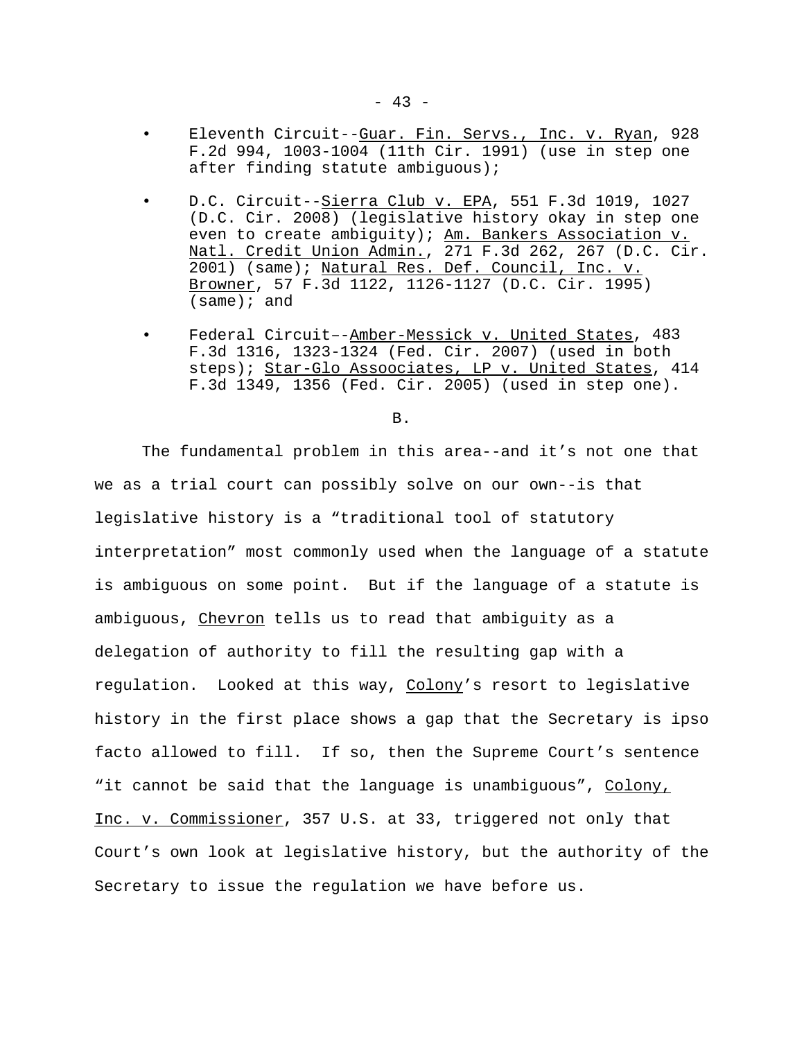- Eleventh Circuit--Guar. Fin. Servs., Inc. v. Ryan, 928 F.2d 994, 1003-1004 (11th Cir. 1991) (use in step one after finding statute ambiguous);

- D.C. Circuit--Sierra Club v. EPA, 551 F.3d 1019, 1027 (D.C. Cir. 2008) (legislative history okay in step one even to create ambiguity); Am. Bankers Association v. Natl. Credit Union Admin., 271 F.3d 262, 267 (D.C. Cir. 2001) (same); Natural Res. Def. Council, Inc. v. Browner, 57 F.3d 1122, 1126-1127 (D.C. Cir. 1995) (same); and

- Federal Circuit–-Amber-Messick v. United States, 483 F.3d 1316, 1323-1324 (Fed. Cir. 2007) (used in both steps); Star-Glo Assoociates, LP v. United States, 414 F.3d 1349, 1356 (Fed. Cir. 2005) (used in step one).

B.

The fundamental problem in this area--and it's not one that we as a trial court can possibly solve on our own--is that legislative history is a "traditional tool of statutory interpretation" most commonly used when the language of a statute is ambiguous on some point. But if the language of a statute is ambiguous, Chevron tells us to read that ambiguity as a delegation of authority to fill the resulting gap with a regulation. Looked at this way, Colony's resort to legislative history in the first place shows a gap that the Secretary is ipso facto allowed to fill. If so, then the Supreme Court's sentence "it cannot be said that the language is unambiguous", Colony, Inc. v. Commissioner, 357 U.S. at 33, triggered not only that Court's own look at legislative history, but the authority of the Secretary to issue the regulation we have before us.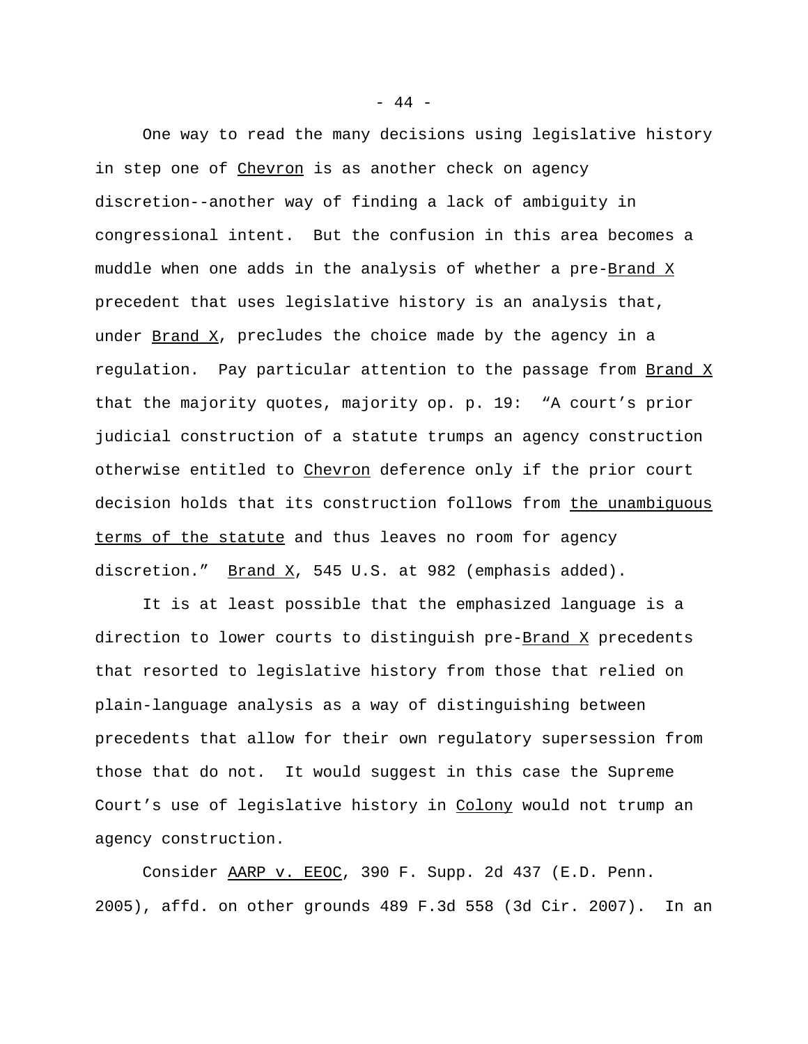One way to read the many decisions using legislative history in step one of *Chevron* is as another check on agency discretion--another way of finding a lack of ambiguity in congressional intent. But the confusion in this area becomes a muddle when one adds in the analysis of whether a pre-*Brand X* precedent that uses legislative history is an analysis that, under *Brand X*, precludes the choice made by the agency in a regulation. Pay particular attention to the passage from *Brand X* that the majority quotes, majority op. p. 19: "A court's prior judicial construction of a statute trumps an agency construction otherwise entitled to *Chevron* deference only if the prior court decision holds that its construction follows from *the unambiguous terms of the statute* and thus leaves no room for agency discretion." *Brand X*, 545 U.S. at 982 (emphasis added).

It is at least possible that the emphasized language is a direction to lower courts to distinguish pre-*Brand X* precedents that resorted to legislative history from those that relied on plain-language analysis as a way of distinguishing between precedents that allow for their own regulatory supersession from those that do not. It would suggest in this case the Supreme Court's use of legislative history in *Colony* would not trump an agency construction.

Consider *AARP v. EEOC*, 390 F. Supp. 2d 437 (E.D. Penn. 2005), affd. on other grounds 489 F.3d 558 (3d Cir. 2007). In an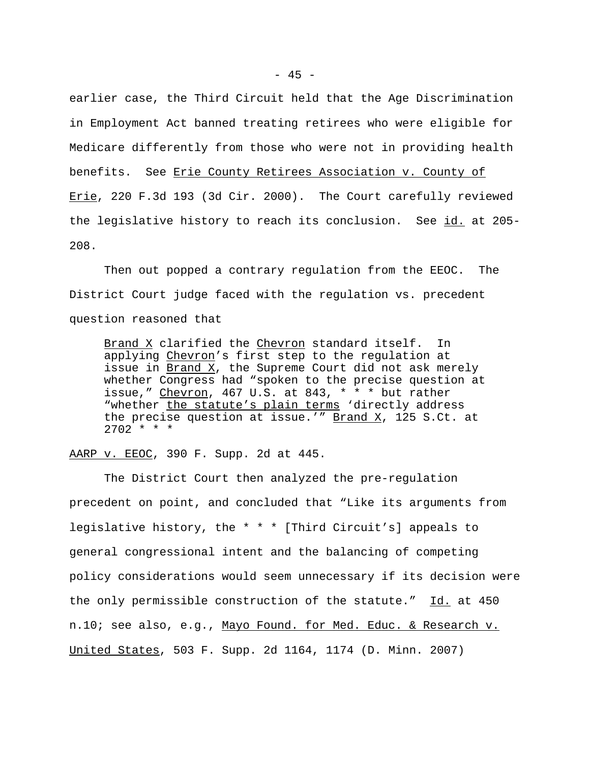earlier case, the Third Circuit held that the Age Discrimination in Employment Act banned treating retirees who were eligible for Medicare differently from those who were not in providing health benefits. See Erie County Retirees Association v. County of Erie, 220 F.3d 193 (3d Cir. 2000). The Court carefully reviewed the legislative history to reach its conclusion. See id. at 205-208.

Then out popped a contrary regulation from the EEOC. The District Court judge faced with the regulation vs. precedent question reasoned that

> Brand X clarified the Chevron standard itself. In applying Chevron's first step to the regulation at issue in Brand X, the Supreme Court did not ask merely whether Congress had "spoken to the precise question at issue," Chevron, 467 U.S. at 843, * * * but rather "whether the statute's plain terms 'directly address the precise question at issue.'" Brand X, 125 S.Ct. at 2702 * * *

AARP v. EEOC, 390 F. Supp. 2d at 445.

The District Court then analyzed the pre-regulation precedent on point, and concluded that "Like its arguments from legislative history, the * * * [Third Circuit's] appeals to general congressional intent and the balancing of competing policy considerations would seem unnecessary if its decision were the only permissible construction of the statute." Id. at 450 n.10; see also, e.g., Mayo Found. for Med. Educ. & Research v. United States, 503 F. Supp. 2d 1164, 1174 (D. Minn. 2007)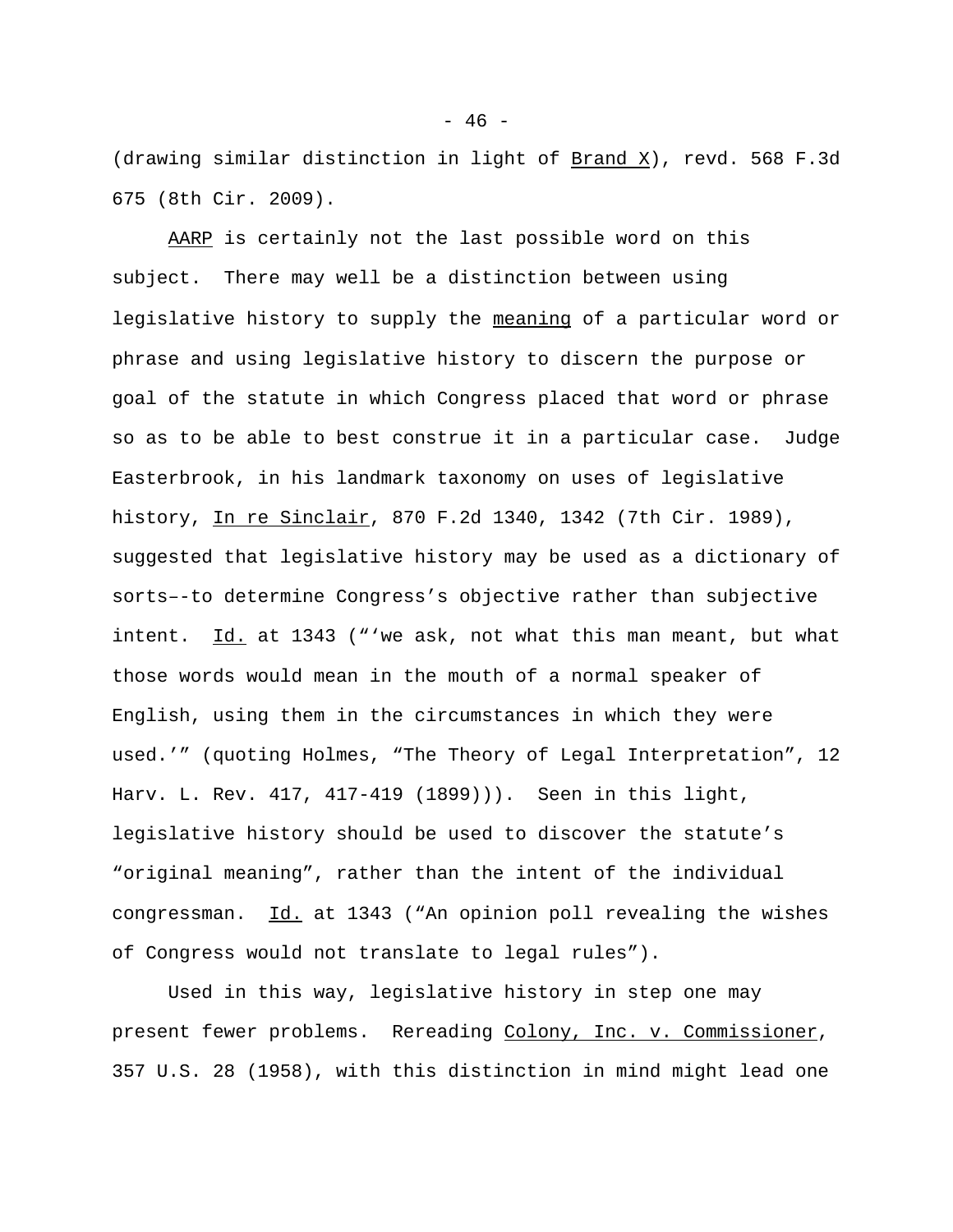(drawing similar distinction in light of Brand X), revd. 568 F.3d 675 (8th Cir. 2009).

AARP is certainly not the last possible word on this subject. There may well be a distinction between using legislative history to supply the meaning of a particular word or phrase and using legislative history to discern the purpose or goal of the statute in which Congress placed that word or phrase so as to be able to best construe it in a particular case. Judge Easterbrook, in his landmark taxonomy on uses of legislative history, In re Sinclair, 870 F.2d 1340, 1342 (7th Cir. 1989), suggested that legislative history may be used as a dictionary of sorts–-to determine Congress's objective rather than subjective intent. Id. at 1343 ("'we ask, not what this man meant, but what those words would mean in the mouth of a normal speaker of English, using them in the circumstances in which they were used.'" (quoting Holmes, "The Theory of Legal Interpretation", 12 Harv. L. Rev. 417, 417-419 (1899))). Seen in this light, legislative history should be used to discover the statute's "original meaning", rather than the intent of the individual congressman. Id. at 1343 ("An opinion poll revealing the wishes of Congress would not translate to legal rules").

Used in this way, legislative history in step one may present fewer problems. Rereading Colony, Inc. v. Commissioner, 357 U.S. 28 (1958), with this distinction in mind might lead one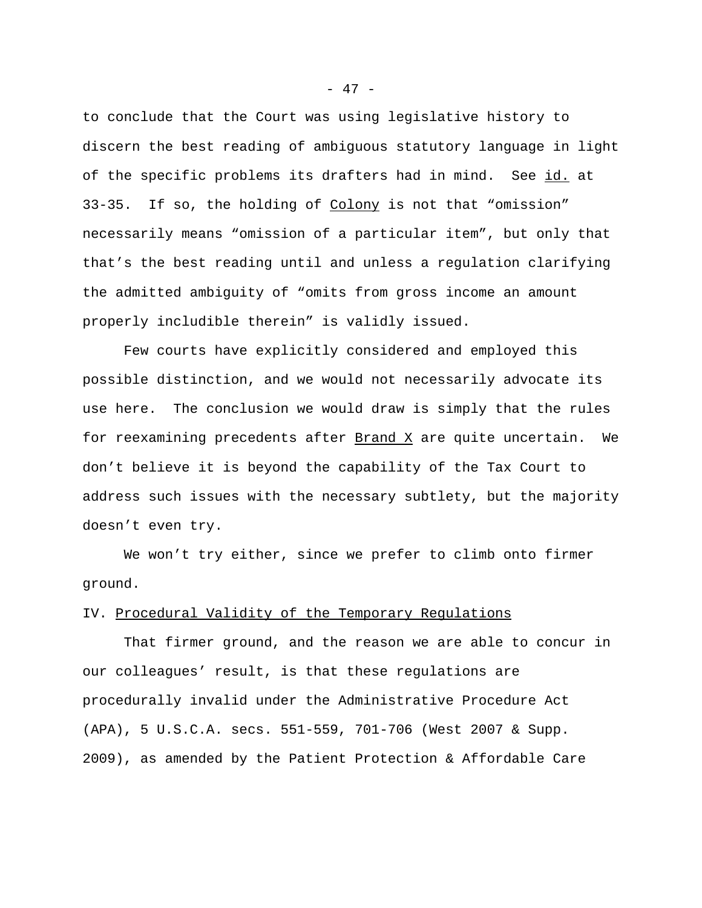to conclude that the Court was using legislative history to discern the best reading of ambiguous statutory language in light of the specific problems its drafters had in mind. See id. at 33-35. If so, the holding of Colony is not that "omission" necessarily means "omission of a particular item", but only that that's the best reading until and unless a regulation clarifying the admitted ambiguity of "omits from gross income an amount properly includible therein" is validly issued.

Few courts have explicitly considered and employed this possible distinction, and we would not necessarily advocate its use here. The conclusion we would draw is simply that the rules for reexamining precedents after Brand X are quite uncertain. We don't believe it is beyond the capability of the Tax Court to address such issues with the necessary subtlety, but the majority doesn't even try.

We won't try either, since we prefer to climb onto firmer ground.

IV. Procedural Validity of the Temporary Regulations

That firmer ground, and the reason we are able to concur in our colleagues' result, is that these regulations are procedurally invalid under the Administrative Procedure Act (APA), 5 U.S.C.A. secs. 551-559, 701-706 (West 2007 & Supp. 2009), as amended by the Patient Protection & Affordable Care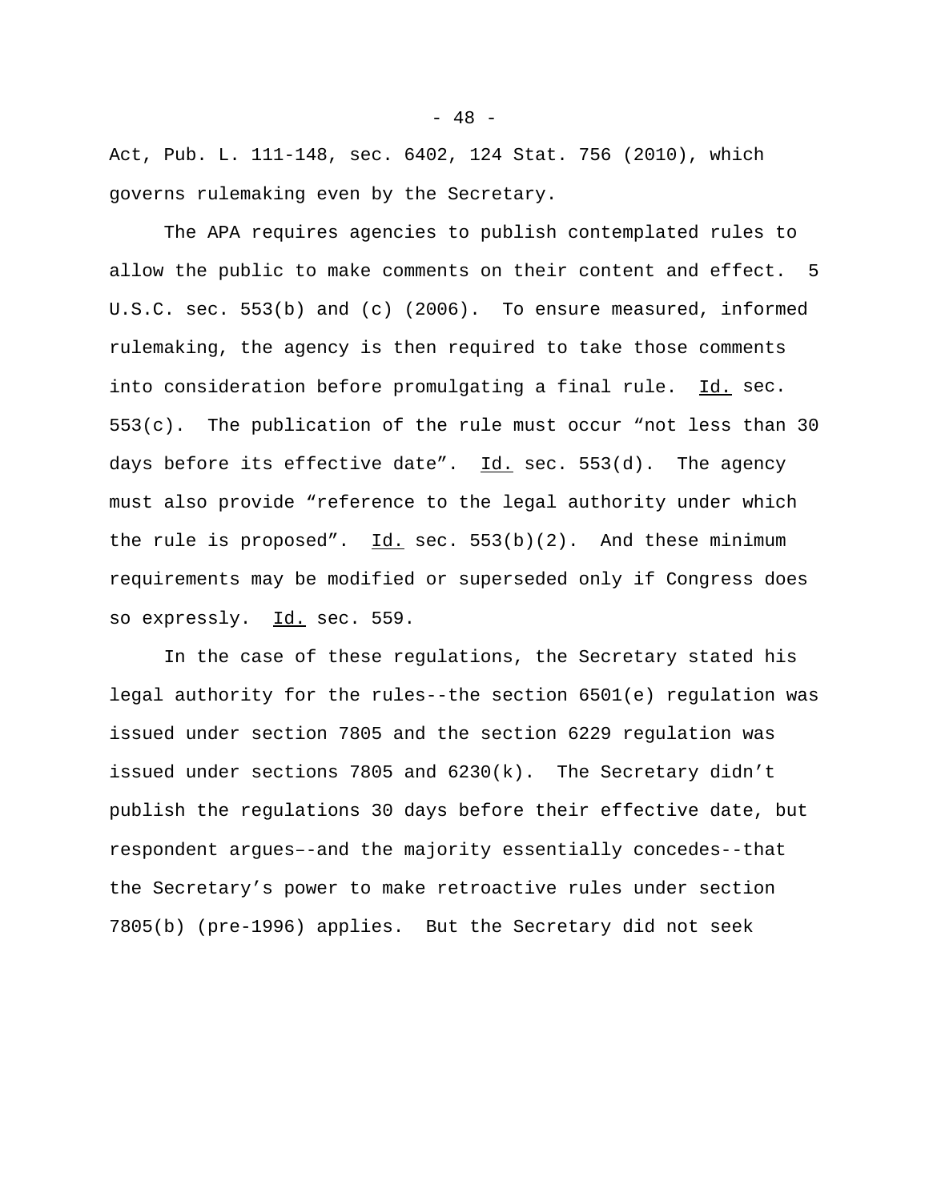Act, Pub. L. 111-148, sec. 6402, 124 Stat. 756 (2010), which governs rulemaking even by the Secretary.

The APA requires agencies to publish contemplated rules to allow the public to make comments on their content and effect. 5 U.S.C. sec. 553(b) and (c) (2006). To ensure measured, informed rulemaking, the agency is then required to take those comments into consideration before promulgating a final rule. Id. sec. 553(c). The publication of the rule must occur "not less than 30 days before its effective date". Id. sec. 553(d). The agency must also provide "reference to the legal authority under which the rule is proposed". Id. sec. 553(b)(2). And these minimum requirements may be modified or superseded only if Congress does so expressly. Id. sec. 559.

In the case of these regulations, the Secretary stated his legal authority for the rules--the section 6501(e) regulation was issued under section 7805 and the section 6229 regulation was issued under sections 7805 and 6230(k). The Secretary didn't publish the regulations 30 days before their effective date, but respondent argues–-and the majority essentially concedes--that the Secretary's power to make retroactive rules under section 7805(b) (pre-1996) applies. But the Secretary did not seek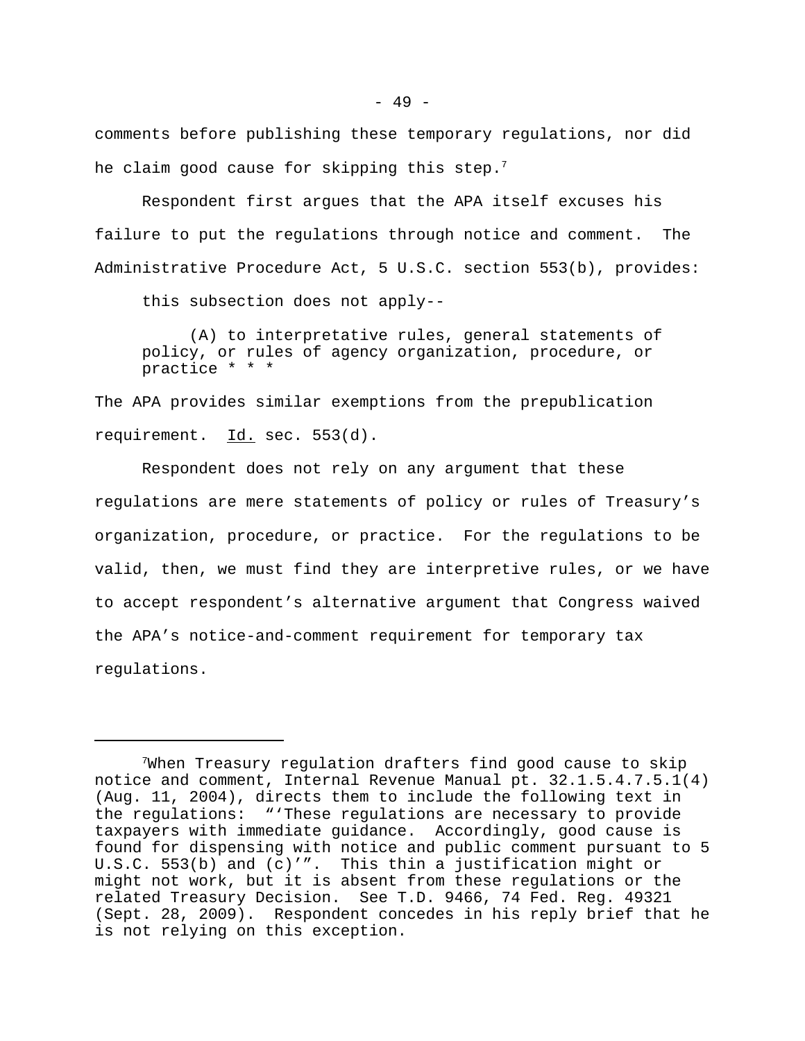comments before publishing these temporary regulations, nor did he claim good cause for skipping this step.[7]

Respondent first argues that the APA itself excuses his failure to put the regulations through notice and comment. The Administrative Procedure Act, 5 U.S.C. section 553(b), provides:

> this subsection does not apply--
>
> (A) to interpretative rules, general statements of policy, or rules of agency organization, procedure, or practice * * *

The APA provides similar exemptions from the prepublication requirement. Id. sec. 553(d).

Respondent does not rely on any argument that these regulations are mere statements of policy or rules of Treasury's organization, procedure, or practice. For the regulations to be valid, then, we must find they are interpretive rules, or we have to accept respondent's alternative argument that Congress waived the APA's notice-and-comment requirement for temporary tax regulations.

---

[7]When Treasury regulation drafters find good cause to skip notice and comment, Internal Revenue Manual pt. 32.1.5.4.7.5.1(4) (Aug. 11, 2004), directs them to include the following text in the regulations: "'These regulations are necessary to provide taxpayers with immediate guidance. Accordingly, good cause is found for dispensing with notice and public comment pursuant to 5 U.S.C. 553(b) and (c)'". This thin a justification might or might not work, but it is absent from these regulations or the related Treasury Decision. See T.D. 9466, 74 Fed. Reg. 49321 (Sept. 28, 2009). Respondent concedes in his reply brief that he is not relying on this exception.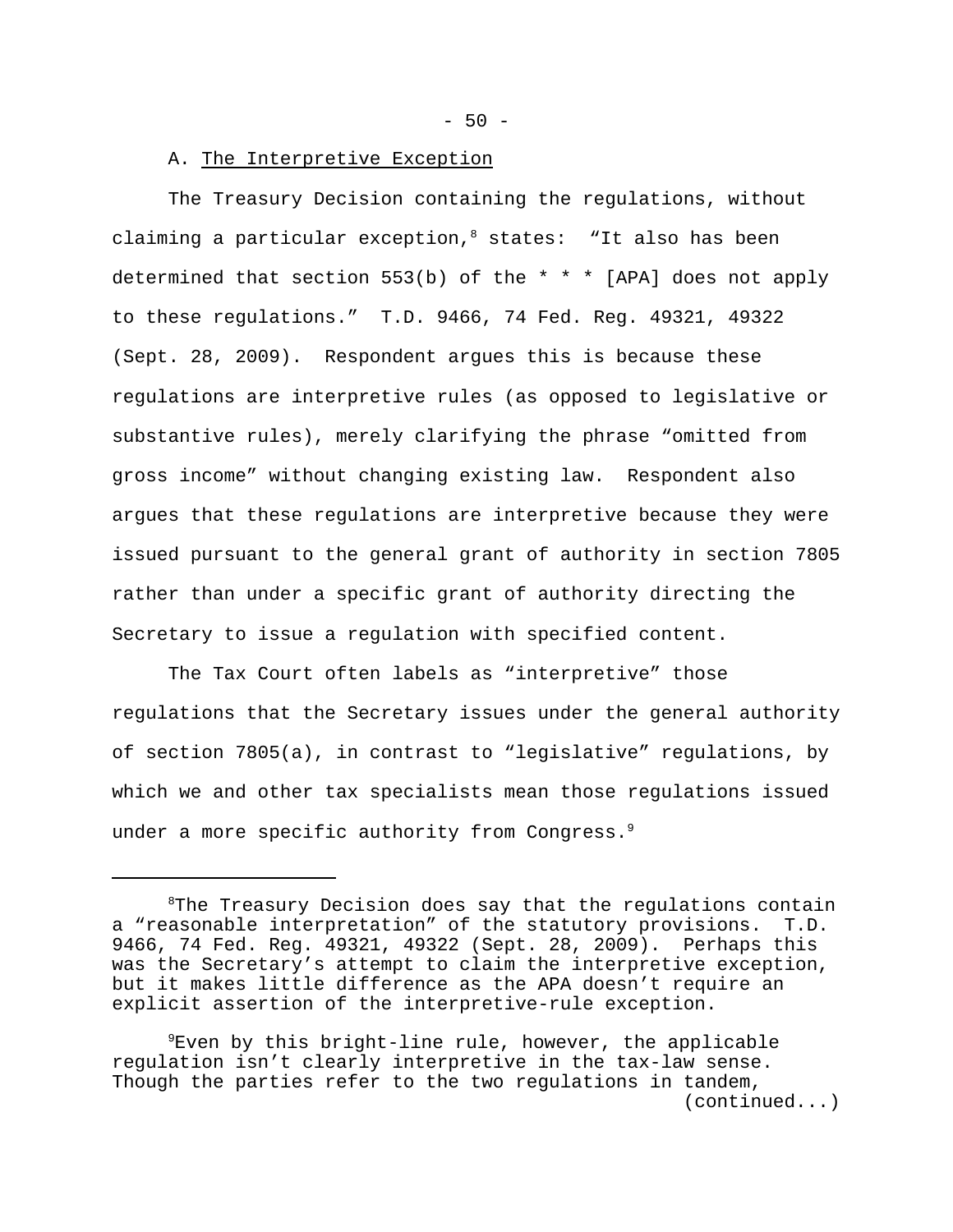A. <u>The Interpretive Exception</u>

The Treasury Decision containing the regulations, without claiming a particular exception,[8] states: "It also has been determined that section 553(b) of the * * * [APA] does not apply to these regulations." T.D. 9466, 74 Fed. Reg. 49321, 49322 (Sept. 28, 2009). Respondent argues this is because these regulations are interpretive rules (as opposed to legislative or substantive rules), merely clarifying the phrase "omitted from gross income" without changing existing law. Respondent also argues that these regulations are interpretive because they were issued pursuant to the general grant of authority in section 7805 rather than under a specific grant of authority directing the Secretary to issue a regulation with specified content.

The Tax Court often labels as "interpretive" those regulations that the Secretary issues under the general authority of section 7805(a), in contrast to "legislative" regulations, by which we and other tax specialists mean those regulations issued under a more specific authority from Congress.[9]

---

[8]The Treasury Decision does say that the regulations contain a "reasonable interpretation" of the statutory provisions. T.D. 9466, 74 Fed. Reg. 49321, 49322 (Sept. 28, 2009). Perhaps this was the Secretary's attempt to claim the interpretive exception, but it makes little difference as the APA doesn't require an explicit assertion of the interpretive-rule exception.

[9]Even by this bright-line rule, however, the applicable regulation isn't clearly interpretive in the tax-law sense. Though the parties refer to the two regulations in tandem,
(continued...)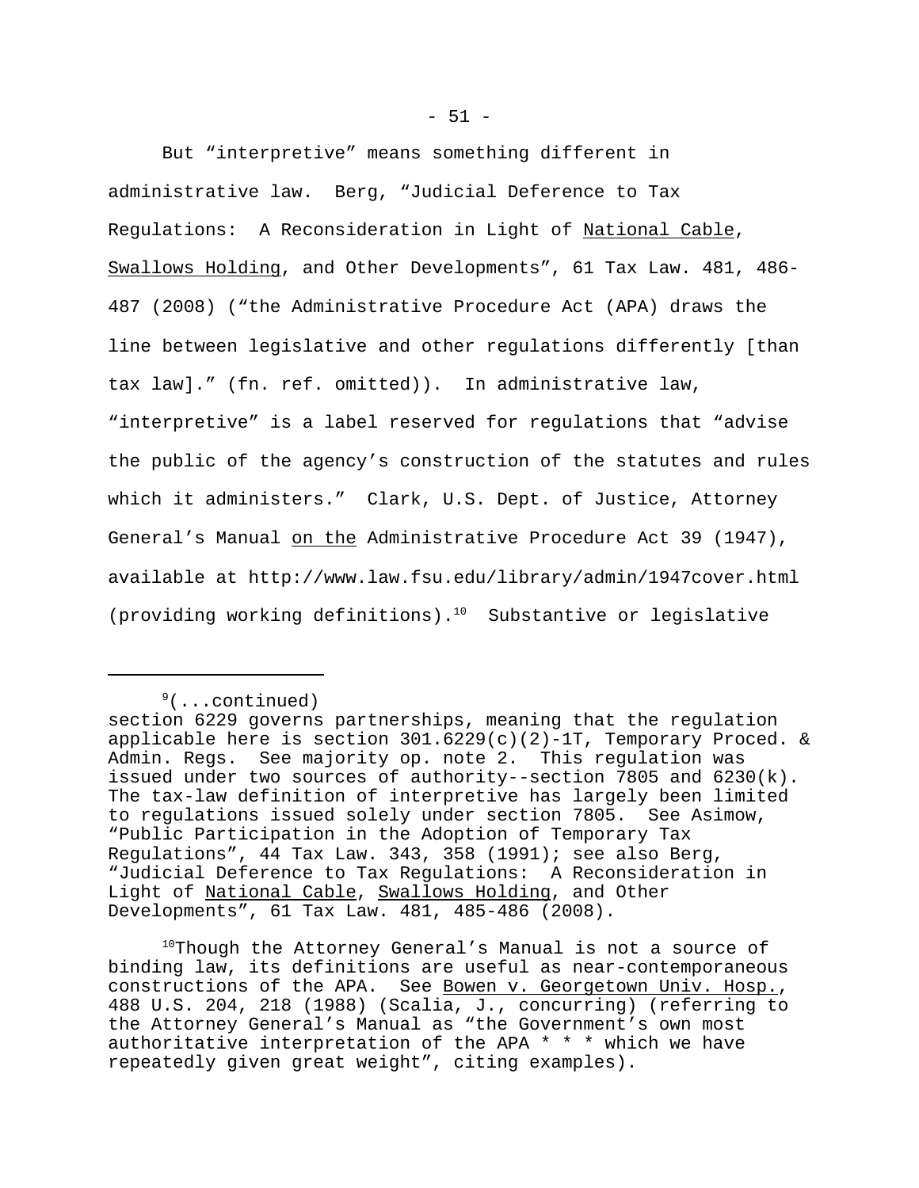But “interpretive” means something different in administrative law. Berg, “Judicial Deference to Tax Regulations: A Reconsideration in Light of National Cable, Swallows Holding, and Other Developments”, 61 Tax Law. 481, 486-487 (2008) (“the Administrative Procedure Act (APA) draws the line between legislative and other regulations differently [than tax law].” (fn. ref. omitted)). In administrative law, “interpretive” is a label reserved for regulations that “advise the public of the agency’s construction of the statutes and rules which it administers.” Clark, U.S. Dept. of Justice, Attorney General’s Manual on the Administrative Procedure Act 39 (1947), available at http://www.law.fsu.edu/library/admin/1947cover.html (providing working definitions).[10] Substantive or legislative

---

[9](...continued)
section 6229 governs partnerships, meaning that the regulation applicable here is section 301.6229(c)(2)-1T, Temporary Proced. & Admin. Regs. See majority op. note 2. This regulation was issued under two sources of authority--section 7805 and 6230(k). The tax-law definition of interpretive has largely been limited to regulations issued solely under section 7805. See Asimow, “Public Participation in the Adoption of Temporary Tax Regulations”, 44 Tax Law. 343, 358 (1991); see also Berg, “Judicial Deference to Tax Regulations: A Reconsideration in Light of National Cable, Swallows Holding, and Other Developments”, 61 Tax Law. 481, 485-486 (2008).

[10]Though the Attorney General’s Manual is not a source of binding law, its definitions are useful as near-contemporaneous constructions of the APA. See Bowen v. Georgetown Univ. Hosp., 488 U.S. 204, 218 (1988) (Scalia, J., concurring) (referring to the Attorney General’s Manual as “the Government’s own most authoritative interpretation of the APA * * * which we have repeatedly given great weight”, citing examples).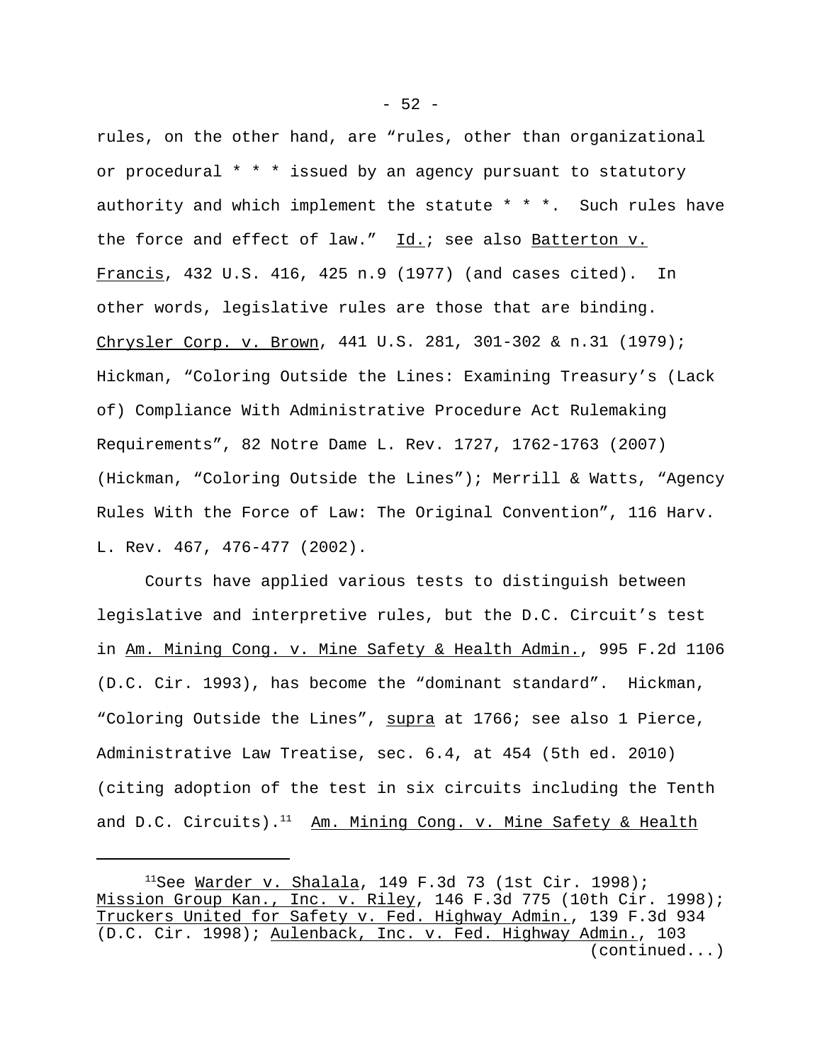rules, on the other hand, are “rules, other than organizational or procedural * * * issued by an agency pursuant to statutory authority and which implement the statute * * *. Such rules have the force and effect of law.” Id.; see also Batterton v. Francis, 432 U.S. 416, 425 n.9 (1977) (and cases cited). In other words, legislative rules are those that are binding. Chrysler Corp. v. Brown, 441 U.S. 281, 301-302 & n.31 (1979); Hickman, “Coloring Outside the Lines: Examining Treasury’s (Lack of) Compliance With Administrative Procedure Act Rulemaking Requirements”, 82 Notre Dame L. Rev. 1727, 1762-1763 (2007) (Hickman, “Coloring Outside the Lines”); Merrill & Watts, “Agency Rules With the Force of Law: The Original Convention”, 116 Harv. L. Rev. 467, 476-477 (2002).

Courts have applied various tests to distinguish between legislative and interpretive rules, but the D.C. Circuit’s test in Am. Mining Cong. v. Mine Safety & Health Admin., 995 F.2d 1106 (D.C. Cir. 1993), has become the “dominant standard”. Hickman, “Coloring Outside the Lines”, supra at 1766; see also 1 Pierce, Administrative Law Treatise, sec. 6.4, at 454 (5th ed. 2010) (citing adoption of the test in six circuits including the Tenth and D.C. Circuits).[11] Am. Mining Cong. v. Mine Safety & Health

---

[11]See Warder v. Shalala, 149 F.3d 73 (1st Cir. 1998); Mission Group Kan., Inc. v. Riley, 146 F.3d 775 (10th Cir. 1998); Truckers United for Safety v. Fed. Highway Admin., 139 F.3d 934 (D.C. Cir. 1998); Aulenback, Inc. v. Fed. Highway Admin., 103 (continued...)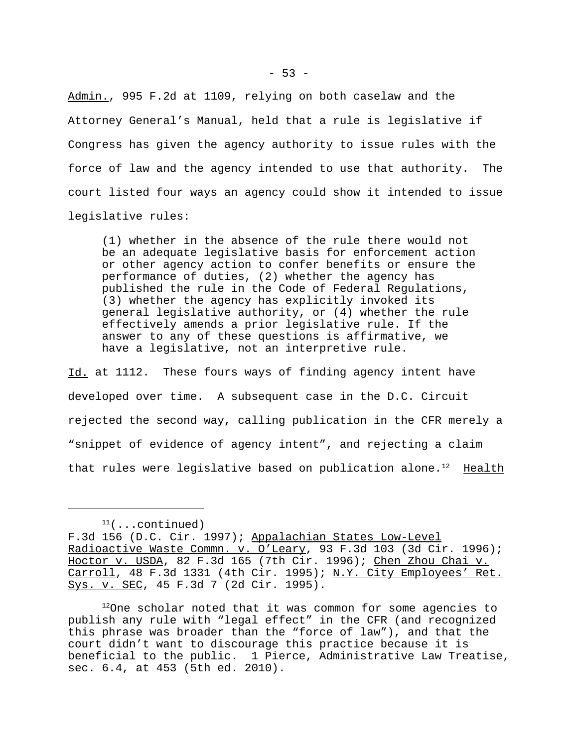Admin., 995 F.2d at 1109, relying on both caselaw and the Attorney General's Manual, held that a rule is legislative if Congress has given the agency authority to issue rules with the force of law and the agency intended to use that authority. The court listed four ways an agency could show it intended to issue legislative rules:

> (1) whether in the absence of the rule there would not be an adequate legislative basis for enforcement action or other agency action to confer benefits or ensure the performance of duties, (2) whether the agency has published the rule in the Code of Federal Regulations, (3) whether the agency has explicitly invoked its general legislative authority, or (4) whether the rule effectively amends a prior legislative rule. If the answer to any of these questions is affirmative, we have a legislative, not an interpretive rule.

Id. at 1112. These fours ways of finding agency intent have developed over time. A subsequent case in the D.C. Circuit rejected the second way, calling publication in the CFR merely a "snippet of evidence of agency intent", and rejecting a claim that rules were legislative based on publication alone.[12] Health

---

[11](...continued) F.3d 156 (D.C. Cir. 1997); Appalachian States Low-Level Radioactive Waste Commn. v. O'Leary, 93 F.3d 103 (3d Cir. 1996); Hoctor v. USDA, 82 F.3d 165 (7th Cir. 1996); Chen Zhou Chai v. Carroll, 48 F.3d 1331 (4th Cir. 1995); N.Y. City Employees' Ret. Sys. v. SEC, 45 F.3d 7 (2d Cir. 1995).

[12]One scholar noted that it was common for some agencies to publish any rule with "legal effect" in the CFR (and recognized this phrase was broader than the "force of law"), and that the court didn't want to discourage this practice because it is beneficial to the public. 1 Pierce, Administrative Law Treatise, sec. 6.4, at 453 (5th ed. 2010).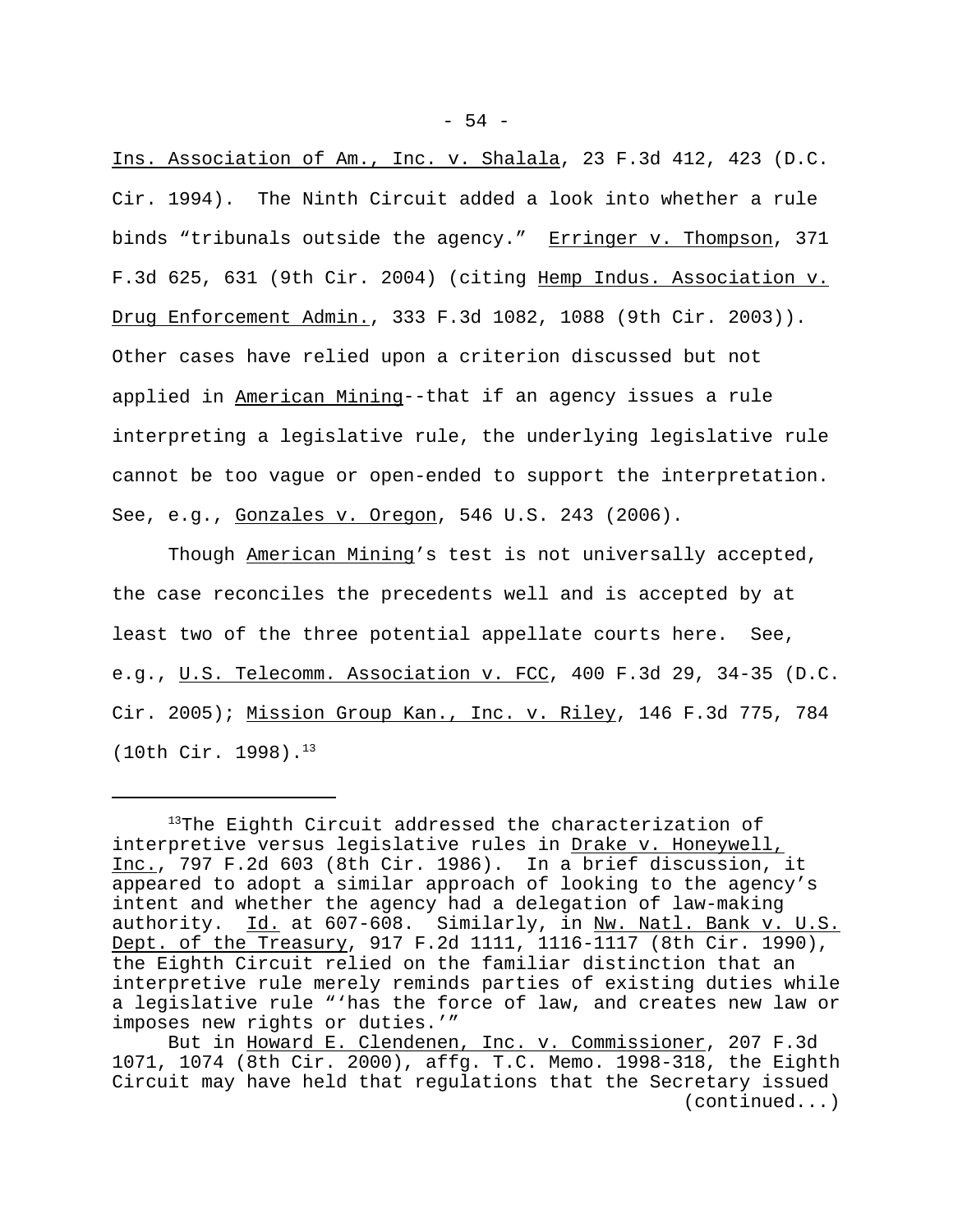Ins. Association of Am., Inc. v. Shalala, 23 F.3d 412, 423 (D.C. Cir. 1994). The Ninth Circuit added a look into whether a rule binds “tribunals outside the agency.” Erringer v. Thompson, 371 F.3d 625, 631 (9th Cir. 2004) (citing Hemp Indus. Association v. Drug Enforcement Admin., 333 F.3d 1082, 1088 (9th Cir. 2003)). Other cases have relied upon a criterion discussed but not applied in American Mining--that if an agency issues a rule interpreting a legislative rule, the underlying legislative rule cannot be too vague or open-ended to support the interpretation. See, e.g., Gonzales v. Oregon, 546 U.S. 243 (2006).

Though American Mining’s test is not universally accepted, the case reconciles the precedents well and is accepted by at least two of the three potential appellate courts here. See, e.g., U.S. Telecomm. Association v. FCC, 400 F.3d 29, 34-35 (D.C. Cir. 2005); Mission Group Kan., Inc. v. Riley, 146 F.3d 775, 784 (10th Cir. 1998).[13]

---

[13]The Eighth Circuit addressed the characterization of interpretive versus legislative rules in Drake v. Honeywell, Inc., 797 F.2d 603 (8th Cir. 1986). In a brief discussion, it appeared to adopt a similar approach of looking to the agency’s intent and whether the agency had a delegation of law-making authority. Id. at 607-608. Similarly, in Nw. Natl. Bank v. U.S. Dept. of the Treasury, 917 F.2d 1111, 1116-1117 (8th Cir. 1990), the Eighth Circuit relied on the familiar distinction that an interpretive rule merely reminds parties of existing duties while a legislative rule “‘has the force of law, and creates new law or imposes new rights or duties.’”

But in Howard E. Clendenen, Inc. v. Commissioner, 207 F.3d 1071, 1074 (8th Cir. 2000), affg. T.C. Memo. 1998-318, the Eighth Circuit may have held that regulations that the Secretary issued (continued...)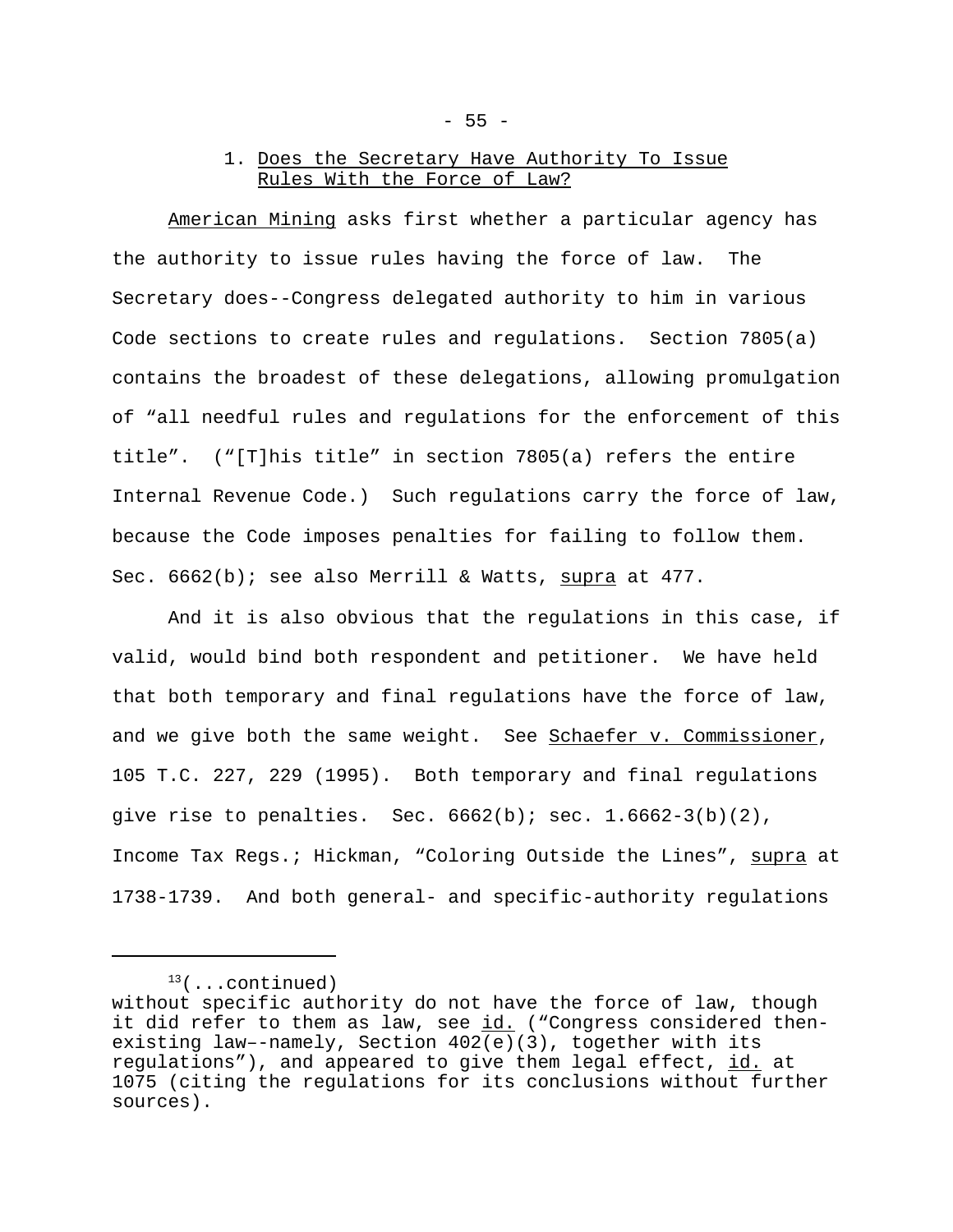### 1. Does the Secretary Have Authority To Issue Rules With the Force of Law?

American Mining asks first whether a particular agency has the authority to issue rules having the force of law. The Secretary does--Congress delegated authority to him in various Code sections to create rules and regulations. Section 7805(a) contains the broadest of these delegations, allowing promulgation of “all needful rules and regulations for the enforcement of this title”. (“[T]his title” in section 7805(a) refers the entire Internal Revenue Code.) Such regulations carry the force of law, because the Code imposes penalties for failing to follow them. Sec. 6662(b); see also Merrill & Watts, supra at 477.

And it is also obvious that the regulations in this case, if valid, would bind both respondent and petitioner. We have held that both temporary and final regulations have the force of law, and we give both the same weight. See Schaefer v. Commissioner, 105 T.C. 227, 229 (1995). Both temporary and final regulations give rise to penalties. Sec. 6662(b); sec. 1.6662-3(b)(2), Income Tax Regs.; Hickman, “Coloring Outside the Lines”, supra at 1738-1739. And both general- and specific-authority regulations

---

[13](...continued)
without specific authority do not have the force of law, though it did refer to them as law, see id. (“Congress considered then-existing law–-namely, Section 402(e)(3), together with its regulations”), and appeared to give them legal effect, id. at 1075 (citing the regulations for its conclusions without further sources).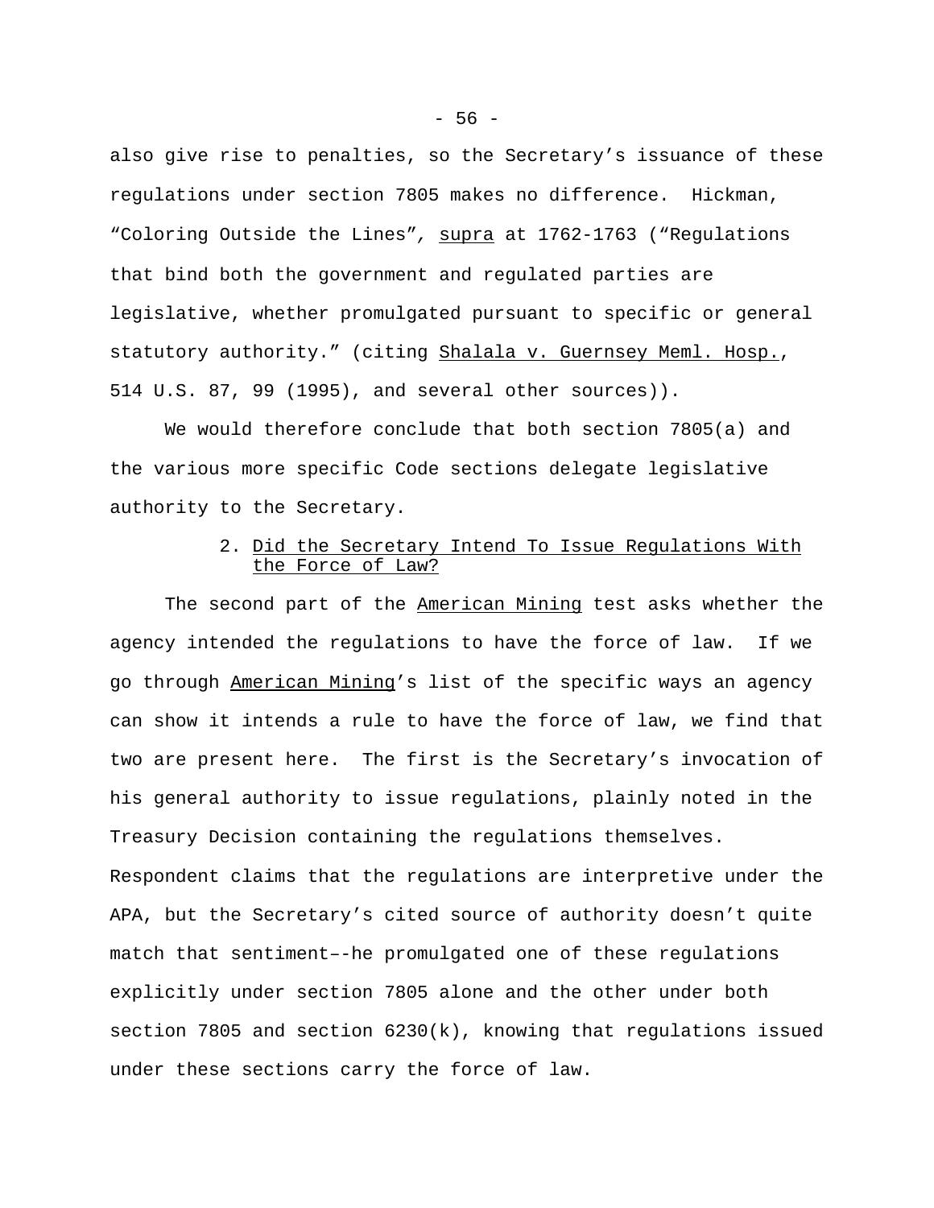also give rise to penalties, so the Secretary’s issuance of these regulations under section 7805 makes no difference. Hickman, “Coloring Outside the Lines”, supra at 1762-1763 (“Regulations that bind both the government and regulated parties are legislative, whether promulgated pursuant to specific or general statutory authority.” (citing Shalala v. Guernsey Meml. Hosp., 514 U.S. 87, 99 (1995), and several other sources)).

We would therefore conclude that both section 7805(a) and the various more specific Code sections delegate legislative authority to the Secretary.

2. Did the Secretary Intend To Issue Regulations With the Force of Law?

The second part of the American Mining test asks whether the agency intended the regulations to have the force of law. If we go through American Mining’s list of the specific ways an agency can show it intends a rule to have the force of law, we find that two are present here. The first is the Secretary’s invocation of his general authority to issue regulations, plainly noted in the Treasury Decision containing the regulations themselves. Respondent claims that the regulations are interpretive under the APA, but the Secretary’s cited source of authority doesn’t quite match that sentiment–-he promulgated one of these regulations explicitly under section 7805 alone and the other under both section 7805 and section 6230(k), knowing that regulations issued under these sections carry the force of law.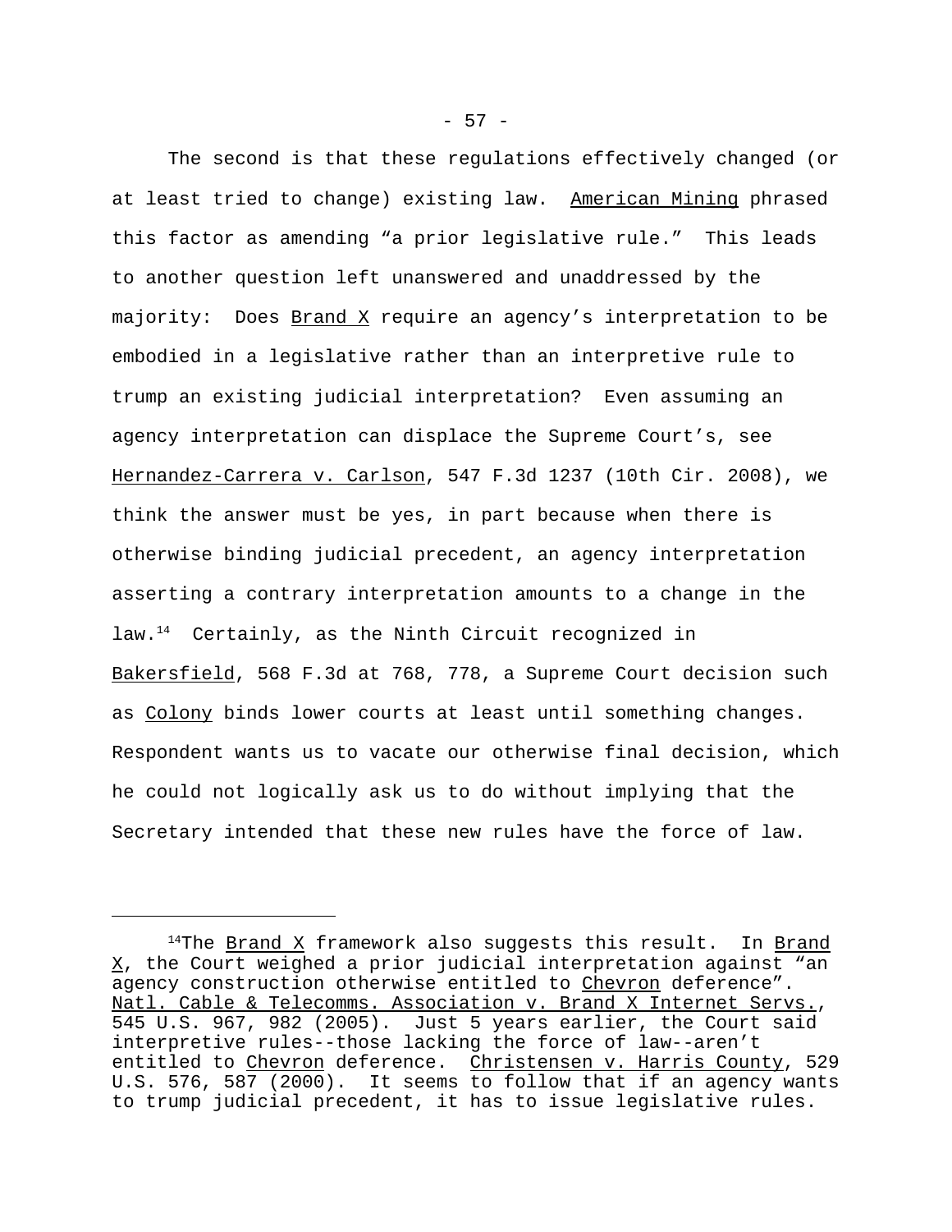The second is that these regulations effectively changed (or at least tried to change) existing law. American Mining phrased this factor as amending "a prior legislative rule." This leads to another question left unanswered and unaddressed by the majority: Does Brand X require an agency's interpretation to be embodied in a legislative rather than an interpretive rule to trump an existing judicial interpretation? Even assuming an agency interpretation can displace the Supreme Court's, see Hernandez-Carrera v. Carlson, 547 F.3d 1237 (10th Cir. 2008), we think the answer must be yes, in part because when there is otherwise binding judicial precedent, an agency interpretation asserting a contrary interpretation amounts to a change in the law.[14] Certainly, as the Ninth Circuit recognized in Bakersfield, 568 F.3d at 768, 778, a Supreme Court decision such as Colony binds lower courts at least until something changes. Respondent wants us to vacate our otherwise final decision, which he could not logically ask us to do without implying that the Secretary intended that these new rules have the force of law.

---

[14] The Brand X framework also suggests this result. In Brand X, the Court weighed a prior judicial interpretation against "an agency construction otherwise entitled to Chevron deference". Natl. Cable & Telecomms. Association v. Brand X Internet Servs., 545 U.S. 967, 982 (2005). Just 5 years earlier, the Court said interpretive rules--those lacking the force of law--aren't entitled to Chevron deference. Christensen v. Harris County, 529 U.S. 576, 587 (2000). It seems to follow that if an agency wants to trump judicial precedent, it has to issue legislative rules.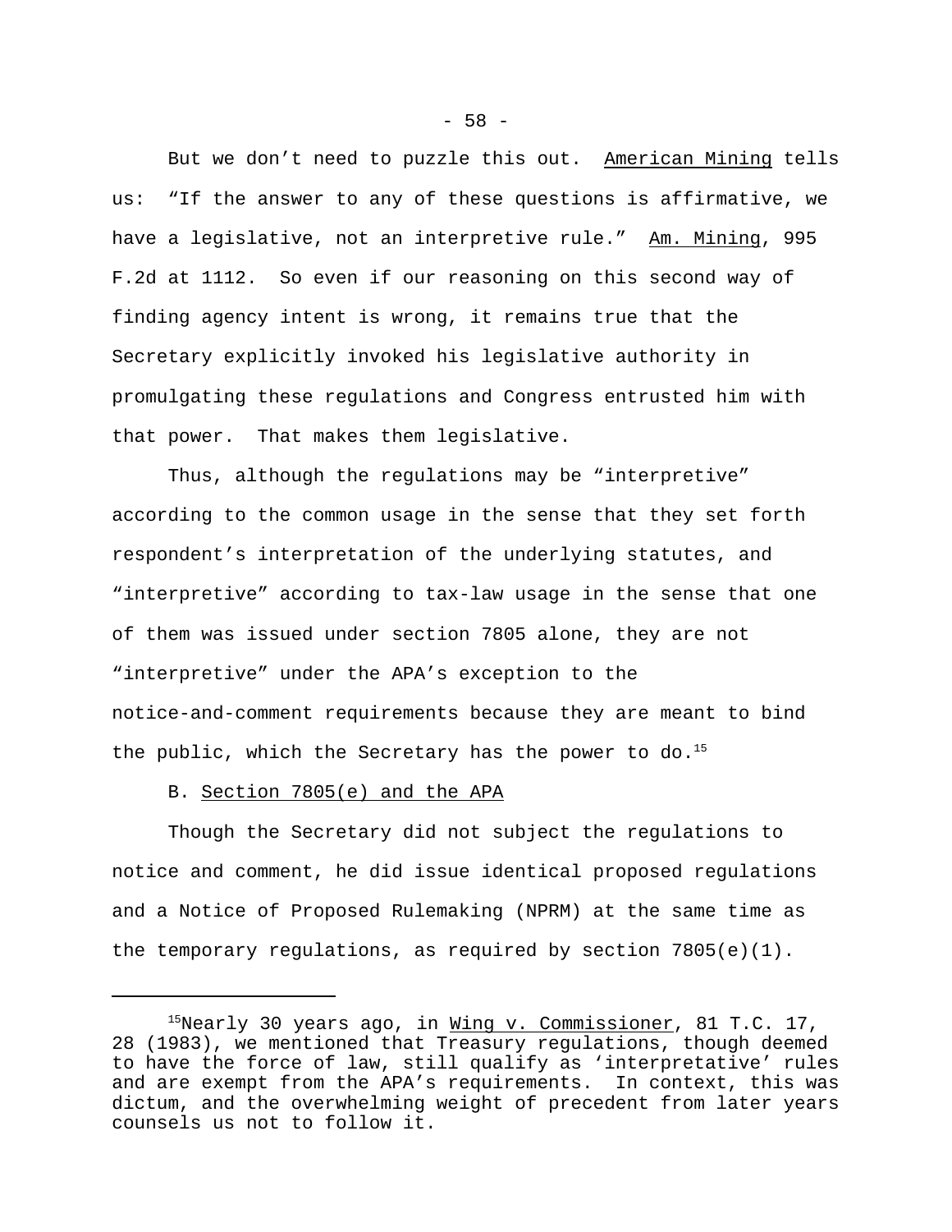But we don't need to puzzle this out. American Mining tells us: "If the answer to any of these questions is affirmative, we have a legislative, not an interpretive rule." Am. Mining, 995 F.2d at 1112. So even if our reasoning on this second way of finding agency intent is wrong, it remains true that the Secretary explicitly invoked his legislative authority in promulgating these regulations and Congress entrusted him with that power. That makes them legislative.

Thus, although the regulations may be "interpretive" according to the common usage in the sense that they set forth respondent's interpretation of the underlying statutes, and "interpretive" according to tax-law usage in the sense that one of them was issued under section 7805 alone, they are not "interpretive" under the APA's exception to the notice-and-comment requirements because they are meant to bind the public, which the Secretary has the power to do.[15]

B. Section 7805(e) and the APA

Though the Secretary did not subject the regulations to notice and comment, he did issue identical proposed regulations and a Notice of Proposed Rulemaking (NPRM) at the same time as the temporary regulations, as required by section 7805(e)(1).

---

[15]Nearly 30 years ago, in Wing v. Commissioner, 81 T.C. 17, 28 (1983), we mentioned that Treasury regulations, though deemed to have the force of law, still qualify as 'interpretative' rules and are exempt from the APA's requirements. In context, this was dictum, and the overwhelming weight of precedent from later years counsels us not to follow it.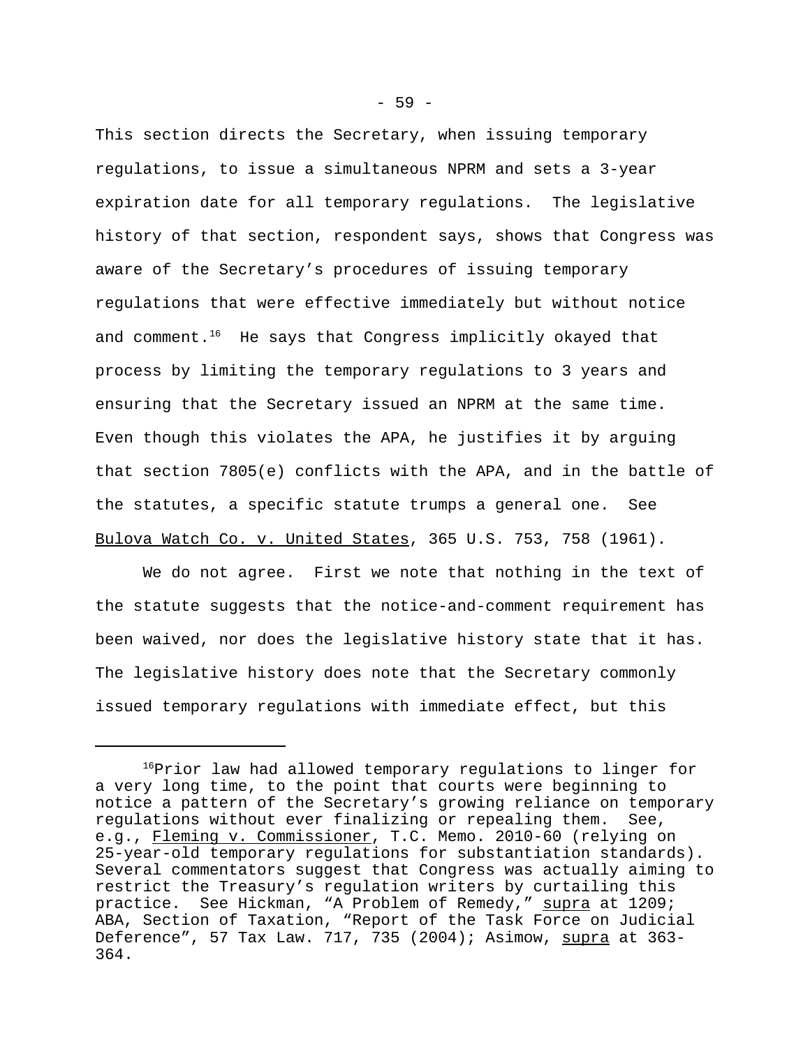This section directs the Secretary, when issuing temporary regulations, to issue a simultaneous NPRM and sets a 3-year expiration date for all temporary regulations. The legislative history of that section, respondent says, shows that Congress was aware of the Secretary's procedures of issuing temporary regulations that were effective immediately but without notice and comment.[16] He says that Congress implicitly okayed that process by limiting the temporary regulations to 3 years and ensuring that the Secretary issued an NPRM at the same time. Even though this violates the APA, he justifies it by arguing that section 7805(e) conflicts with the APA, and in the battle of the statutes, a specific statute trumps a general one. See Bulova Watch Co. v. United States, 365 U.S. 753, 758 (1961).

We do not agree. First we note that nothing in the text of the statute suggests that the notice-and-comment requirement has been waived, nor does the legislative history state that it has. The legislative history does note that the Secretary commonly issued temporary regulations with immediate effect, but this

---

[16]Prior law had allowed temporary regulations to linger for a very long time, to the point that courts were beginning to notice a pattern of the Secretary's growing reliance on temporary regulations without ever finalizing or repealing them. See, e.g., Fleming v. Commissioner, T.C. Memo. 2010-60 (relying on 25-year-old temporary regulations for substantiation standards). Several commentators suggest that Congress was actually aiming to restrict the Treasury's regulation writers by curtailing this practice. See Hickman, "A Problem of Remedy," supra at 1209; ABA, Section of Taxation, "Report of the Task Force on Judicial Deference", 57 Tax Law. 717, 735 (2004); Asimow, supra at 363-364.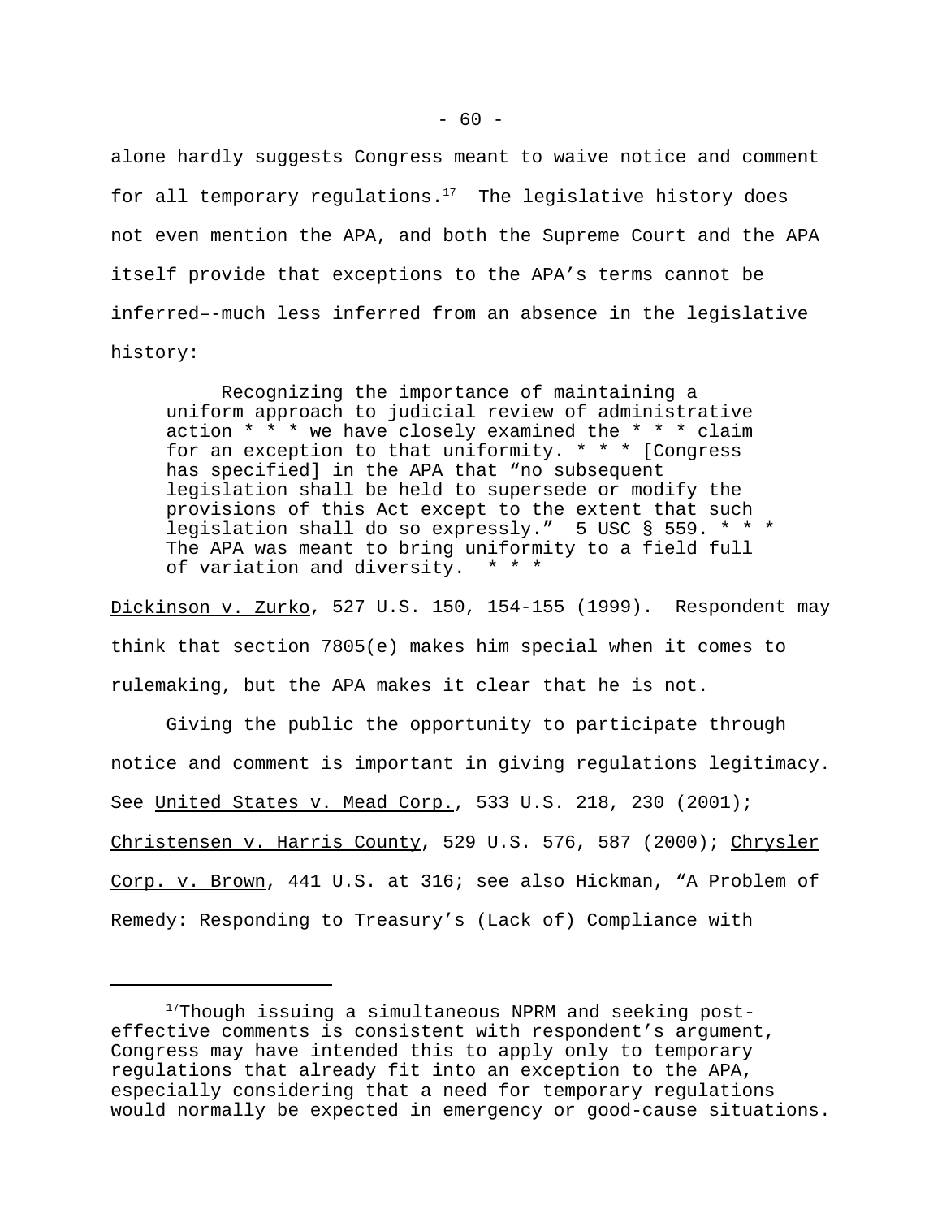alone hardly suggests Congress meant to waive notice and comment for all temporary regulations.[17] The legislative history does not even mention the APA, and both the Supreme Court and the APA itself provide that exceptions to the APA's terms cannot be inferred–-much less inferred from an absence in the legislative history:

> Recognizing the importance of maintaining a uniform approach to judicial review of administrative action * * * we have closely examined the * * * claim for an exception to that uniformity. * * * [Congress has specified] in the APA that "no subsequent legislation shall be held to supersede or modify the provisions of this Act except to the extent that such legislation shall do so expressly." 5 USC § 559. * * * The APA was meant to bring uniformity to a field full of variation and diversity. * * *

Dickinson v. Zurko, 527 U.S. 150, 154-155 (1999). Respondent may think that section 7805(e) makes him special when it comes to rulemaking, but the APA makes it clear that he is not.

Giving the public the opportunity to participate through notice and comment is important in giving regulations legitimacy. See United States v. Mead Corp., 533 U.S. 218, 230 (2001); Christensen v. Harris County, 529 U.S. 576, 587 (2000); Chrysler Corp. v. Brown, 441 U.S. at 316; see also Hickman, "A Problem of Remedy: Responding to Treasury's (Lack of) Compliance with

---

[17] Though issuing a simultaneous NPRM and seeking post-effective comments is consistent with respondent's argument, Congress may have intended this to apply only to temporary regulations that already fit into an exception to the APA, especially considering that a need for temporary regulations would normally be expected in emergency or good-cause situations.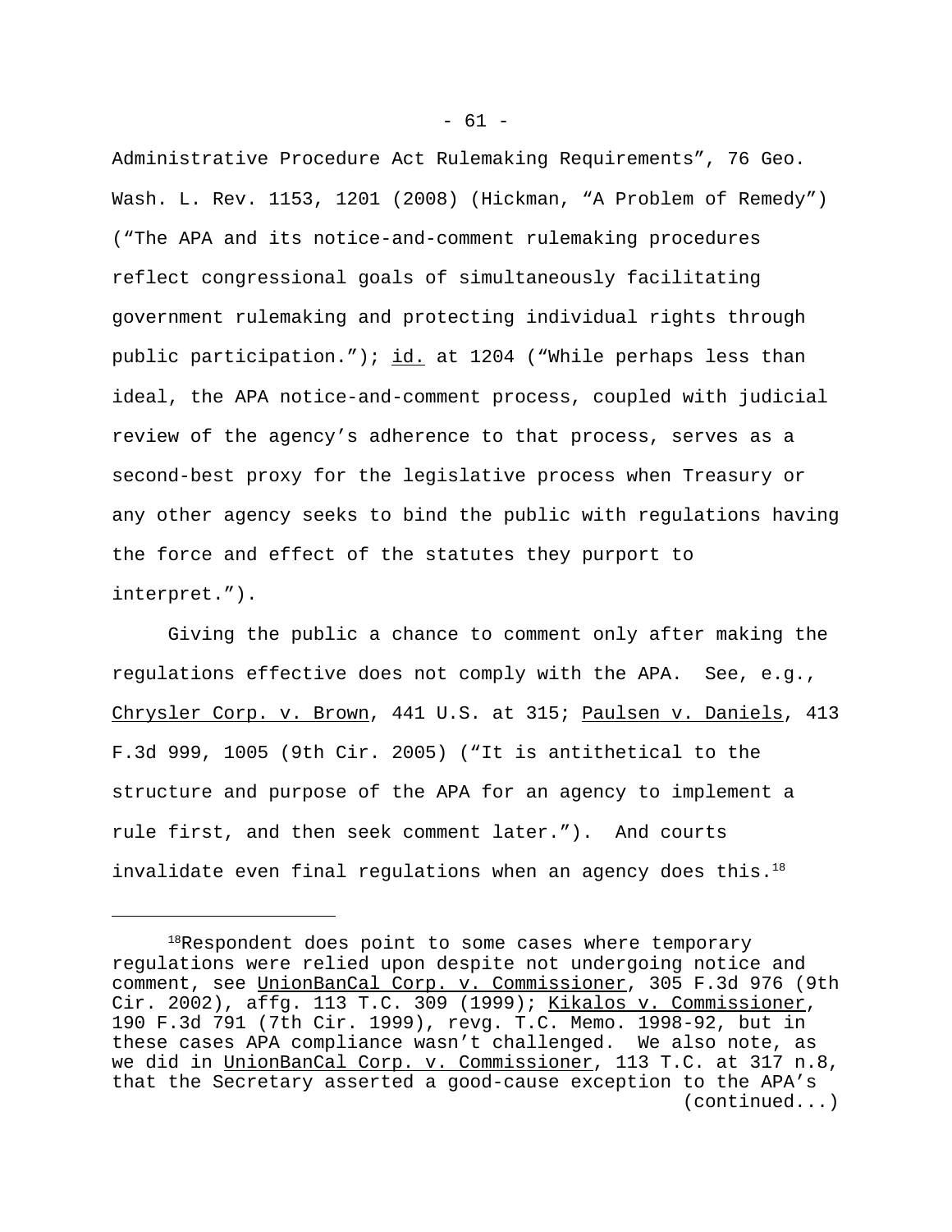Administrative Procedure Act Rulemaking Requirements", 76 Geo. Wash. L. Rev. 1153, 1201 (2008) (Hickman, "A Problem of Remedy") ("The APA and its notice-and-comment rulemaking procedures reflect congressional goals of simultaneously facilitating government rulemaking and protecting individual rights through public participation."); id. at 1204 ("While perhaps less than ideal, the APA notice-and-comment process, coupled with judicial review of the agency's adherence to that process, serves as a second-best proxy for the legislative process when Treasury or any other agency seeks to bind the public with regulations having the force and effect of the statutes they purport to interpret.").

Giving the public a chance to comment only after making the regulations effective does not comply with the APA. See, e.g., Chrysler Corp. v. Brown, 441 U.S. at 315; Paulsen v. Daniels, 413 F.3d 999, 1005 (9th Cir. 2005) ("It is antithetical to the structure and purpose of the APA for an agency to implement a rule first, and then seek comment later."). And courts invalidate even final regulations when an agency does this.[18]

---

[18]Respondent does point to some cases where temporary regulations were relied upon despite not undergoing notice and comment, see UnionBanCal Corp. v. Commissioner, 305 F.3d 976 (9th Cir. 2002), affg. 113 T.C. 309 (1999); Kikalos v. Commissioner, 190 F.3d 791 (7th Cir. 1999), revg. T.C. Memo. 1998-92, but in these cases APA compliance wasn't challenged. We also note, as we did in UnionBanCal Corp. v. Commissioner, 113 T.C. at 317 n.8, that the Secretary asserted a good-cause exception to the APA's (continued...)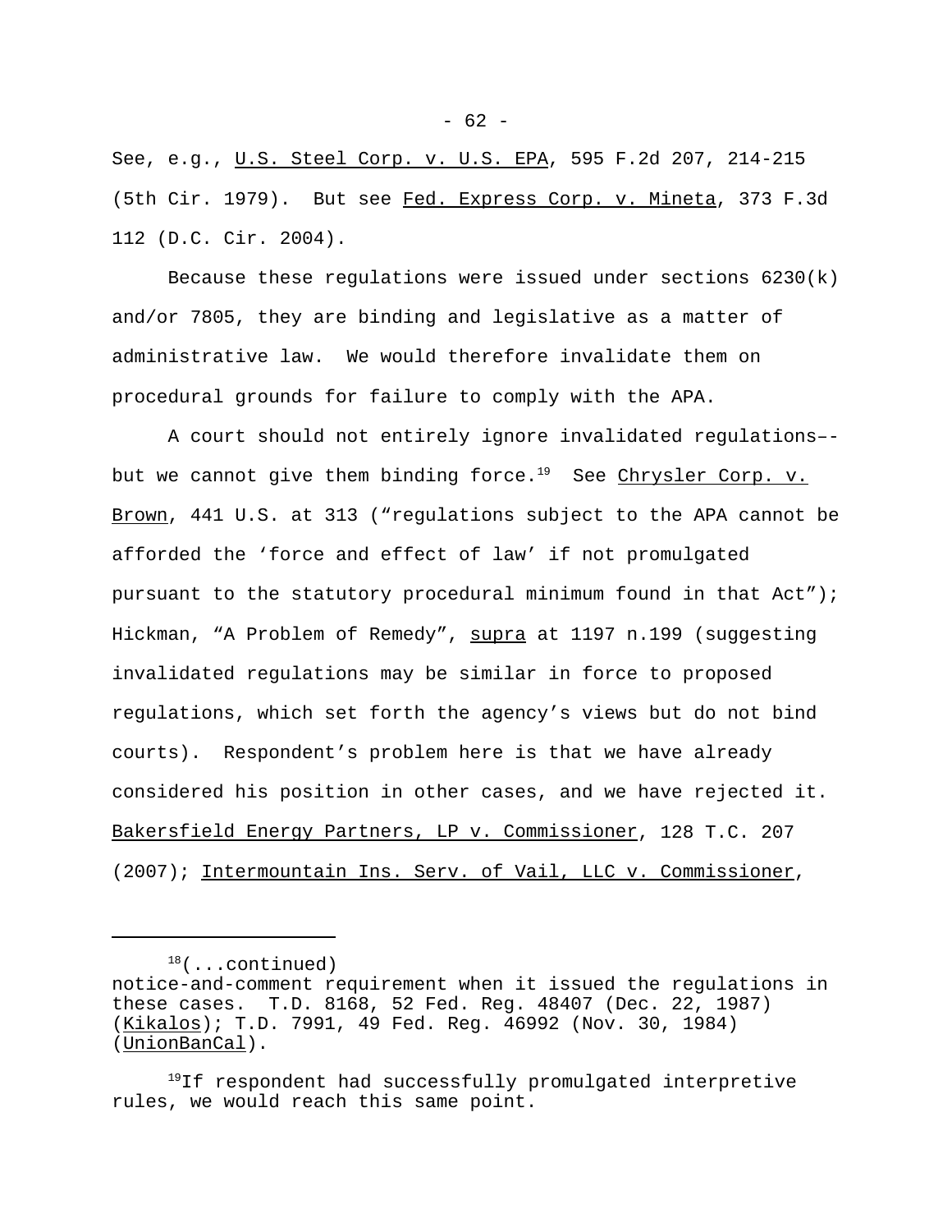See, e.g., U.S. Steel Corp. v. U.S. EPA, 595 F.2d 207, 214-215 (5th Cir. 1979). But see Fed. Express Corp. v. Mineta, 373 F.3d 112 (D.C. Cir. 2004).

Because these regulations were issued under sections 6230(k) and/or 7805, they are binding and legislative as a matter of administrative law. We would therefore invalidate them on procedural grounds for failure to comply with the APA.

A court should not entirely ignore invalidated regulations–-but we cannot give them binding force.[19] See Chrysler Corp. v. Brown, 441 U.S. at 313 ("regulations subject to the APA cannot be afforded the 'force and effect of law' if not promulgated pursuant to the statutory procedural minimum found in that Act"); Hickman, "A Problem of Remedy", supra at 1197 n.199 (suggesting invalidated regulations may be similar in force to proposed regulations, which set forth the agency's views but do not bind courts). Respondent's problem here is that we have already considered his position in other cases, and we have rejected it. Bakersfield Energy Partners, LP v. Commissioner, 128 T.C. 207 (2007); Intermountain Ins. Serv. of Vail, LLC v. Commissioner,

---

[18](...continued) notice-and-comment requirement when it issued the regulations in these cases. T.D. 8168, 52 Fed. Reg. 48407 (Dec. 22, 1987) (Kikalos); T.D. 7991, 49 Fed. Reg. 46992 (Nov. 30, 1984) (UnionBanCal).

[19]If respondent had successfully promulgated interpretive rules, we would reach this same point.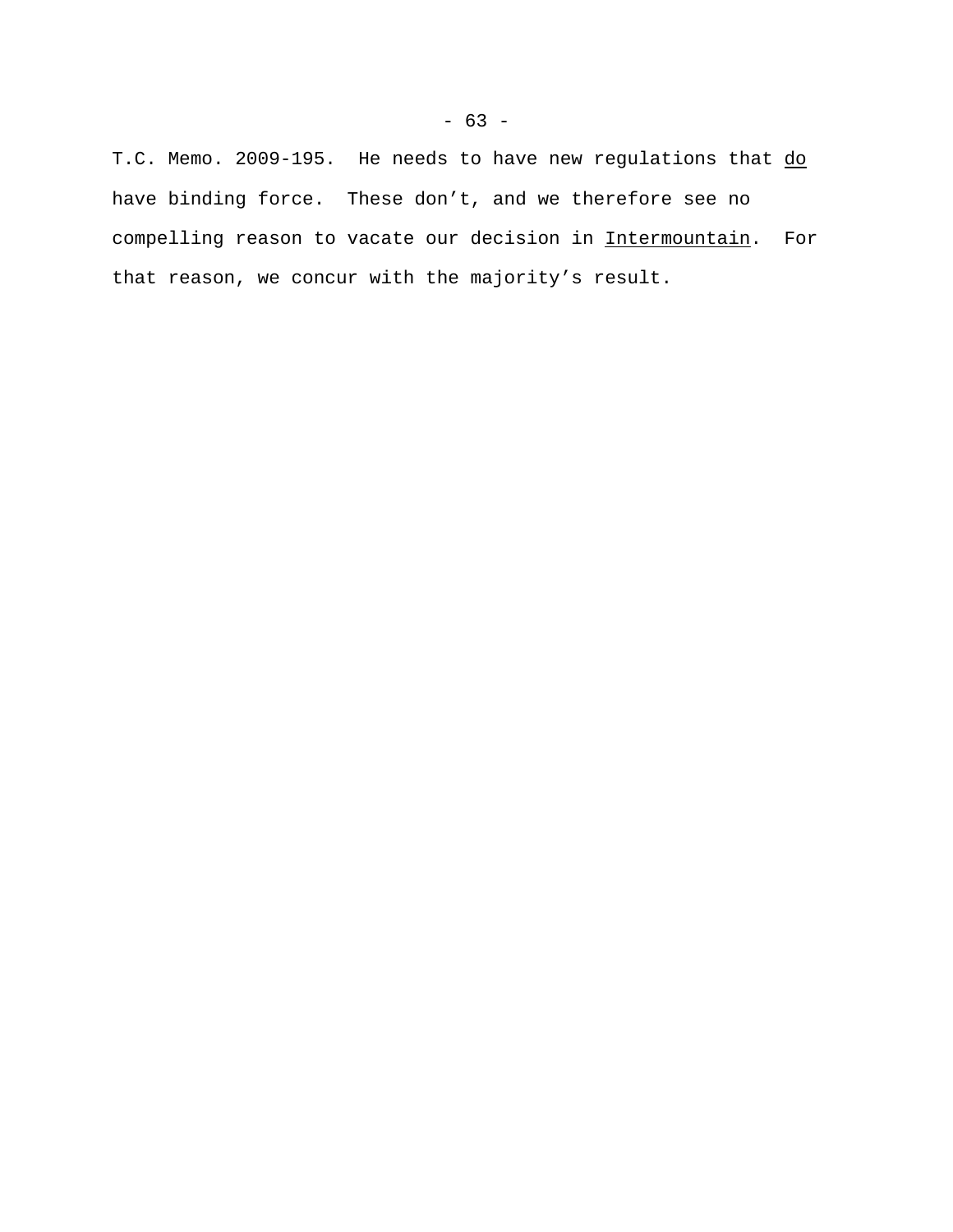T.C. Memo. 2009-195. He needs to have new regulations that _do_ have binding force. These don't, and we therefore see no compelling reason to vacate our decision in _Intermountain_. For that reason, we concur with the majority's result.